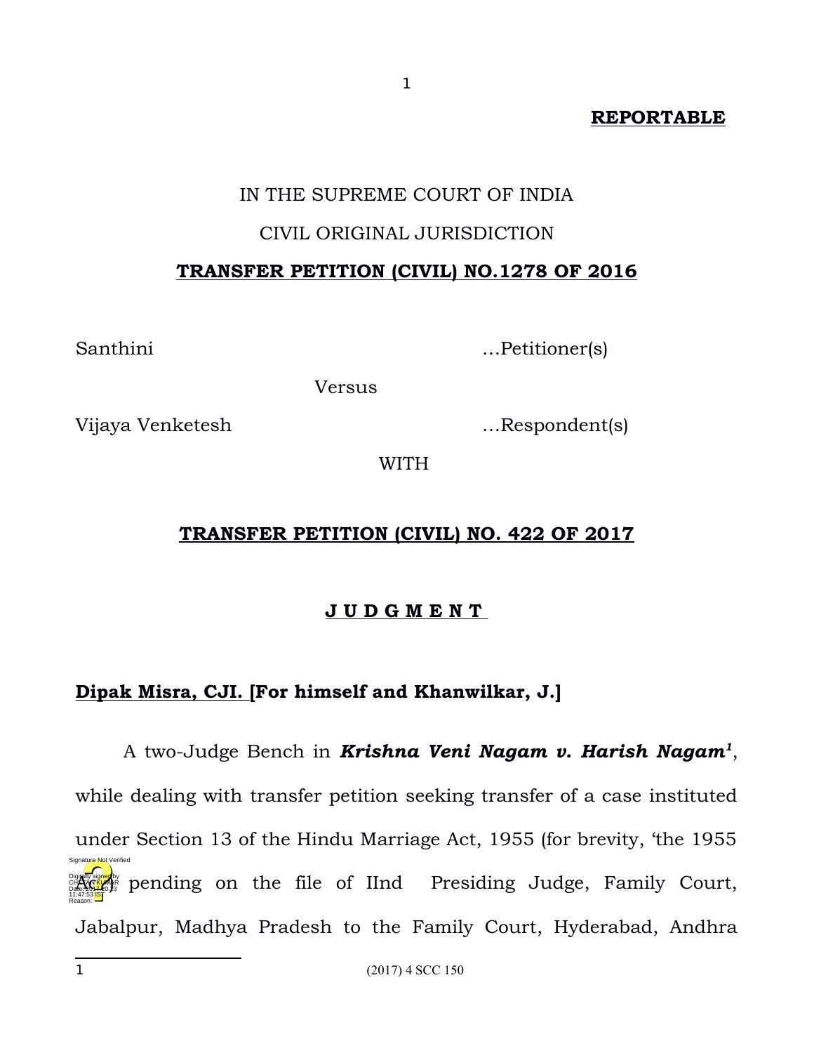**REPORTABLE**

IN THE SUPREME COURT OF INDIA

CIVIL ORIGINAL JURISDICTION

**TRANSFER PETITION (CIVIL) NO.1278 OF 2016**

Santhini …Petitioner(s)

Versus

Vijaya Venketesh …Respondent(s)

WITH

**TRANSFER PETITION (CIVIL) NO. 422 OF 2017**

**J U D G M E N T**

**Dipak Misra, CJI. [For himself and Khanwilkar, J.]**

A two-Judge Bench in ***Krishna Veni Nagam v. Harish Nagam***[1], while dealing with transfer petition seeking transfer of a case instituted under Section 13 of the Hindu Marriage Act, 1955 (for brevity, 'the 1955 Act') pending on the file of IInd Presiding Judge, Family Court, Jabalpur, Madhya Pradesh to the Family Court, Hyderabad, Andhra

---

1 (2017) 4 SCC 150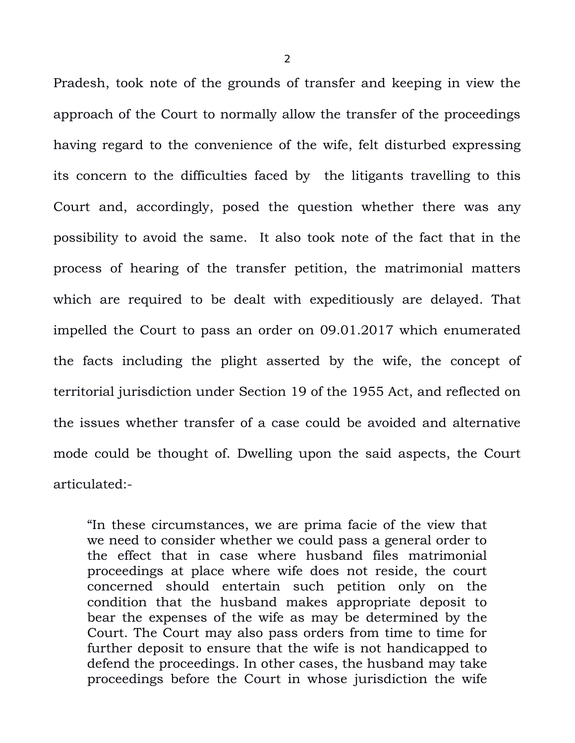Pradesh, took note of the grounds of transfer and keeping in view the approach of the Court to normally allow the transfer of the proceedings having regard to the convenience of the wife, felt disturbed expressing its concern to the difficulties faced by the litigants travelling to this Court and, accordingly, posed the question whether there was any possibility to avoid the same. It also took note of the fact that in the process of hearing of the transfer petition, the matrimonial matters which are required to be dealt with expeditiously are delayed. That impelled the Court to pass an order on 09.01.2017 which enumerated the facts including the plight asserted by the wife, the concept of territorial jurisdiction under Section 19 of the 1955 Act, and reflected on the issues whether transfer of a case could be avoided and alternative mode could be thought of. Dwelling upon the said aspects, the Court articulated:-

> "In these circumstances, we are prima facie of the view that we need to consider whether we could pass a general order to the effect that in case where husband files matrimonial proceedings at place where wife does not reside, the court concerned should entertain such petition only on the condition that the husband makes appropriate deposit to bear the expenses of the wife as may be determined by the Court. The Court may also pass orders from time to time for further deposit to ensure that the wife is not handicapped to defend the proceedings. In other cases, the husband may take proceedings before the Court in whose jurisdiction the wife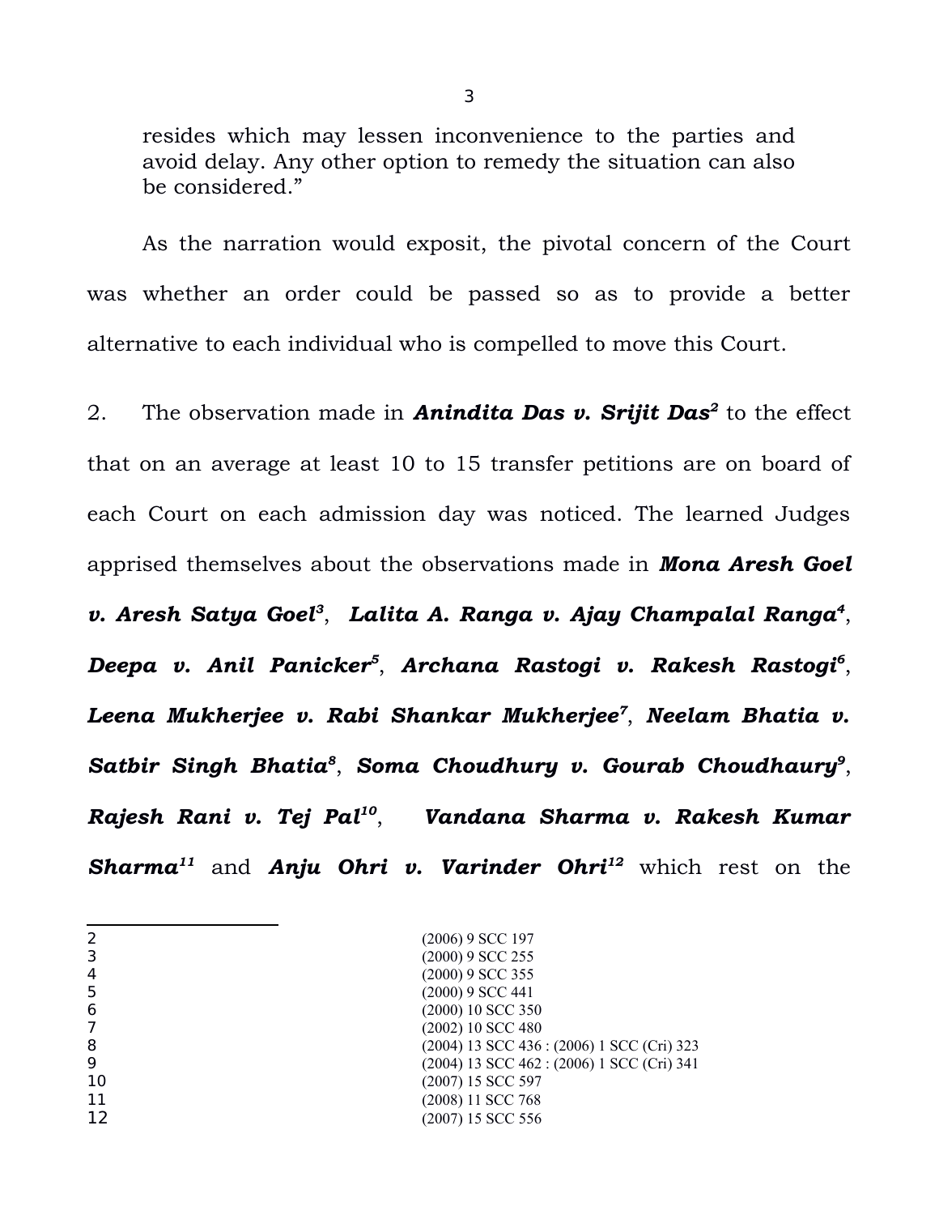resides which may lessen inconvenience to the parties and avoid delay. Any other option to remedy the situation can also be considered."

As the narration would exposit, the pivotal concern of the Court was whether an order could be passed so as to provide a better alternative to each individual who is compelled to move this Court.

2. The observation made in ***Anindita Das v. Srijit Das***[2] to the effect that on an average at least 10 to 15 transfer petitions are on board of each Court on each admission day was noticed. The learned Judges apprised themselves about the observations made in ***Mona Aresh Goel v. Aresh Satya Goel***[3], ***Lalita A. Ranga v. Ajay Champalal Ranga***[4], ***Deepa v. Anil Panicker***[5], ***Archana Rastogi v. Rakesh Rastogi***[6], ***Leena Mukherjee v. Rabi Shankar Mukherjee***[7], ***Neelam Bhatia v. Satbir Singh Bhatia***[8], ***Soma Choudhury v. Gourab Choudhaury***[9], ***Rajesh Rani v. Tej Pal***[10], ***Vandana Sharma v. Rakesh Kumar Sharma***[11] and ***Anju Ohri v. Varinder Ohri***[12] which rest on the

---

2 (2006) 9 SCC 197
3 (2000) 9 SCC 255
4 (2000) 9 SCC 355
5 (2000) 9 SCC 441
6 (2000) 10 SCC 350
7 (2002) 10 SCC 480
8 (2004) 13 SCC 436 : (2006) 1 SCC (Cri) 323
9 (2004) 13 SCC 462 : (2006) 1 SCC (Cri) 341
10 (2007) 15 SCC 597
11 (2008) 11 SCC 768
12 (2007) 15 SCC 556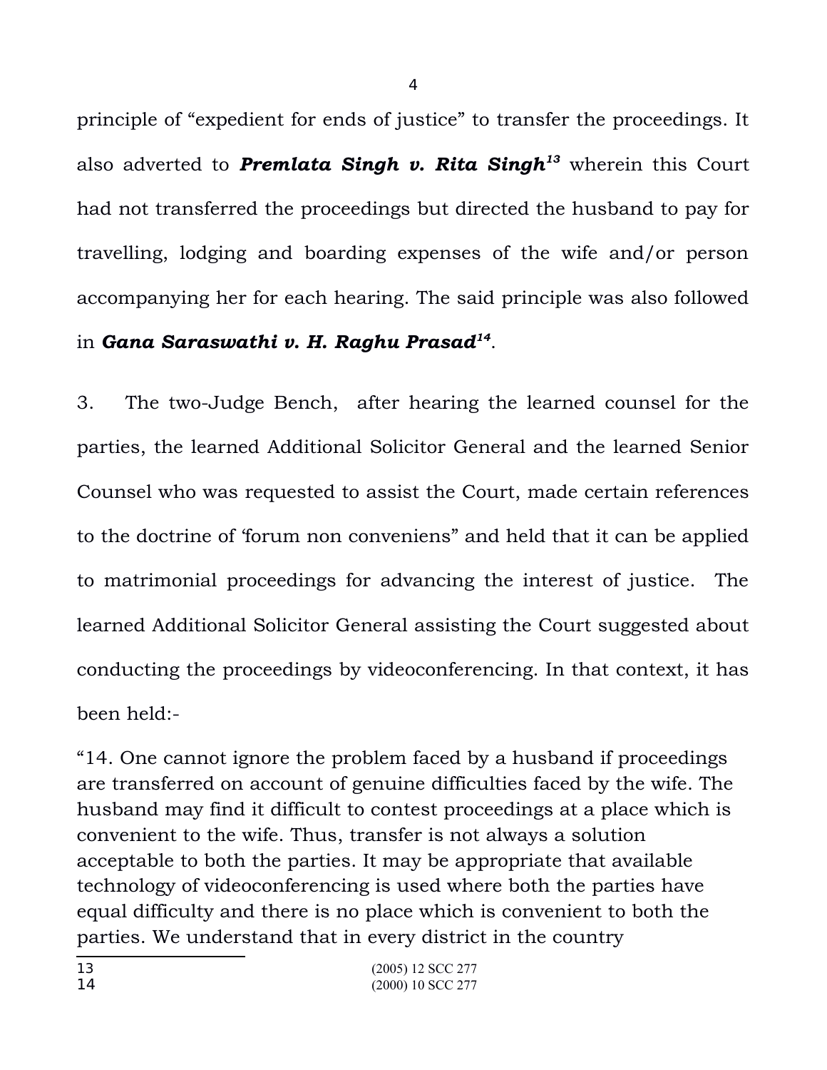principle of "expedient for ends of justice" to transfer the proceedings. It also adverted to ***Premlata Singh v. Rita Singh***[13] wherein this Court had not transferred the proceedings but directed the husband to pay for travelling, lodging and boarding expenses of the wife and/or person accompanying her for each hearing. The said principle was also followed in ***Gana Saraswathi v. H. Raghu Prasad***[14].

3. The two-Judge Bench, after hearing the learned counsel for the parties, the learned Additional Solicitor General and the learned Senior Counsel who was requested to assist the Court, made certain references to the doctrine of 'forum non conveniens" and held that it can be applied to matrimonial proceedings for advancing the interest of justice. The learned Additional Solicitor General assisting the Court suggested about conducting the proceedings by videoconferencing. In that context, it has been held:-

"14. One cannot ignore the problem faced by a husband if proceedings are transferred on account of genuine difficulties faced by the wife. The husband may find it difficult to contest proceedings at a place which is convenient to the wife. Thus, transfer is not always a solution acceptable to both the parties. It may be appropriate that available technology of videoconferencing is used where both the parties have equal difficulty and there is no place which is convenient to both the parties. We understand that in every district in the country

---

13 (2005) 12 SCC 277

14 (2000) 10 SCC 277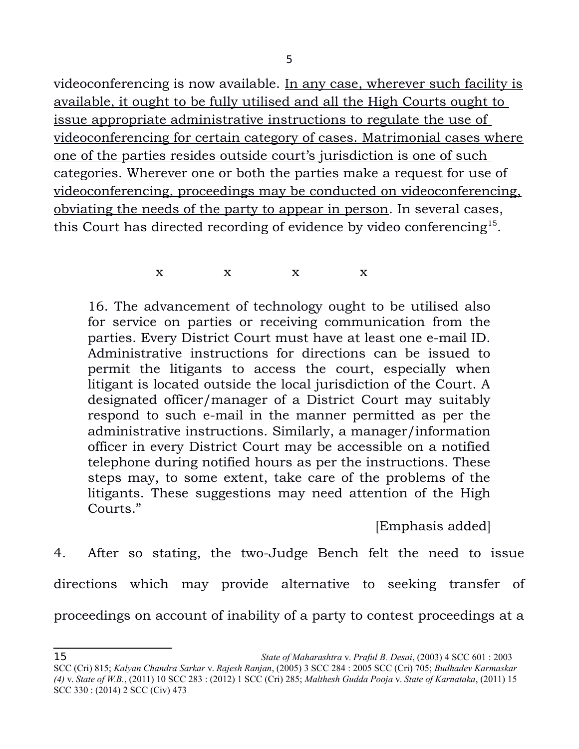videoconferencing is now available. In any case, wherever such facility is available, it ought to be fully utilised and all the High Courts ought to issue appropriate administrative instructions to regulate the use of videoconferencing for certain category of cases. Matrimonial cases where one of the parties resides outside court's jurisdiction is one of such categories. Wherever one or both the parties make a request for use of videoconferencing, proceedings may be conducted on videoconferencing, obviating the needs of the party to appear in person. In several cases, this Court has directed recording of evidence by video conferencing[15].

x x x x

> 16. The advancement of technology ought to be utilised also for service on parties or receiving communication from the parties. Every District Court must have at least one e-mail ID. Administrative instructions for directions can be issued to permit the litigants to access the court, especially when litigant is located outside the local jurisdiction of the Court. A designated officer/manager of a District Court may suitably respond to such e-mail in the manner permitted as per the administrative instructions. Similarly, a manager/information officer in every District Court may be accessible on a notified telephone during notified hours as per the instructions. These steps may, to some extent, take care of the problems of the litigants. These suggestions may need attention of the High Courts."
>
> [Emphasis added]

4. After so stating, the two-Judge Bench felt the need to issue directions which may provide alternative to seeking transfer of proceedings on account of inability of a party to contest proceedings at a

---

15 *State of Maharashtra* v. *Praful B. Desai*, (2003) 4 SCC 601 : 2003 SCC (Cri) 815; *Kalyan Chandra Sarkar* v. *Rajesh Ranjan*, (2005) 3 SCC 284 : 2005 SCC (Cri) 705; *Budhadev Karmaskar (4)* v. *State of W.B.*, (2011) 10 SCC 283 : (2012) 1 SCC (Cri) 285; *Malthesh Gudda Pooja* v. *State of Karnataka*, (2011) 15 SCC 330 : (2014) 2 SCC (Civ) 473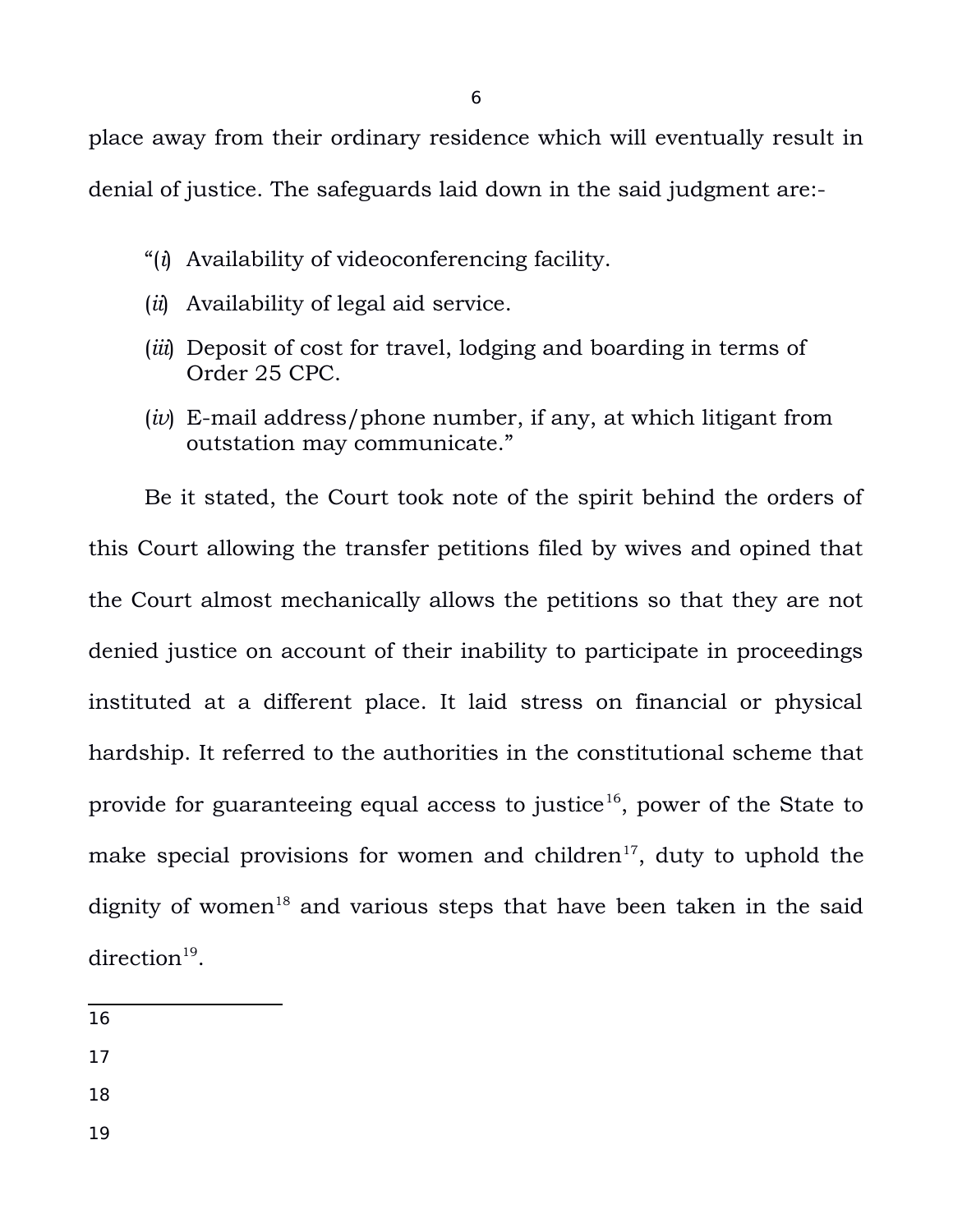place away from their ordinary residence which will eventually result in denial of justice. The safeguards laid down in the said judgment are:-

> "(*i*) Availability of videoconferencing facility.
>
> (*ii*) Availability of legal aid service.
>
> (*iii*) Deposit of cost for travel, lodging and boarding in terms of Order 25 CPC.
>
> (*iv*) E-mail address/phone number, if any, at which litigant from outstation may communicate."

Be it stated, the Court took note of the spirit behind the orders of this Court allowing the transfer petitions filed by wives and opined that the Court almost mechanically allows the petitions so that they are not denied justice on account of their inability to participate in proceedings instituted at a different place. It laid stress on financial or physical hardship. It referred to the authorities in the constitutional scheme that provide for guaranteeing equal access to justice[16], power of the State to make special provisions for women and children[17], duty to uphold the dignity of women[18] and various steps that have been taken in the said direction[19].

---

16

17

18

19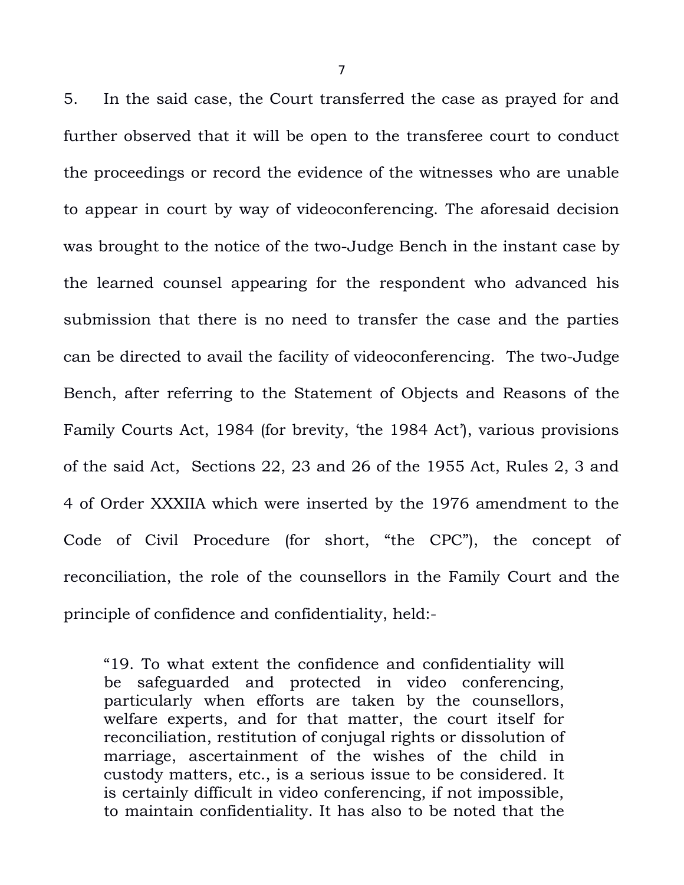5. In the said case, the Court transferred the case as prayed for and further observed that it will be open to the transferee court to conduct the proceedings or record the evidence of the witnesses who are unable to appear in court by way of videoconferencing. The aforesaid decision was brought to the notice of the two-Judge Bench in the instant case by the learned counsel appearing for the respondent who advanced his submission that there is no need to transfer the case and the parties can be directed to avail the facility of videoconferencing. The two-Judge Bench, after referring to the Statement of Objects and Reasons of the Family Courts Act, 1984 (for brevity, 'the 1984 Act'), various provisions of the said Act, Sections 22, 23 and 26 of the 1955 Act, Rules 2, 3 and 4 of Order XXXIIA which were inserted by the 1976 amendment to the Code of Civil Procedure (for short, "the CPC"), the concept of reconciliation, the role of the counsellors in the Family Court and the principle of confidence and confidentiality, held:-

> "19. To what extent the confidence and confidentiality will be safeguarded and protected in video conferencing, particularly when efforts are taken by the counsellors, welfare experts, and for that matter, the court itself for reconciliation, restitution of conjugal rights or dissolution of marriage, ascertainment of the wishes of the child in custody matters, etc., is a serious issue to be considered. It is certainly difficult in video conferencing, if not impossible, to maintain confidentiality. It has also to be noted that the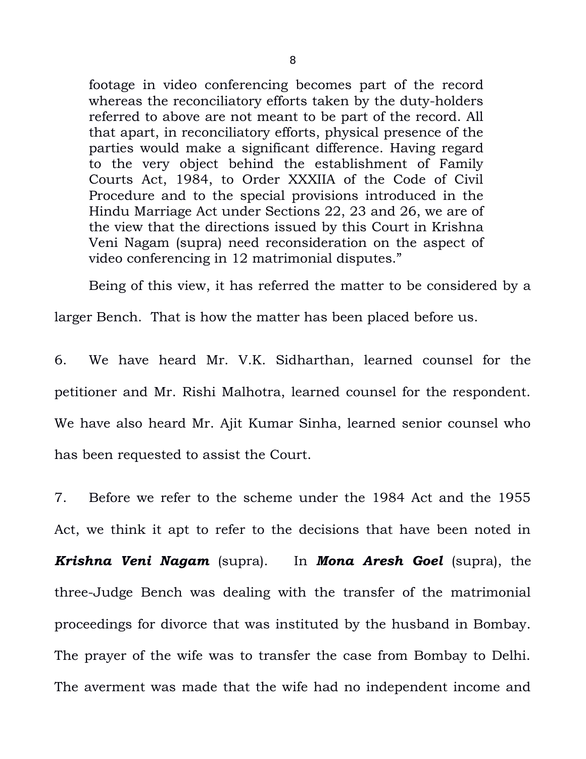> footage in video conferencing becomes part of the record whereas the reconciliatory efforts taken by the duty-holders referred to above are not meant to be part of the record. All that apart, in reconciliatory efforts, physical presence of the parties would make a significant difference. Having regard to the very object behind the establishment of Family Courts Act, 1984, to Order XXXIIA of the Code of Civil Procedure and to the special provisions introduced in the Hindu Marriage Act under Sections 22, 23 and 26, we are of the view that the directions issued by this Court in Krishna Veni Nagam (supra) need reconsideration on the aspect of video conferencing in 12 matrimonial disputes."

Being of this view, it has referred the matter to be considered by a larger Bench. That is how the matter has been placed before us.

6. We have heard Mr. V.K. Sidharthan, learned counsel for the petitioner and Mr. Rishi Malhotra, learned counsel for the respondent. We have also heard Mr. Ajit Kumar Sinha, learned senior counsel who has been requested to assist the Court.

7. Before we refer to the scheme under the 1984 Act and the 1955 Act, we think it apt to refer to the decisions that have been noted in ***Krishna Veni Nagam*** (supra). In ***Mona Aresh Goel*** (supra), the three-Judge Bench was dealing with the transfer of the matrimonial proceedings for divorce that was instituted by the husband in Bombay. The prayer of the wife was to transfer the case from Bombay to Delhi. The averment was made that the wife had no independent income and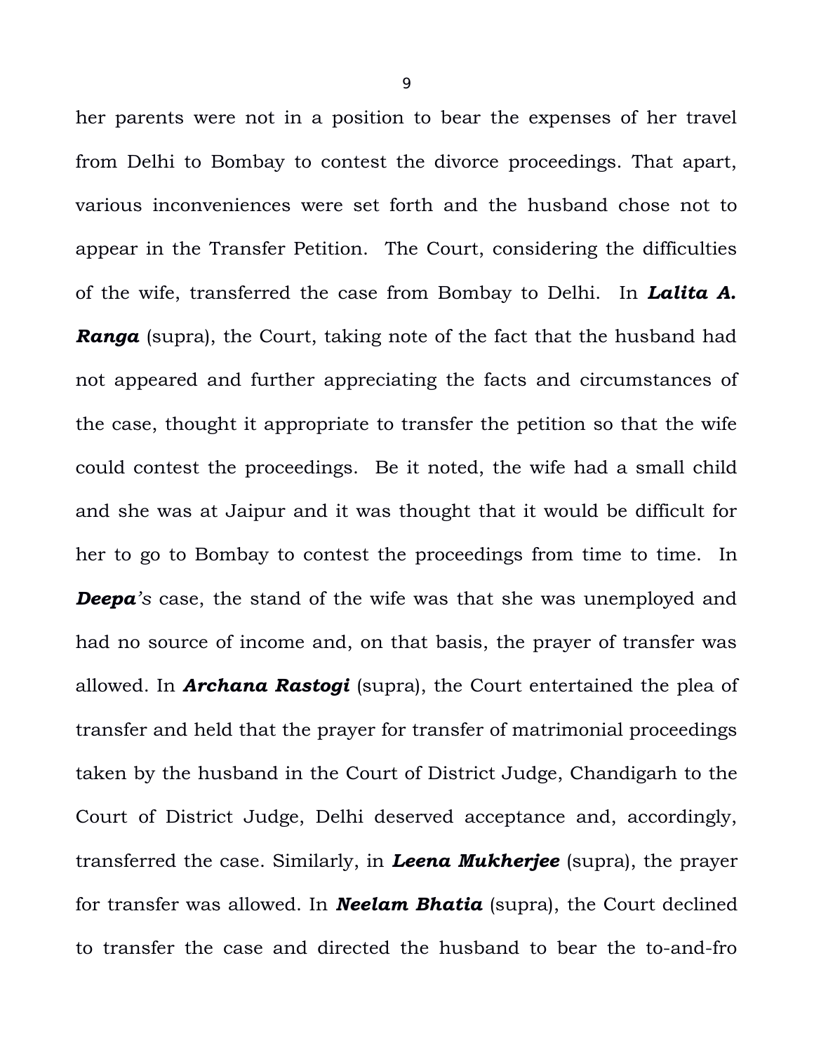her parents were not in a position to bear the expenses of her travel from Delhi to Bombay to contest the divorce proceedings. That apart, various inconveniences were set forth and the husband chose not to appear in the Transfer Petition. The Court, considering the difficulties of the wife, transferred the case from Bombay to Delhi. In ***Lalita A. Ranga*** (supra), the Court, taking note of the fact that the husband had not appeared and further appreciating the facts and circumstances of the case, thought it appropriate to transfer the petition so that the wife could contest the proceedings. Be it noted, the wife had a small child and she was at Jaipur and it was thought that it would be difficult for her to go to Bombay to contest the proceedings from time to time. In ***Deepa****'s* case, the stand of the wife was that she was unemployed and had no source of income and, on that basis, the prayer of transfer was allowed. In ***Archana Rastogi*** (supra), the Court entertained the plea of transfer and held that the prayer for transfer of matrimonial proceedings taken by the husband in the Court of District Judge, Chandigarh to the Court of District Judge, Delhi deserved acceptance and, accordingly, transferred the case. Similarly, in ***Leena Mukherjee*** (supra), the prayer for transfer was allowed. In ***Neelam Bhatia*** (supra), the Court declined to transfer the case and directed the husband to bear the to-and-fro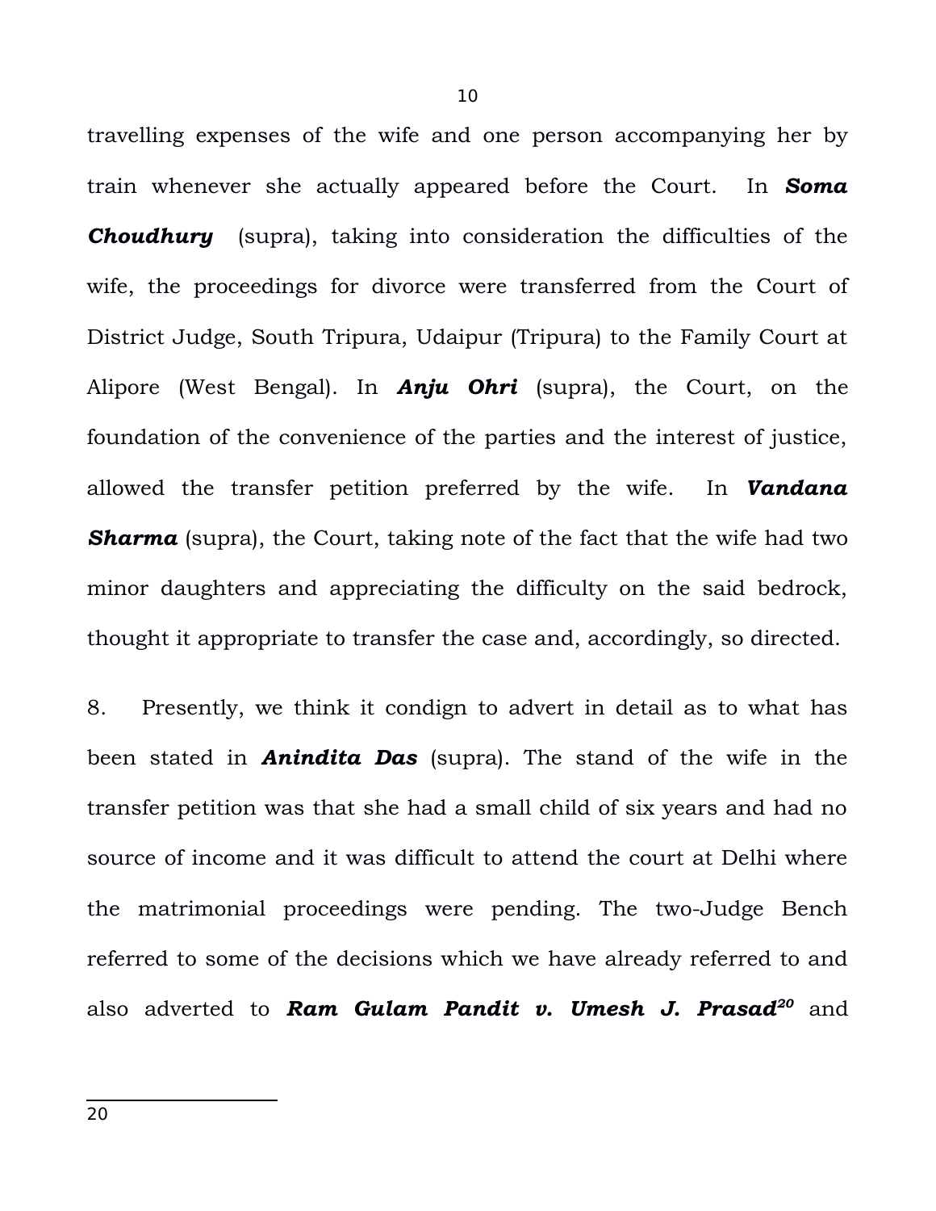travelling expenses of the wife and one person accompanying her by train whenever she actually appeared before the Court. In ***Soma Choudhury*** (supra), taking into consideration the difficulties of the wife, the proceedings for divorce were transferred from the Court of District Judge, South Tripura, Udaipur (Tripura) to the Family Court at Alipore (West Bengal). In ***Anju Ohri*** (supra), the Court, on the foundation of the convenience of the parties and the interest of justice, allowed the transfer petition preferred by the wife. In ***Vandana Sharma*** (supra), the Court, taking note of the fact that the wife had two minor daughters and appreciating the difficulty on the said bedrock, thought it appropriate to transfer the case and, accordingly, so directed.

8. Presently, we think it condign to advert in detail as to what has been stated in ***Anindita Das*** (supra). The stand of the wife in the transfer petition was that she had a small child of six years and had no source of income and it was difficult to attend the court at Delhi where the matrimonial proceedings were pending. The two-Judge Bench referred to some of the decisions which we have already referred to and also adverted to ***Ram Gulam Pandit v. Umesh J. Prasad***[20] and

---

20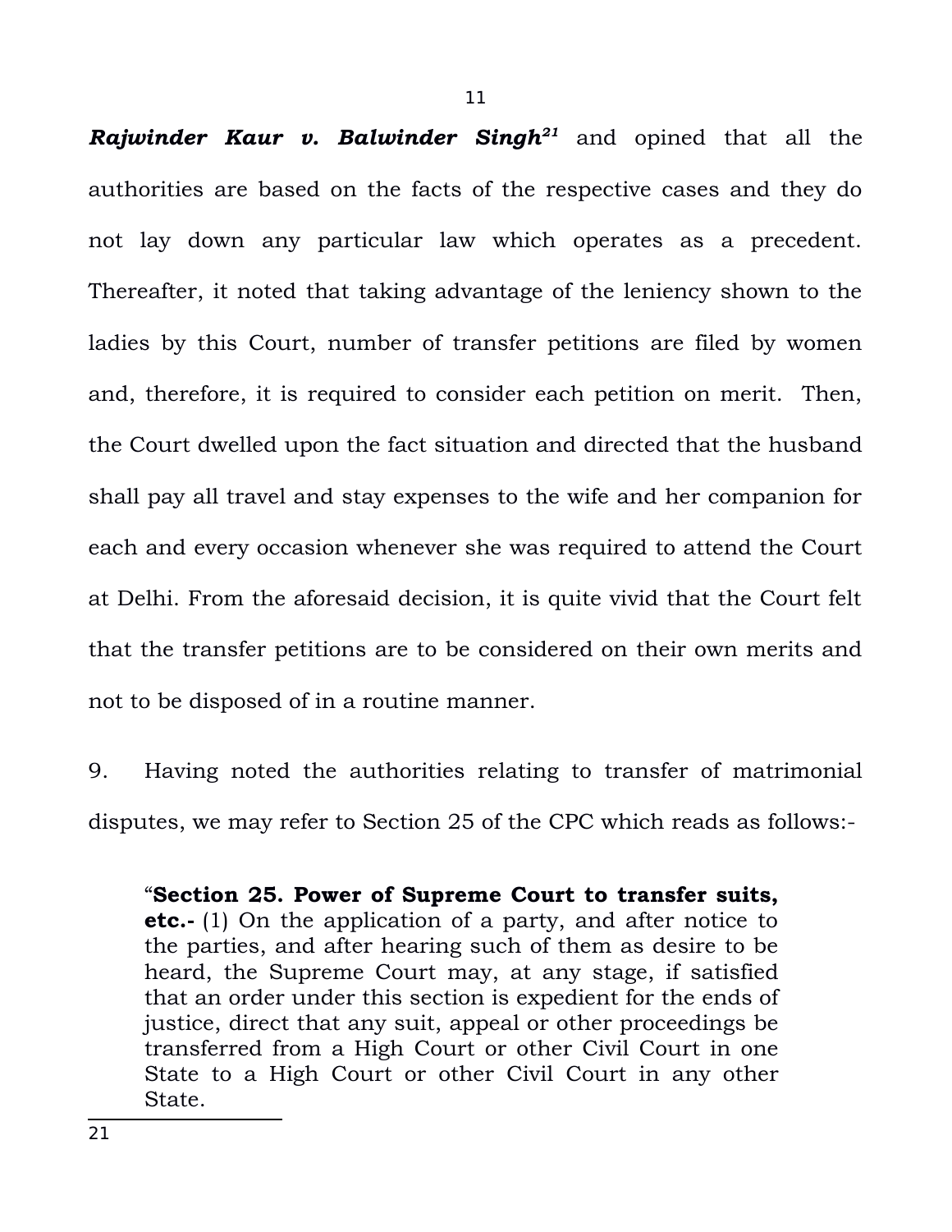***Rajwinder Kaur v. Balwinder Singh***[21] and opined that all the authorities are based on the facts of the respective cases and they do not lay down any particular law which operates as a precedent. Thereafter, it noted that taking advantage of the leniency shown to the ladies by this Court, number of transfer petitions are filed by women and, therefore, it is required to consider each petition on merit. Then, the Court dwelled upon the fact situation and directed that the husband shall pay all travel and stay expenses to the wife and her companion for each and every occasion whenever she was required to attend the Court at Delhi. From the aforesaid decision, it is quite vivid that the Court felt that the transfer petitions are to be considered on their own merits and not to be disposed of in a routine manner.

9. Having noted the authorities relating to transfer of matrimonial disputes, we may refer to Section 25 of the CPC which reads as follows:-

> "**Section 25. Power of Supreme Court to transfer suits, etc.-** (1) On the application of a party, and after notice to the parties, and after hearing such of them as desire to be heard, the Supreme Court may, at any stage, if satisfied that an order under this section is expedient for the ends of justice, direct that any suit, appeal or other proceedings be transferred from a High Court or other Civil Court in one State to a High Court or other Civil Court in any other State.

---

21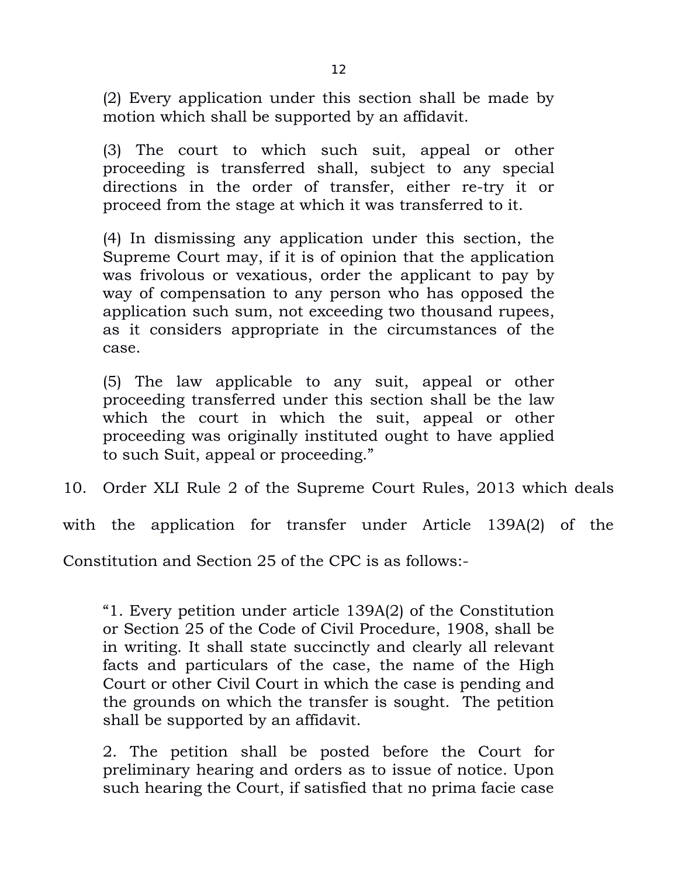(2) Every application under this section shall be made by motion which shall be supported by an affidavit.

(3) The court to which such suit, appeal or other proceeding is transferred shall, subject to any special directions in the order of transfer, either re-try it or proceed from the stage at which it was transferred to it.

(4) In dismissing any application under this section, the Supreme Court may, if it is of opinion that the application was frivolous or vexatious, order the applicant to pay by way of compensation to any person who has opposed the application such sum, not exceeding two thousand rupees, as it considers appropriate in the circumstances of the case.

(5) The law applicable to any suit, appeal or other proceeding transferred under this section shall be the law which the court in which the suit, appeal or other proceeding was originally instituted ought to have applied to such Suit, appeal or proceeding."

10. Order XLI Rule 2 of the Supreme Court Rules, 2013 which deals with the application for transfer under Article 139A(2) of the Constitution and Section 25 of the CPC is as follows:-

"1. Every petition under article 139A(2) of the Constitution or Section 25 of the Code of Civil Procedure, 1908, shall be in writing. It shall state succinctly and clearly all relevant facts and particulars of the case, the name of the High Court or other Civil Court in which the case is pending and the grounds on which the transfer is sought. The petition shall be supported by an affidavit.

2. The petition shall be posted before the Court for preliminary hearing and orders as to issue of notice. Upon such hearing the Court, if satisfied that no prima facie case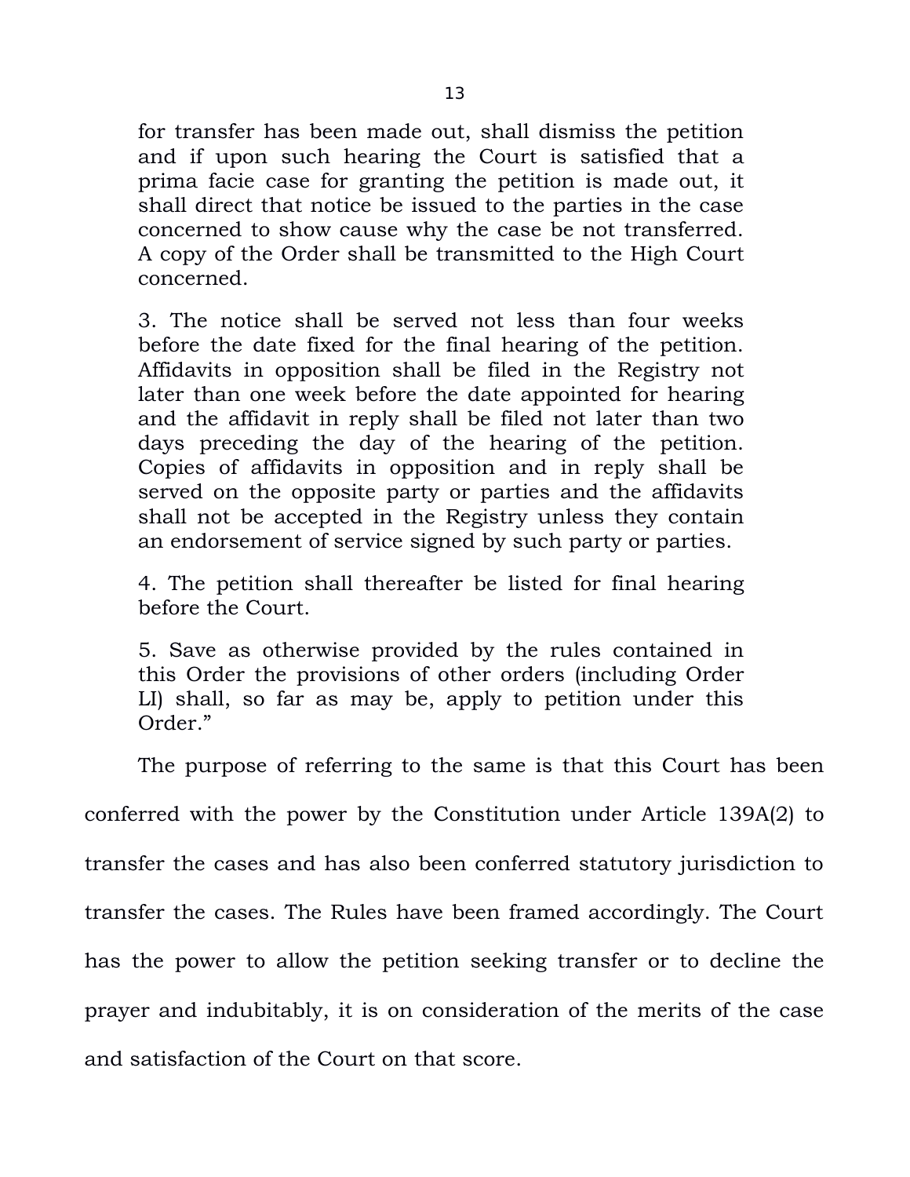> for transfer has been made out, shall dismiss the petition and if upon such hearing the Court is satisfied that a prima facie case for granting the petition is made out, it shall direct that notice be issued to the parties in the case concerned to show cause why the case be not transferred. A copy of the Order shall be transmitted to the High Court concerned.
>
> 3. The notice shall be served not less than four weeks before the date fixed for the final hearing of the petition. Affidavits in opposition shall be filed in the Registry not later than one week before the date appointed for hearing and the affidavit in reply shall be filed not later than two days preceding the day of the hearing of the petition. Copies of affidavits in opposition and in reply shall be served on the opposite party or parties and the affidavits shall not be accepted in the Registry unless they contain an endorsement of service signed by such party or parties.
>
> 4. The petition shall thereafter be listed for final hearing before the Court.
>
> 5. Save as otherwise provided by the rules contained in this Order the provisions of other orders (including Order LI) shall, so far as may be, apply to petition under this Order."

The purpose of referring to the same is that this Court has been conferred with the power by the Constitution under Article 139A(2) to transfer the cases and has also been conferred statutory jurisdiction to transfer the cases. The Rules have been framed accordingly. The Court has the power to allow the petition seeking transfer or to decline the prayer and indubitably, it is on consideration of the merits of the case and satisfaction of the Court on that score.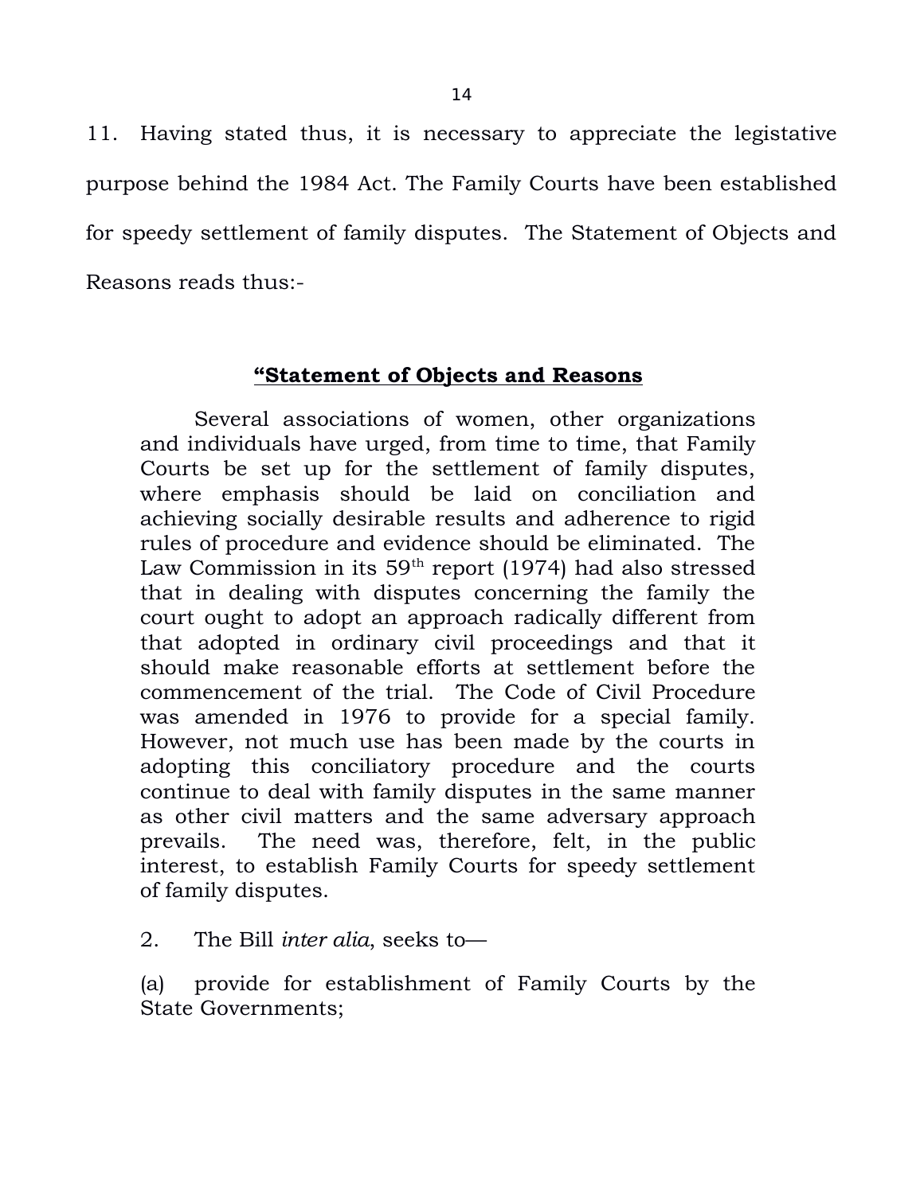11. Having stated thus, it is necessary to appreciate the legistative purpose behind the 1984 Act. The Family Courts have been established for speedy settlement of family disputes. The Statement of Objects and Reasons reads thus:-

> **<u>"Statement of Objects and Reasons</u>**
>
> Several associations of women, other organizations and individuals have urged, from time to time, that Family Courts be set up for the settlement of family disputes, where emphasis should be laid on conciliation and achieving socially desirable results and adherence to rigid rules of procedure and evidence should be eliminated. The Law Commission in its 59th report (1974) had also stressed that in dealing with disputes concerning the family the court ought to adopt an approach radically different from that adopted in ordinary civil proceedings and that it should make reasonable efforts at settlement before the commencement of the trial. The Code of Civil Procedure was amended in 1976 to provide for a special family. However, not much use has been made by the courts in adopting this conciliatory procedure and the courts continue to deal with family disputes in the same manner as other civil matters and the same adversary approach prevails. The need was, therefore, felt, in the public interest, to establish Family Courts for speedy settlement of family disputes.
>
> 2. The Bill *inter alia*, seeks to—
>
> (a) provide for establishment of Family Courts by the State Governments;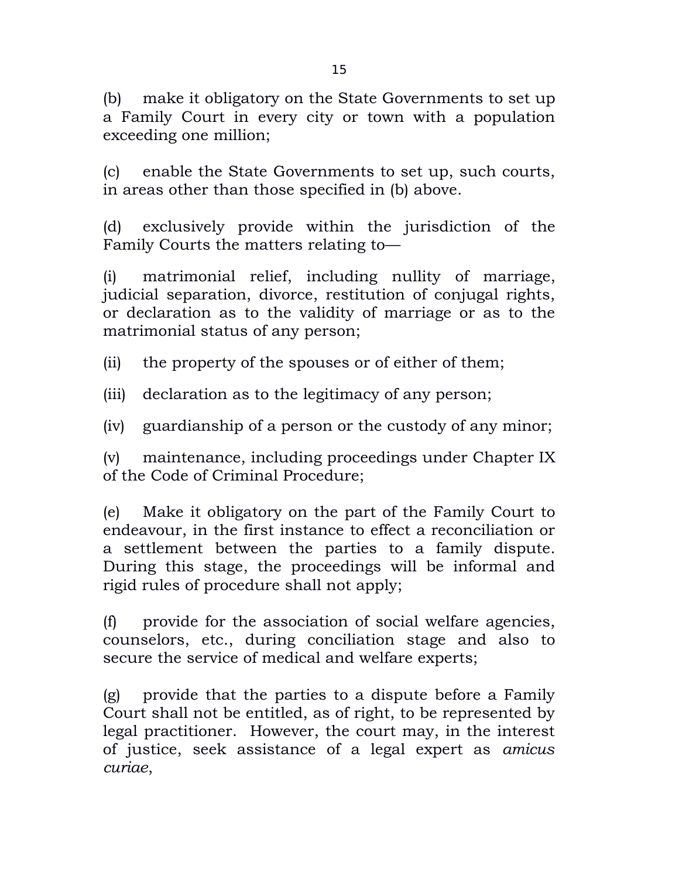(b) make it obligatory on the State Governments to set up a Family Court in every city or town with a population exceeding one million;

(c) enable the State Governments to set up, such courts, in areas other than those specified in (b) above.

(d) exclusively provide within the jurisdiction of the Family Courts the matters relating to—

(i) matrimonial relief, including nullity of marriage, judicial separation, divorce, restitution of conjugal rights, or declaration as to the validity of marriage or as to the matrimonial status of any person;

(ii) the property of the spouses or of either of them;

(iii) declaration as to the legitimacy of any person;

(iv) guardianship of a person or the custody of any minor;

(v) maintenance, including proceedings under Chapter IX of the Code of Criminal Procedure;

(e) Make it obligatory on the part of the Family Court to endeavour, in the first instance to effect a reconciliation or a settlement between the parties to a family dispute. During this stage, the proceedings will be informal and rigid rules of procedure shall not apply;

(f) provide for the association of social welfare agencies, counselors, etc., during conciliation stage and also to secure the service of medical and welfare experts;

(g) provide that the parties to a dispute before a Family Court shall not be entitled, as of right, to be represented by legal practitioner. However, the court may, in the interest of justice, seek assistance of a legal expert as *amicus curiae*,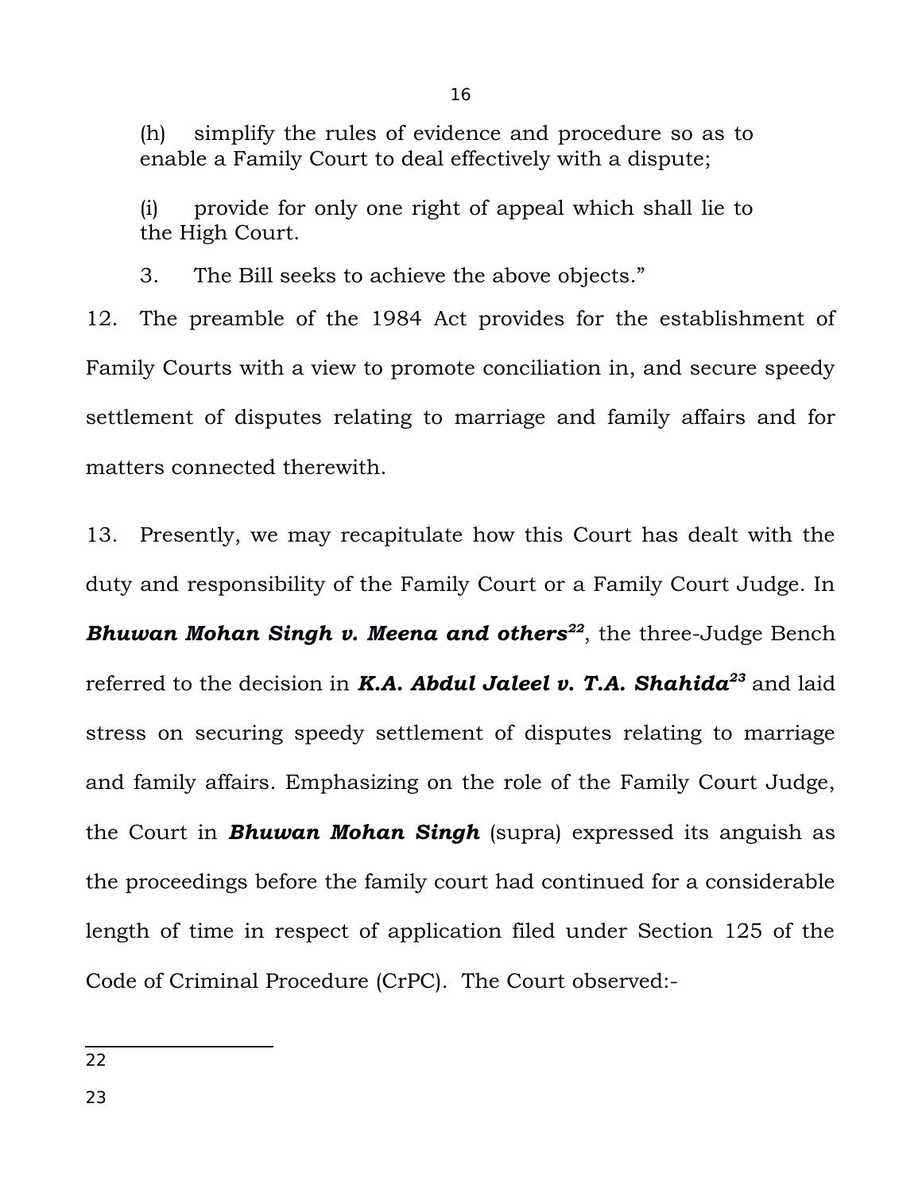(h) simplify the rules of evidence and procedure so as to enable a Family Court to deal effectively with a dispute;

(i) provide for only one right of appeal which shall lie to the High Court.

3. The Bill seeks to achieve the above objects."

12. The preamble of the 1984 Act provides for the establishment of Family Courts with a view to promote conciliation in, and secure speedy settlement of disputes relating to marriage and family affairs and for matters connected therewith.

13. Presently, we may recapitulate how this Court has dealt with the duty and responsibility of the Family Court or a Family Court Judge. In ***Bhuwan Mohan Singh v. Meena and others***[22], the three-Judge Bench referred to the decision in ***K.A. Abdul Jaleel v. T.A. Shahida***[23] and laid stress on securing speedy settlement of disputes relating to marriage and family affairs. Emphasizing on the role of the Family Court Judge, the Court in ***Bhuwan Mohan Singh*** (supra) expressed its anguish as the proceedings before the family court had continued for a considerable length of time in respect of application filed under Section 125 of the Code of Criminal Procedure (CrPC). The Court observed:-

---

22

23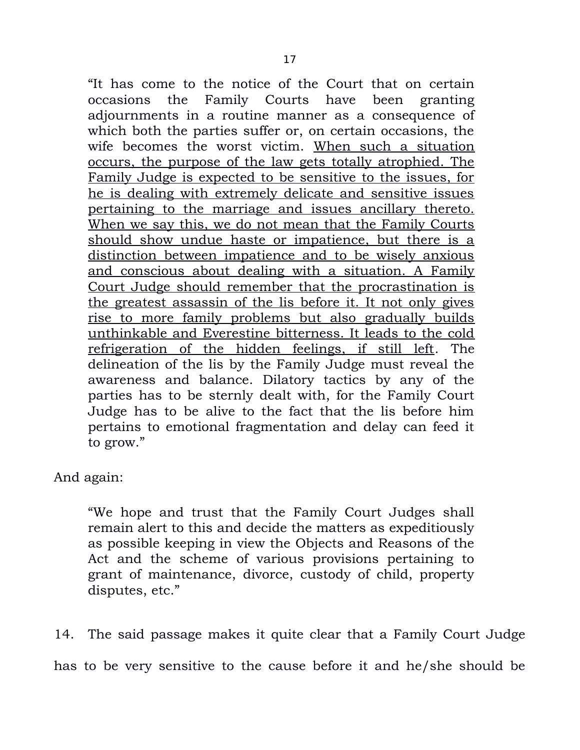> "It has come to the notice of the Court that on certain occasions the Family Courts have been granting adjournments in a routine manner as a consequence of which both the parties suffer or, on certain occasions, the wife becomes the worst victim. <u>When such a situation occurs, the purpose of the law gets totally atrophied. The Family Judge is expected to be sensitive to the issues, for he is dealing with extremely delicate and sensitive issues pertaining to the marriage and issues ancillary thereto. When we say this, we do not mean that the Family Courts should show undue haste or impatience, but there is a distinction between impatience and to be wisely anxious and conscious about dealing with a situation. A Family Court Judge should remember that the procrastination is the greatest assassin of the lis before it. It not only gives rise to more family problems but also gradually builds unthinkable and Everestine bitterness. It leads to the cold refrigeration of the hidden feelings, if still left</u>. The delineation of the lis by the Family Judge must reveal the awareness and balance. Dilatory tactics by any of the parties has to be sternly dealt with, for the Family Court Judge has to be alive to the fact that the lis before him pertains to emotional fragmentation and delay can feed it to grow."

And again:

> "We hope and trust that the Family Court Judges shall remain alert to this and decide the matters as expeditiously as possible keeping in view the Objects and Reasons of the Act and the scheme of various provisions pertaining to grant of maintenance, divorce, custody of child, property disputes, etc."

14. The said passage makes it quite clear that a Family Court Judge has to be very sensitive to the cause before it and he/she should be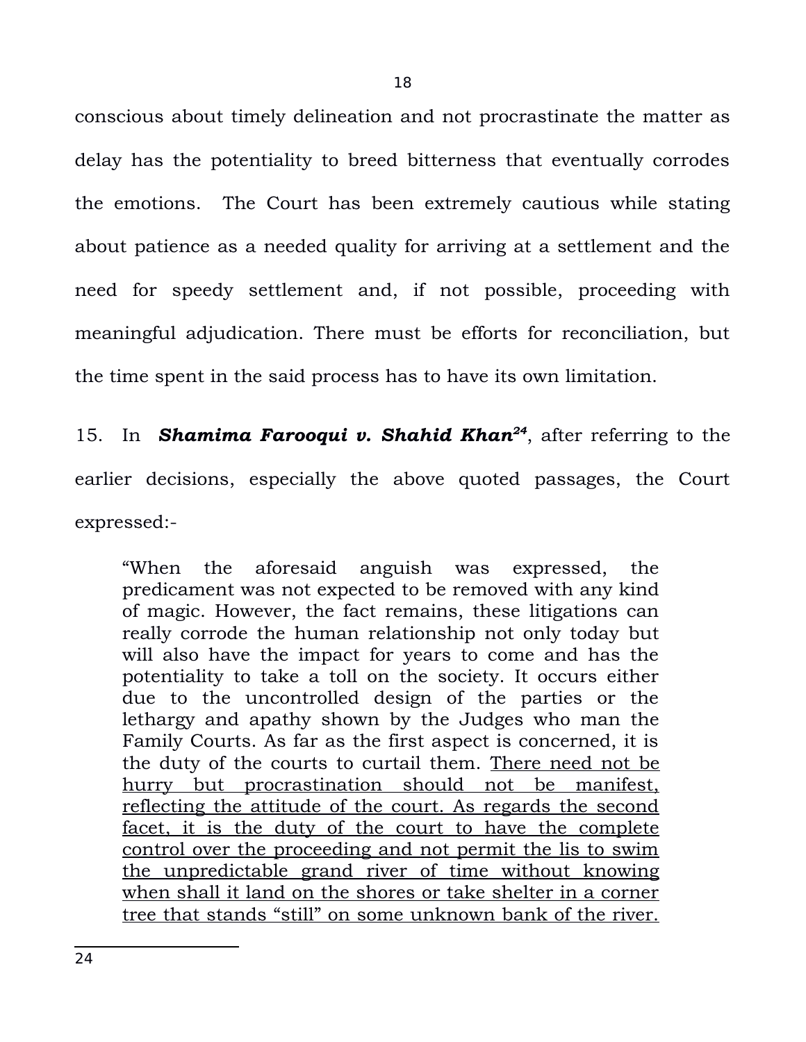conscious about timely delineation and not procrastinate the matter as delay has the potentiality to breed bitterness that eventually corrodes the emotions. The Court has been extremely cautious while stating about patience as a needed quality for arriving at a settlement and the need for speedy settlement and, if not possible, proceeding with meaningful adjudication. There must be efforts for reconciliation, but the time spent in the said process has to have its own limitation.

15. In ***Shamima Farooqui v. Shahid Khan***[24], after referring to the earlier decisions, especially the above quoted passages, the Court expressed:-

> "When the aforesaid anguish was expressed, the predicament was not expected to be removed with any kind of magic. However, the fact remains, these litigations can really corrode the human relationship not only today but will also have the impact for years to come and has the potentiality to take a toll on the society. It occurs either due to the uncontrolled design of the parties or the lethargy and apathy shown by the Judges who man the Family Courts. As far as the first aspect is concerned, it is the duty of the courts to curtail them. <u>There need not be hurry but procrastination should not be manifest, reflecting the attitude of the court. As regards the second facet, it is the duty of the court to have the complete control over the proceeding and not permit the lis to swim the unpredictable grand river of time without knowing when shall it land on the shores or take shelter in a corner tree that stands "still" on some unknown bank of the river.</u>

---

24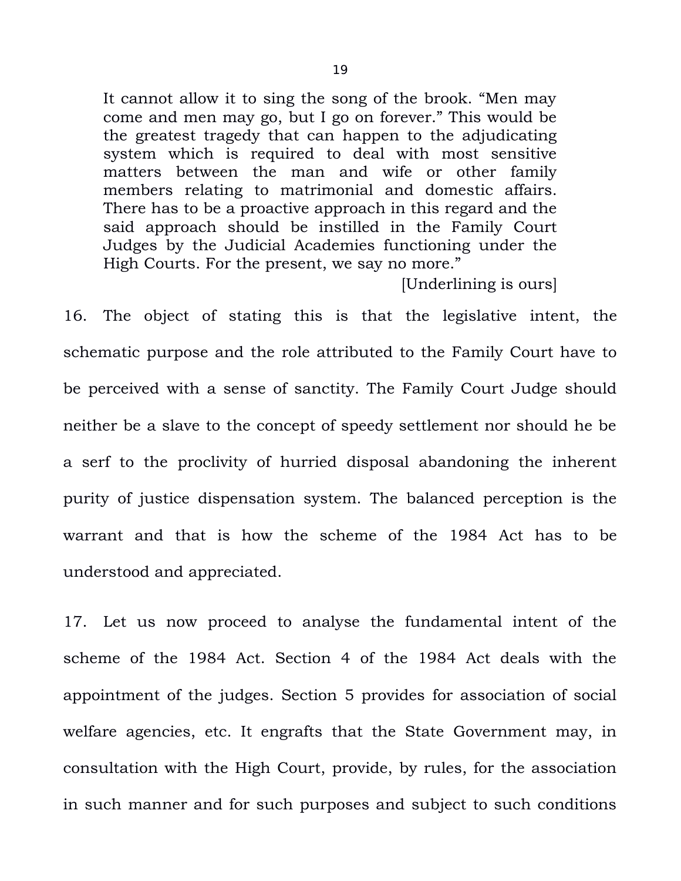> It cannot allow it to sing the song of the brook. "Men may come and men may go, but I go on forever." This would be the greatest tragedy that can happen to the adjudicating system which is required to deal with most sensitive matters between the man and wife or other family members relating to matrimonial and domestic affairs. There has to be a proactive approach in this regard and the said approach should be instilled in the Family Court Judges by the Judicial Academies functioning under the High Courts. For the present, we say no more."
>
> [Underlining is ours]

16. The object of stating this is that the legislative intent, the schematic purpose and the role attributed to the Family Court have to be perceived with a sense of sanctity. The Family Court Judge should neither be a slave to the concept of speedy settlement nor should he be a serf to the proclivity of hurried disposal abandoning the inherent purity of justice dispensation system. The balanced perception is the warrant and that is how the scheme of the 1984 Act has to be understood and appreciated.

17. Let us now proceed to analyse the fundamental intent of the scheme of the 1984 Act. Section 4 of the 1984 Act deals with the appointment of the judges. Section 5 provides for association of social welfare agencies, etc. It engrafts that the State Government may, in consultation with the High Court, provide, by rules, for the association in such manner and for such purposes and subject to such conditions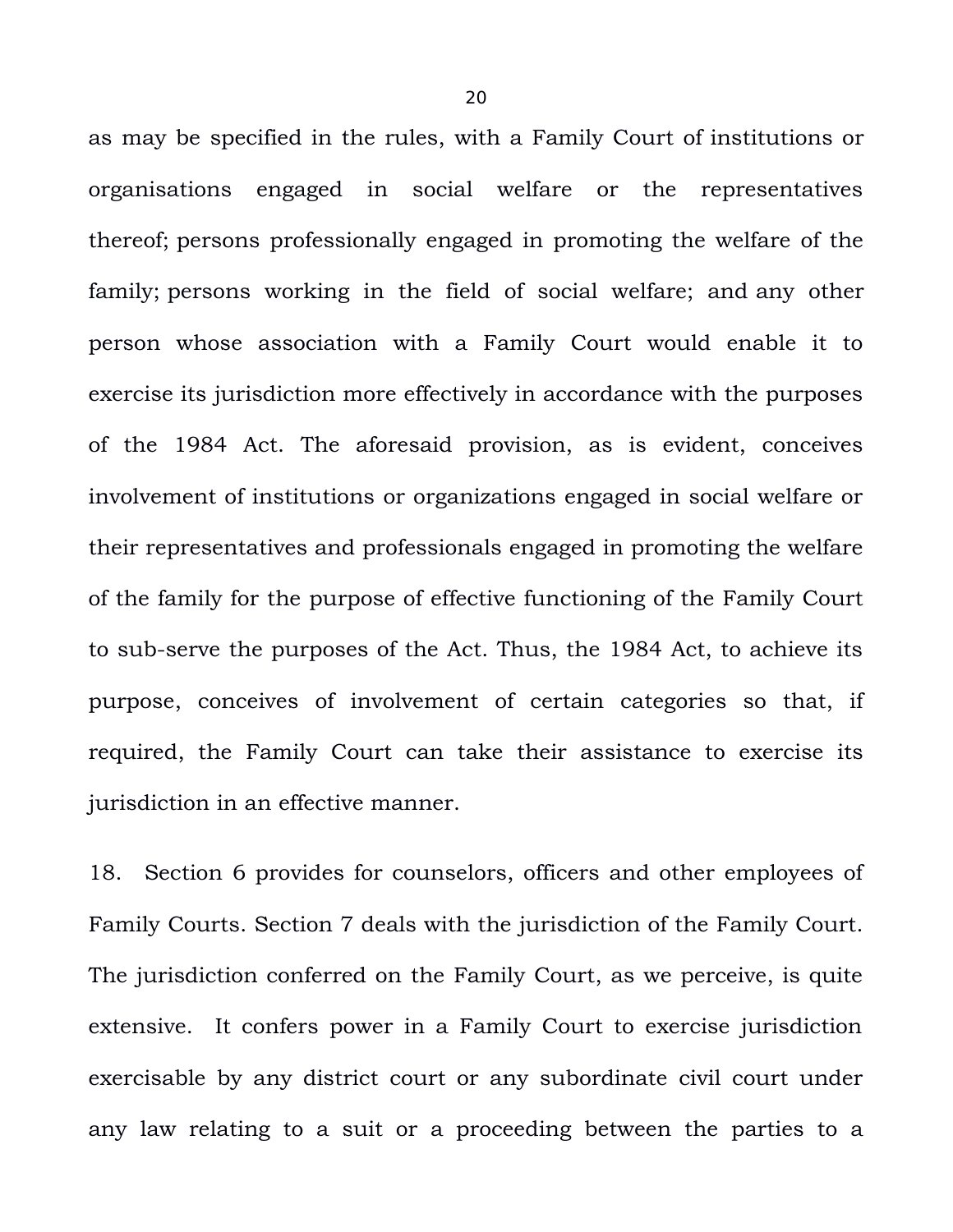as may be specified in the rules, with a Family Court of institutions or organisations engaged in social welfare or the representatives thereof; persons professionally engaged in promoting the welfare of the family; persons working in the field of social welfare; and any other person whose association with a Family Court would enable it to exercise its jurisdiction more effectively in accordance with the purposes of the 1984 Act. The aforesaid provision, as is evident, conceives involvement of institutions or organizations engaged in social welfare or their representatives and professionals engaged in promoting the welfare of the family for the purpose of effective functioning of the Family Court to sub-serve the purposes of the Act. Thus, the 1984 Act, to achieve its purpose, conceives of involvement of certain categories so that, if required, the Family Court can take their assistance to exercise its jurisdiction in an effective manner.

18. Section 6 provides for counselors, officers and other employees of Family Courts. Section 7 deals with the jurisdiction of the Family Court. The jurisdiction conferred on the Family Court, as we perceive, is quite extensive. It confers power in a Family Court to exercise jurisdiction exercisable by any district court or any subordinate civil court under any law relating to a suit or a proceeding between the parties to a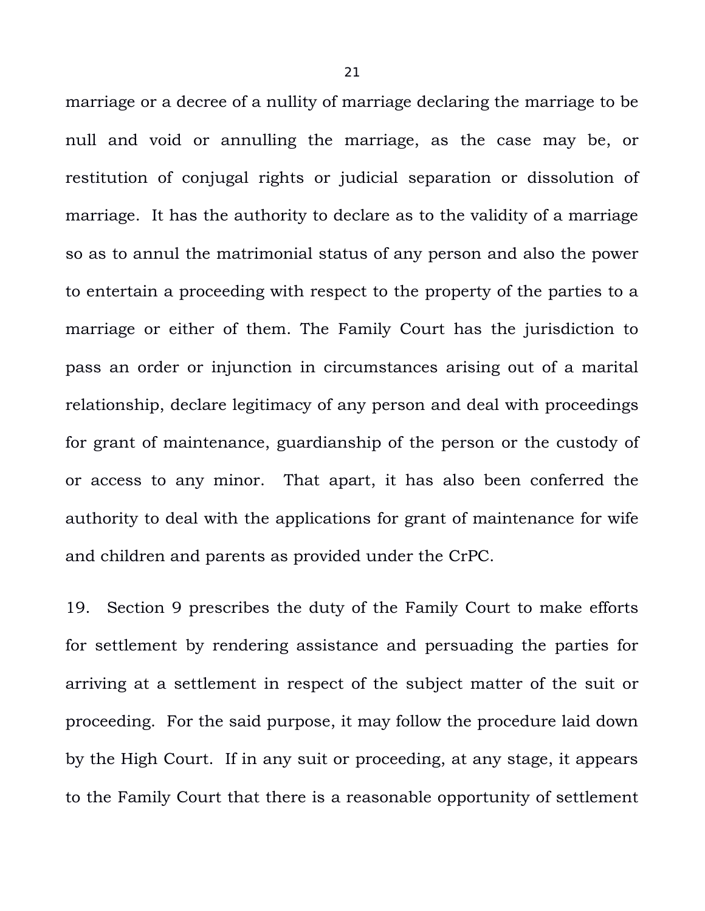marriage or a decree of a nullity of marriage declaring the marriage to be null and void or annulling the marriage, as the case may be, or restitution of conjugal rights or judicial separation or dissolution of marriage. It has the authority to declare as to the validity of a marriage so as to annul the matrimonial status of any person and also the power to entertain a proceeding with respect to the property of the parties to a marriage or either of them. The Family Court has the jurisdiction to pass an order or injunction in circumstances arising out of a marital relationship, declare legitimacy of any person and deal with proceedings for grant of maintenance, guardianship of the person or the custody of or access to any minor. That apart, it has also been conferred the authority to deal with the applications for grant of maintenance for wife and children and parents as provided under the CrPC.

19. Section 9 prescribes the duty of the Family Court to make efforts for settlement by rendering assistance and persuading the parties for arriving at a settlement in respect of the subject matter of the suit or proceeding. For the said purpose, it may follow the procedure laid down by the High Court. If in any suit or proceeding, at any stage, it appears to the Family Court that there is a reasonable opportunity of settlement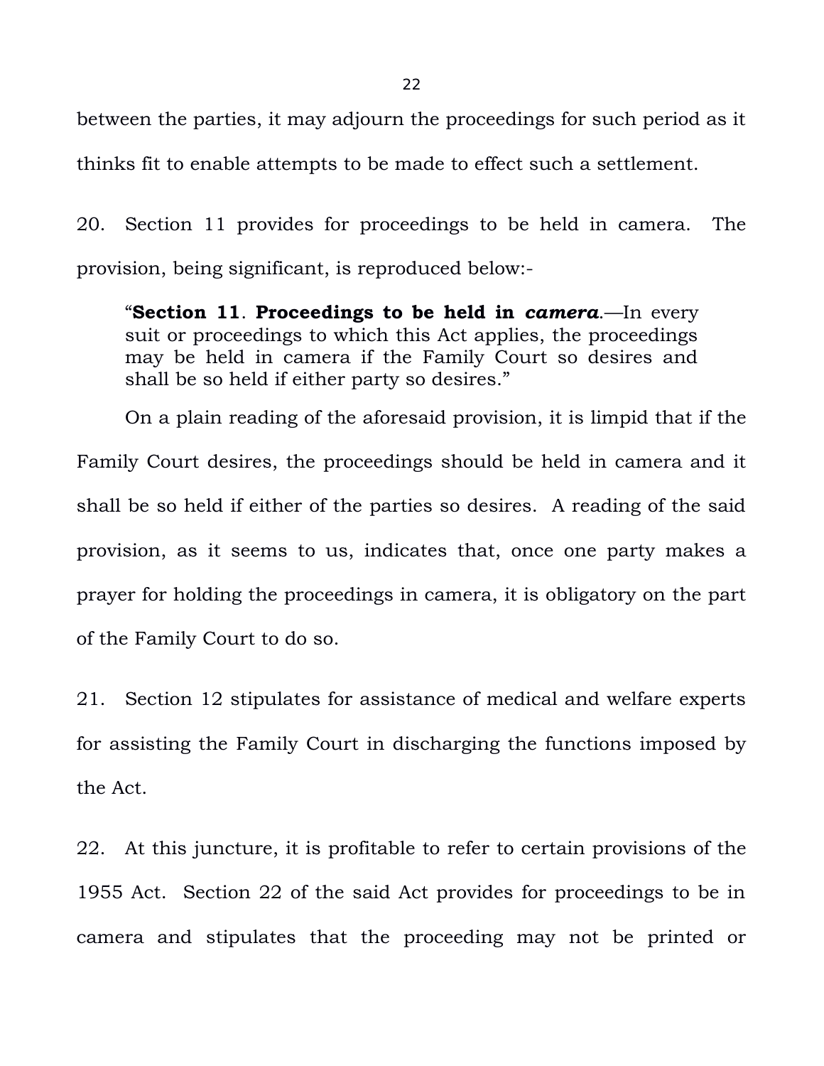between the parties, it may adjourn the proceedings for such period as it thinks fit to enable attempts to be made to effect such a settlement.

20. Section 11 provides for proceedings to be held in camera. The provision, being significant, is reproduced below:-

> "**Section 11**. **Proceedings to be held in *camera***.—In every suit or proceedings to which this Act applies, the proceedings may be held in camera if the Family Court so desires and shall be so held if either party so desires."

On a plain reading of the aforesaid provision, it is limpid that if the Family Court desires, the proceedings should be held in camera and it shall be so held if either of the parties so desires. A reading of the said provision, as it seems to us, indicates that, once one party makes a prayer for holding the proceedings in camera, it is obligatory on the part of the Family Court to do so.

21. Section 12 stipulates for assistance of medical and welfare experts for assisting the Family Court in discharging the functions imposed by the Act.

22. At this juncture, it is profitable to refer to certain provisions of the 1955 Act. Section 22 of the said Act provides for proceedings to be in camera and stipulates that the proceeding may not be printed or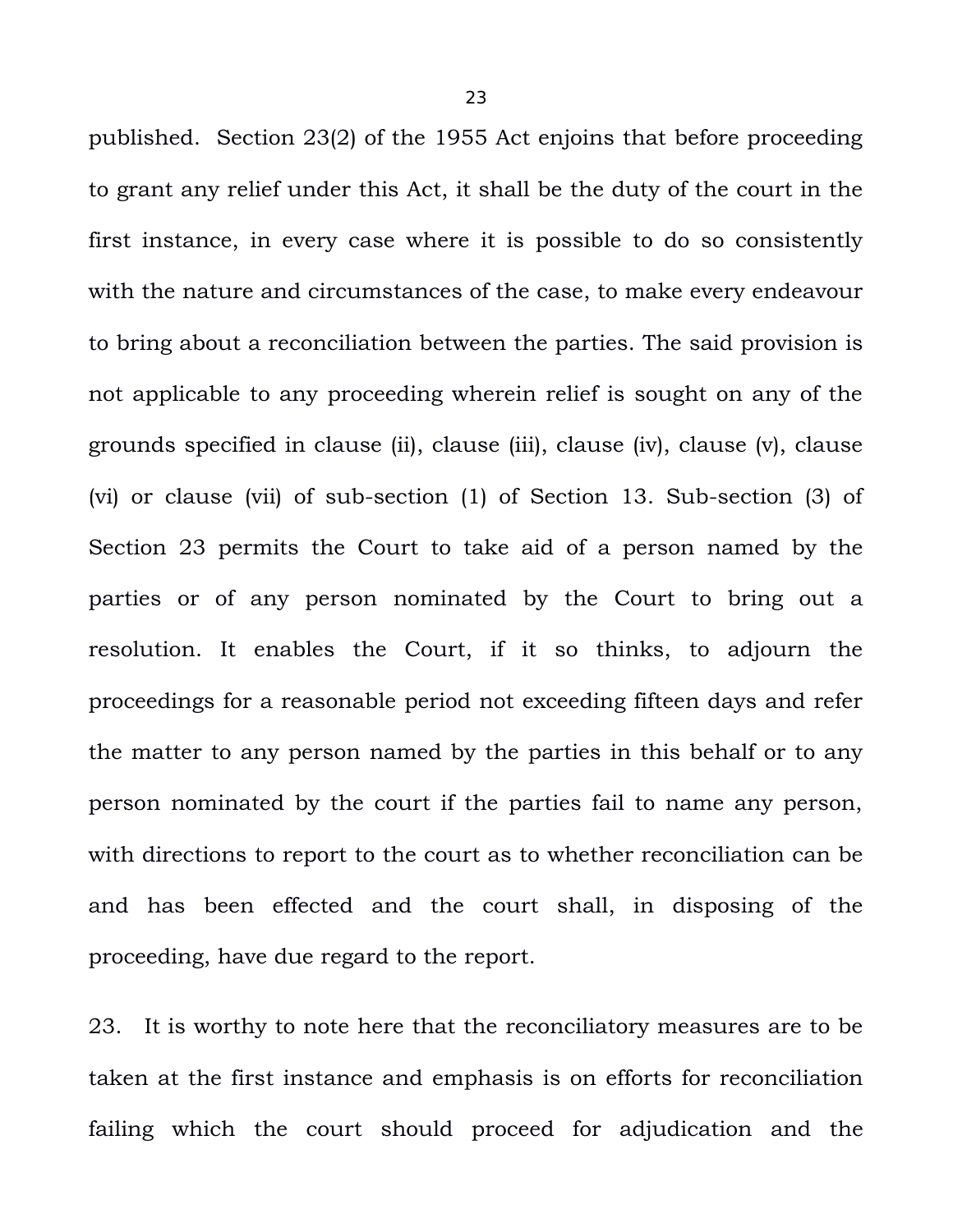published. Section 23(2) of the 1955 Act enjoins that before proceeding to grant any relief under this Act, it shall be the duty of the court in the first instance, in every case where it is possible to do so consistently with the nature and circumstances of the case, to make every endeavour to bring about a reconciliation between the parties. The said provision is not applicable to any proceeding wherein relief is sought on any of the grounds specified in clause (ii), clause (iii), clause (iv), clause (v), clause (vi) or clause (vii) of sub-section (1) of Section 13. Sub-section (3) of Section 23 permits the Court to take aid of a person named by the parties or of any person nominated by the Court to bring out a resolution. It enables the Court, if it so thinks, to adjourn the proceedings for a reasonable period not exceeding fifteen days and refer the matter to any person named by the parties in this behalf or to any person nominated by the court if the parties fail to name any person, with directions to report to the court as to whether reconciliation can be and has been effected and the court shall, in disposing of the proceeding, have due regard to the report.

23. It is worthy to note here that the reconciliatory measures are to be taken at the first instance and emphasis is on efforts for reconciliation failing which the court should proceed for adjudication and the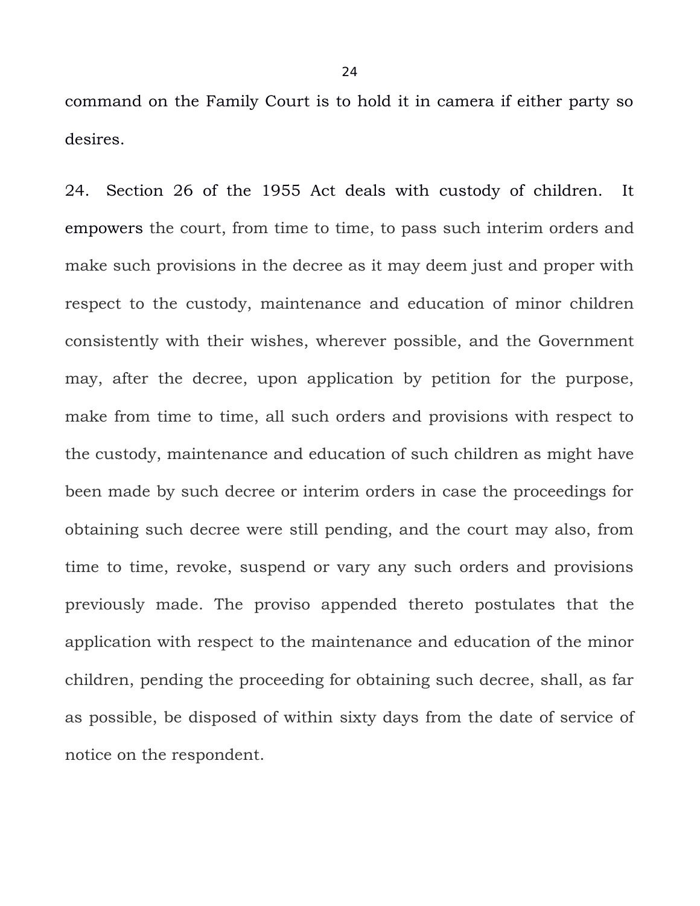command on the Family Court is to hold it in camera if either party so desires.

24. Section 26 of the 1955 Act deals with custody of children. It empowers the court, from time to time, to pass such interim orders and make such provisions in the decree as it may deem just and proper with respect to the custody, maintenance and education of minor children consistently with their wishes, wherever possible, and the Government may, after the decree, upon application by petition for the purpose, make from time to time, all such orders and provisions with respect to the custody, maintenance and education of such children as might have been made by such decree or interim orders in case the proceedings for obtaining such decree were still pending, and the court may also, from time to time, revoke, suspend or vary any such orders and provisions previously made. The proviso appended thereto postulates that the application with respect to the maintenance and education of the minor children, pending the proceeding for obtaining such decree, shall, as far as possible, be disposed of within sixty days from the date of service of notice on the respondent.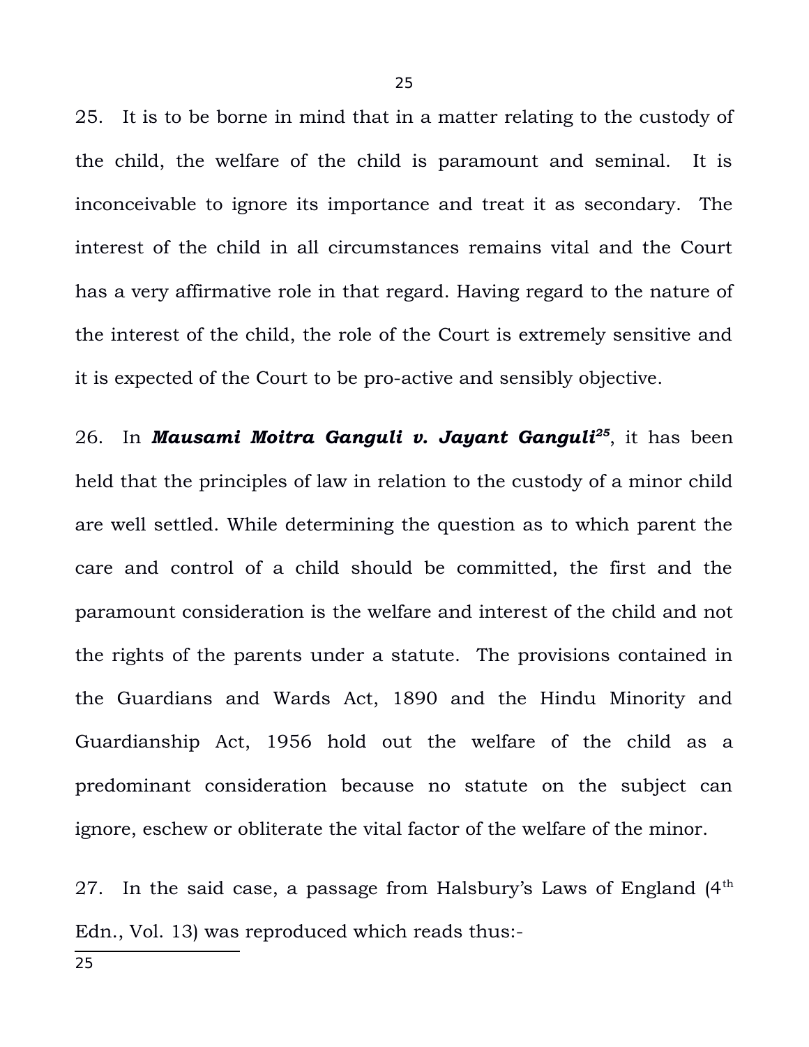25. It is to be borne in mind that in a matter relating to the custody of the child, the welfare of the child is paramount and seminal. It is inconceivable to ignore its importance and treat it as secondary. The interest of the child in all circumstances remains vital and the Court has a very affirmative role in that regard. Having regard to the nature of the interest of the child, the role of the Court is extremely sensitive and it is expected of the Court to be pro-active and sensibly objective.

26. In ***Mausami Moitra Ganguli v. Jayant Ganguli***[25], it has been held that the principles of law in relation to the custody of a minor child are well settled. While determining the question as to which parent the care and control of a child should be committed, the first and the paramount consideration is the welfare and interest of the child and not the rights of the parents under a statute. The provisions contained in the Guardians and Wards Act, 1890 and the Hindu Minority and Guardianship Act, 1956 hold out the welfare of the child as a predominant consideration because no statute on the subject can ignore, eschew or obliterate the vital factor of the welfare of the minor.

27. In the said case, a passage from Halsbury's Laws of England (4th Edn., Vol. 13) was reproduced which reads thus:-

---
25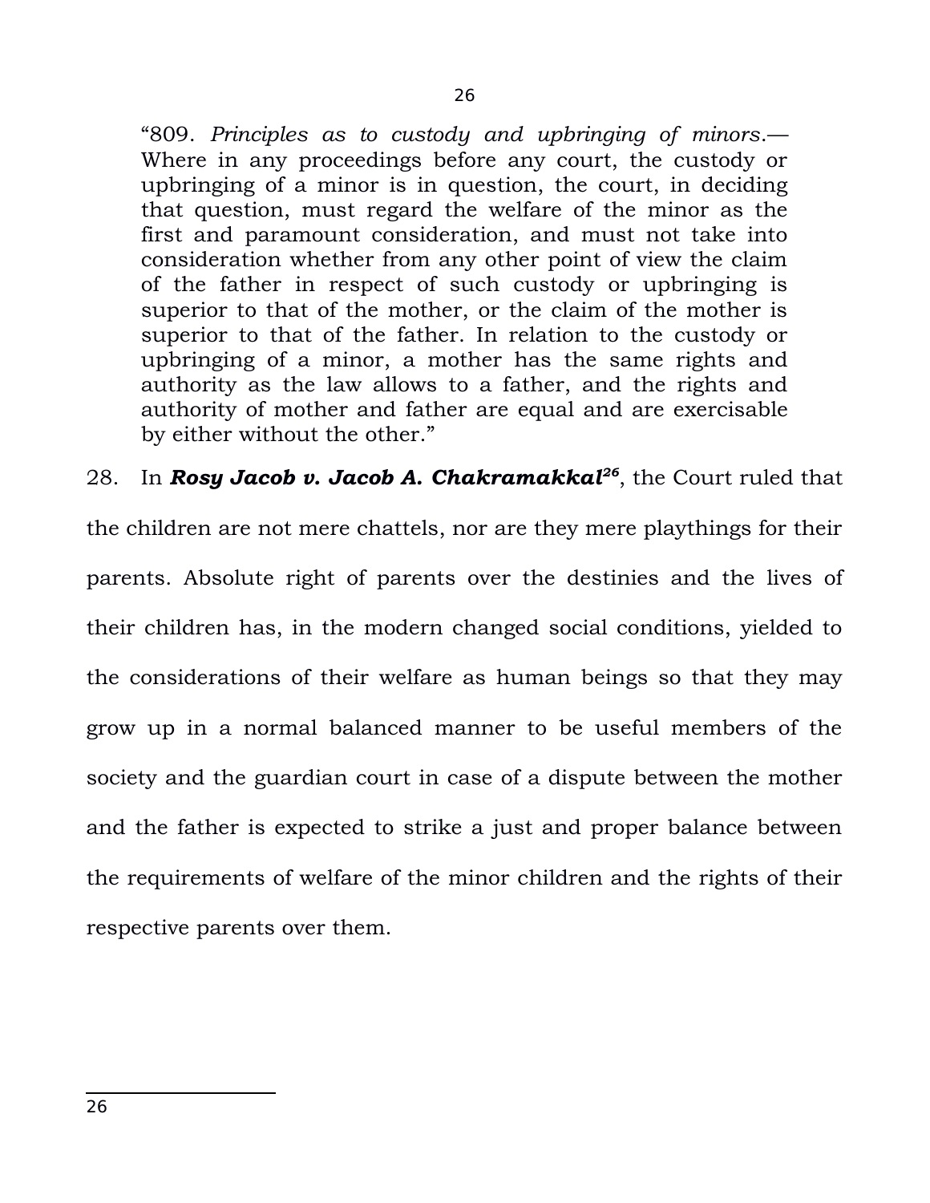> "809. *Principles as to custody and upbringing of minors*.— Where in any proceedings before any court, the custody or upbringing of a minor is in question, the court, in deciding that question, must regard the welfare of the minor as the first and paramount consideration, and must not take into consideration whether from any other point of view the claim of the father in respect of such custody or upbringing is superior to that of the mother, or the claim of the mother is superior to that of the father. In relation to the custody or upbringing of a minor, a mother has the same rights and authority as the law allows to a father, and the rights and authority of mother and father are equal and are exercisable by either without the other."

28. In ***Rosy Jacob v. Jacob A. Chakramakkal***[26], the Court ruled that the children are not mere chattels, nor are they mere playthings for their parents. Absolute right of parents over the destinies and the lives of their children has, in the modern changed social conditions, yielded to the considerations of their welfare as human beings so that they may grow up in a normal balanced manner to be useful members of the society and the guardian court in case of a dispute between the mother and the father is expected to strike a just and proper balance between the requirements of welfare of the minor children and the rights of their respective parents over them.

---

26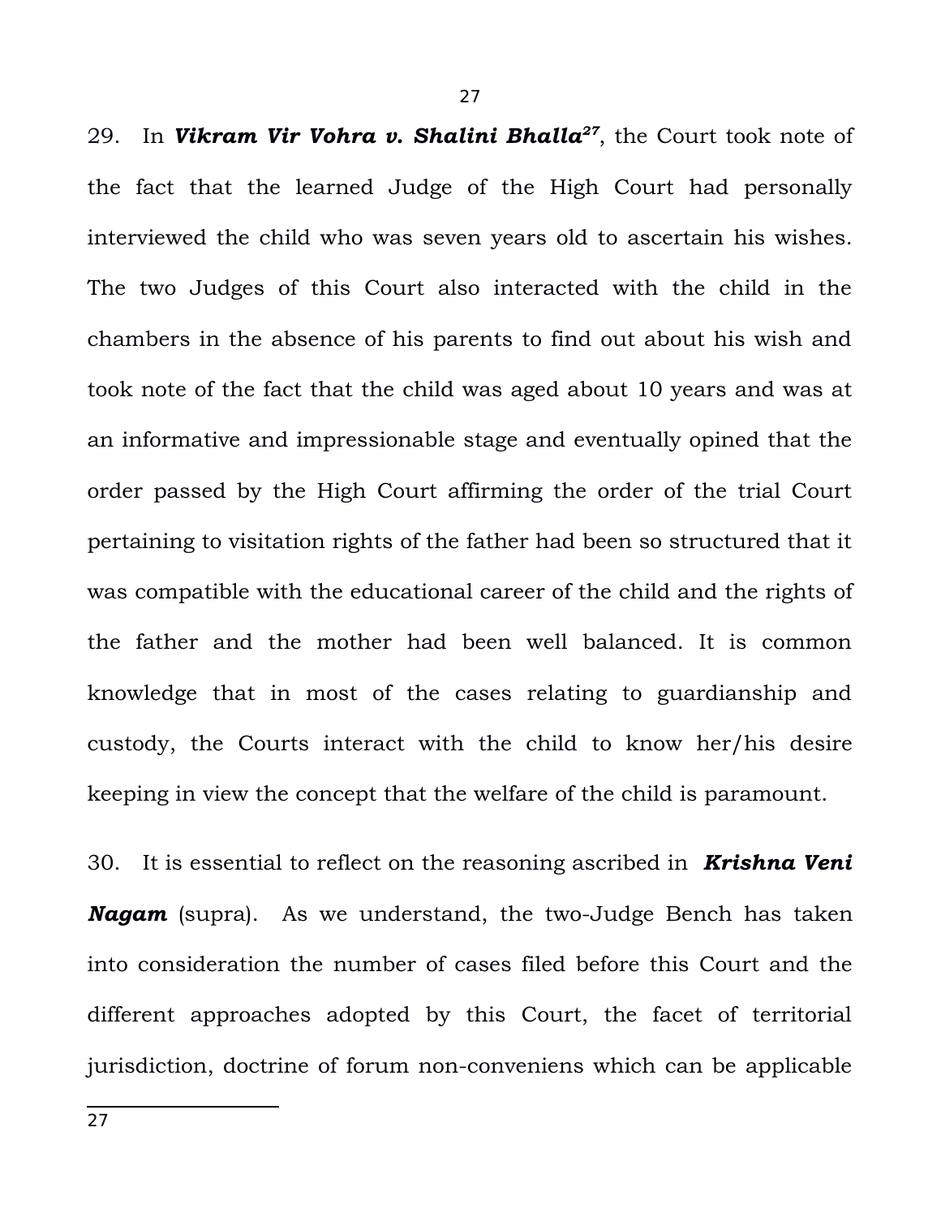29. In ***Vikram Vir Vohra v. Shalini Bhalla***[27], the Court took note of the fact that the learned Judge of the High Court had personally interviewed the child who was seven years old to ascertain his wishes. The two Judges of this Court also interacted with the child in the chambers in the absence of his parents to find out about his wish and took note of the fact that the child was aged about 10 years and was at an informative and impressionable stage and eventually opined that the order passed by the High Court affirming the order of the trial Court pertaining to visitation rights of the father had been so structured that it was compatible with the educational career of the child and the rights of the father and the mother had been well balanced. It is common knowledge that in most of the cases relating to guardianship and custody, the Courts interact with the child to know her/his desire keeping in view the concept that the welfare of the child is paramount.

30. It is essential to reflect on the reasoning ascribed in ***Krishna Veni Nagam*** (supra). As we understand, the two-Judge Bench has taken into consideration the number of cases filed before this Court and the different approaches adopted by this Court, the facet of territorial jurisdiction, doctrine of forum non-conveniens which can be applicable

---

27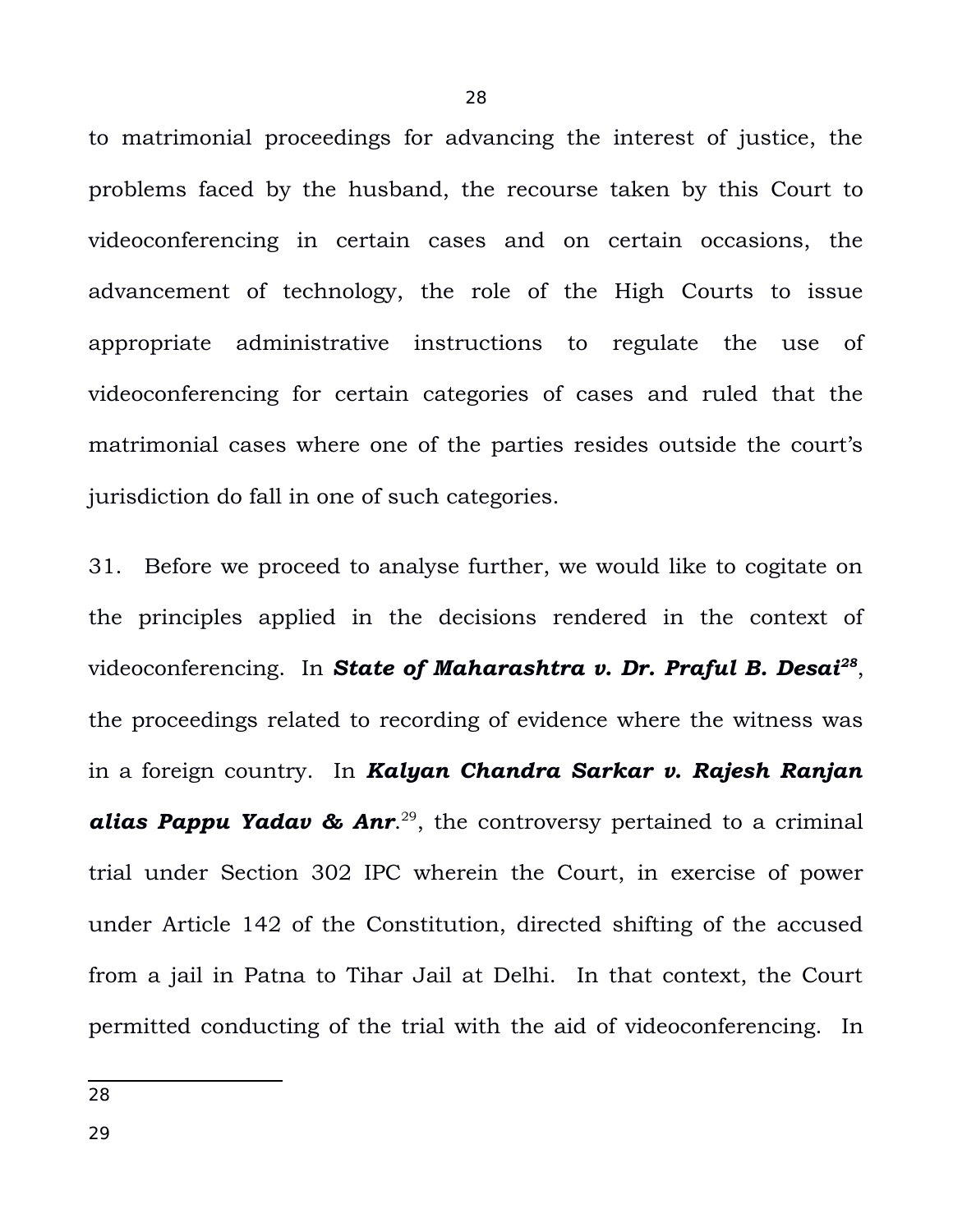to matrimonial proceedings for advancing the interest of justice, the problems faced by the husband, the recourse taken by this Court to videoconferencing in certain cases and on certain occasions, the advancement of technology, the role of the High Courts to issue appropriate administrative instructions to regulate the use of videoconferencing for certain categories of cases and ruled that the matrimonial cases where one of the parties resides outside the court's jurisdiction do fall in one of such categories.

31. Before we proceed to analyse further, we would like to cogitate on the principles applied in the decisions rendered in the context of videoconferencing. In ***State of Maharashtra v. Dr. Praful B. Desai***[28], the proceedings related to recording of evidence where the witness was in a foreign country. In ***Kalyan Chandra Sarkar v. Rajesh Ranjan alias Pappu Yadav & Anr***.[29], the controversy pertained to a criminal trial under Section 302 IPC wherein the Court, in exercise of power under Article 142 of the Constitution, directed shifting of the accused from a jail in Patna to Tihar Jail at Delhi. In that context, the Court permitted conducting of the trial with the aid of videoconferencing. In

---

28

29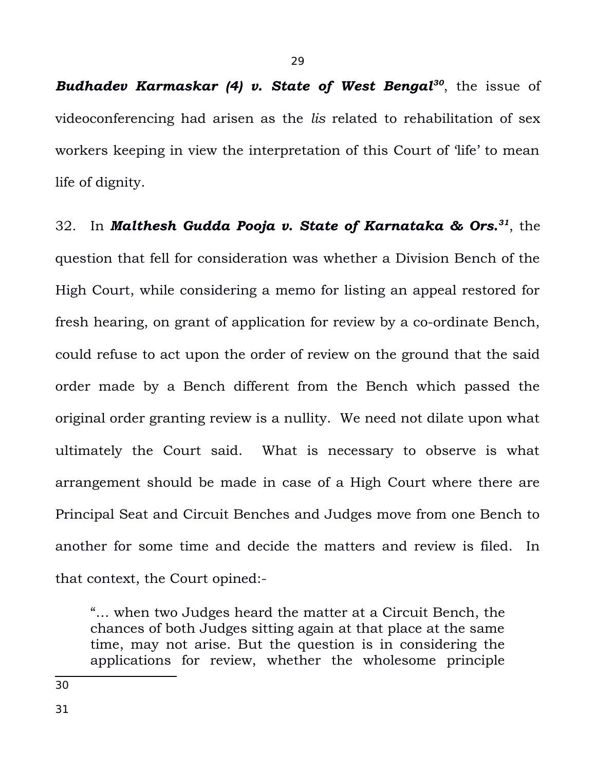***Budhadev Karmaskar (4) v. State of West Bengal***[30], the issue of videoconferencing had arisen as the *lis* related to rehabilitation of sex workers keeping in view the interpretation of this Court of 'life' to mean life of dignity.

32. In ***Malthesh Gudda Pooja v. State of Karnataka & Ors.***[31], the question that fell for consideration was whether a Division Bench of the High Court, while considering a memo for listing an appeal restored for fresh hearing, on grant of application for review by a co-ordinate Bench, could refuse to act upon the order of review on the ground that the said order made by a Bench different from the Bench which passed the original order granting review is a nullity. We need not dilate upon what ultimately the Court said. What is necessary to observe is what arrangement should be made in case of a High Court where there are Principal Seat and Circuit Benches and Judges move from one Bench to another for some time and decide the matters and review is filed. In that context, the Court opined:-

> "… when two Judges heard the matter at a Circuit Bench, the chances of both Judges sitting again at that place at the same time, may not arise. But the question is in considering the applications for review, whether the wholesome principle

30

31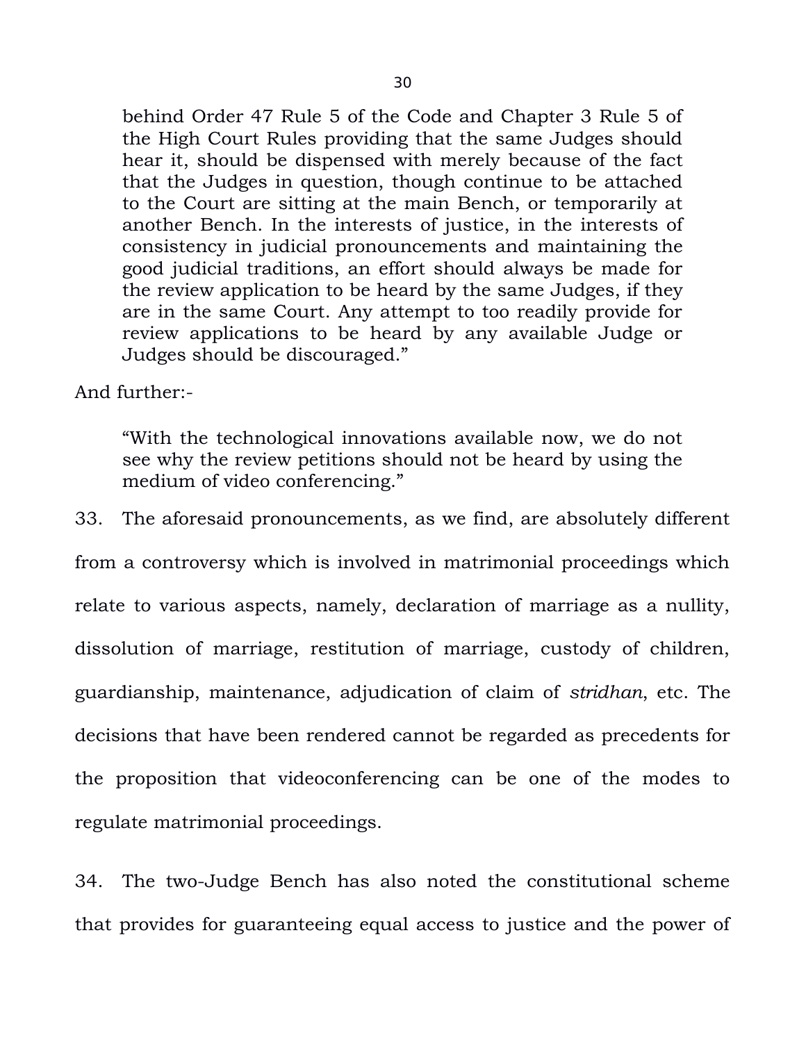> behind Order 47 Rule 5 of the Code and Chapter 3 Rule 5 of the High Court Rules providing that the same Judges should hear it, should be dispensed with merely because of the fact that the Judges in question, though continue to be attached to the Court are sitting at the main Bench, or temporarily at another Bench. In the interests of justice, in the interests of consistency in judicial pronouncements and maintaining the good judicial traditions, an effort should always be made for the review application to be heard by the same Judges, if they are in the same Court. Any attempt to too readily provide for review applications to be heard by any available Judge or Judges should be discouraged."

And further:-

> "With the technological innovations available now, we do not see why the review petitions should not be heard by using the medium of video conferencing."

33. The aforesaid pronouncements, as we find, are absolutely different from a controversy which is involved in matrimonial proceedings which relate to various aspects, namely, declaration of marriage as a nullity, dissolution of marriage, restitution of marriage, custody of children, guardianship, maintenance, adjudication of claim of *stridhan*, etc. The decisions that have been rendered cannot be regarded as precedents for the proposition that videoconferencing can be one of the modes to regulate matrimonial proceedings.

34. The two-Judge Bench has also noted the constitutional scheme that provides for guaranteeing equal access to justice and the power of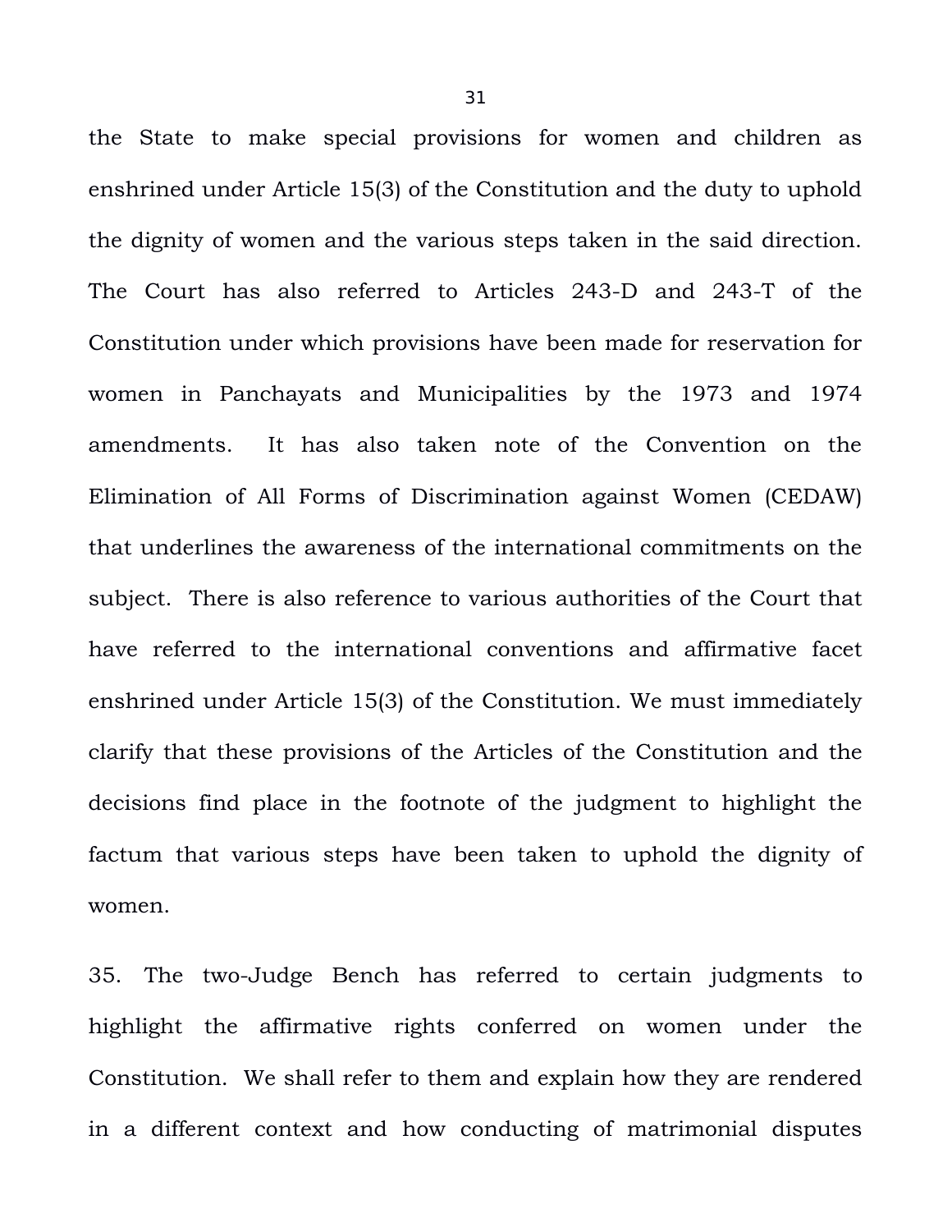the State to make special provisions for women and children as enshrined under Article 15(3) of the Constitution and the duty to uphold the dignity of women and the various steps taken in the said direction. The Court has also referred to Articles 243-D and 243-T of the Constitution under which provisions have been made for reservation for women in Panchayats and Municipalities by the 1973 and 1974 amendments. It has also taken note of the Convention on the Elimination of All Forms of Discrimination against Women (CEDAW) that underlines the awareness of the international commitments on the subject. There is also reference to various authorities of the Court that have referred to the international conventions and affirmative facet enshrined under Article 15(3) of the Constitution. We must immediately clarify that these provisions of the Articles of the Constitution and the decisions find place in the footnote of the judgment to highlight the factum that various steps have been taken to uphold the dignity of women.

35. The two-Judge Bench has referred to certain judgments to highlight the affirmative rights conferred on women under the Constitution. We shall refer to them and explain how they are rendered in a different context and how conducting of matrimonial disputes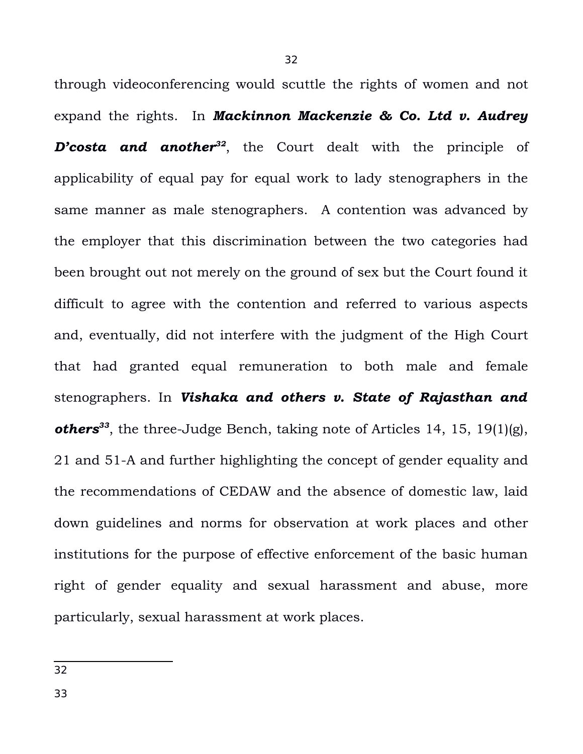through videoconferencing would scuttle the rights of women and not expand the rights. In ***Mackinnon Mackenzie & Co. Ltd v. Audrey D'costa and another***[32], the Court dealt with the principle of applicability of equal pay for equal work to lady stenographers in the same manner as male stenographers. A contention was advanced by the employer that this discrimination between the two categories had been brought out not merely on the ground of sex but the Court found it difficult to agree with the contention and referred to various aspects and, eventually, did not interfere with the judgment of the High Court that had granted equal remuneration to both male and female stenographers. In ***Vishaka and others v. State of Rajasthan and others***[33], the three-Judge Bench, taking note of Articles 14, 15, 19(1)(g), 21 and 51-A and further highlighting the concept of gender equality and the recommendations of CEDAW and the absence of domestic law, laid down guidelines and norms for observation at work places and other institutions for the purpose of effective enforcement of the basic human right of gender equality and sexual harassment and abuse, more particularly, sexual harassment at work places.

---

32

33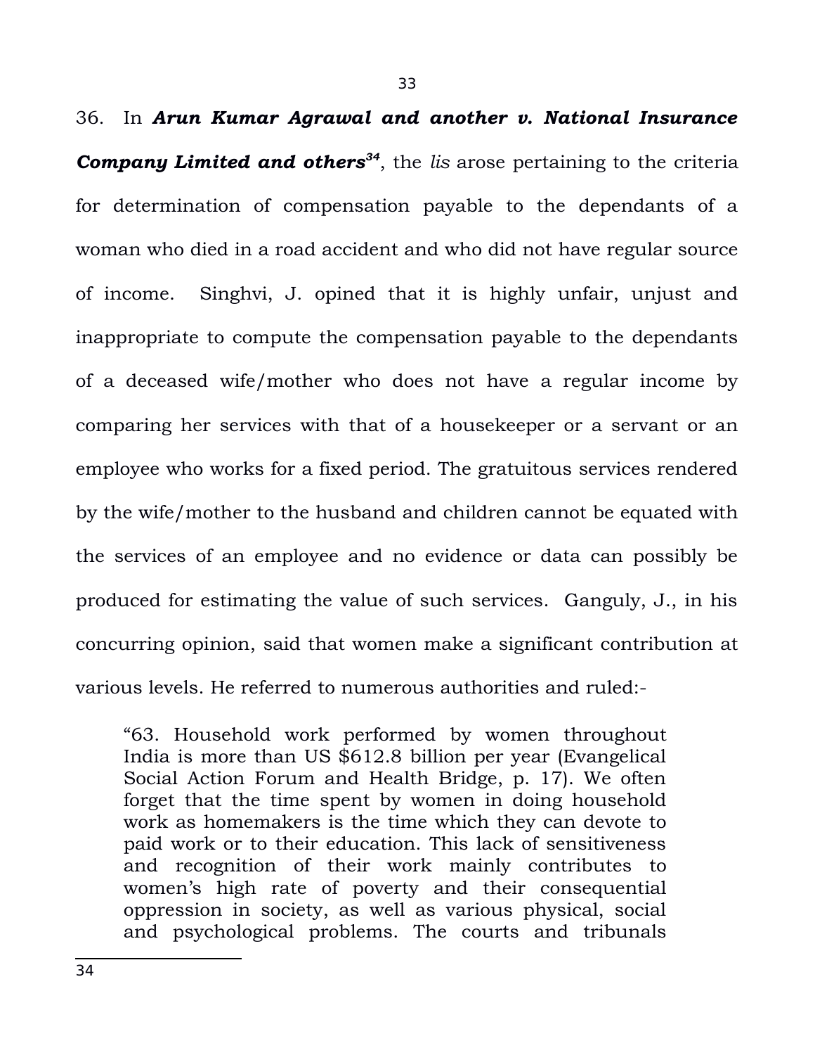36. In ***Arun Kumar Agrawal and another v. National Insurance Company Limited and others***[34], the *lis* arose pertaining to the criteria for determination of compensation payable to the dependants of a woman who died in a road accident and who did not have regular source of income. Singhvi, J. opined that it is highly unfair, unjust and inappropriate to compute the compensation payable to the dependants of a deceased wife/mother who does not have a regular income by comparing her services with that of a housekeeper or a servant or an employee who works for a fixed period. The gratuitous services rendered by the wife/mother to the husband and children cannot be equated with the services of an employee and no evidence or data can possibly be produced for estimating the value of such services. Ganguly, J., in his concurring opinion, said that women make a significant contribution at various levels. He referred to numerous authorities and ruled:-

> "63. Household work performed by women throughout India is more than US $612.8 billion per year (Evangelical Social Action Forum and Health Bridge, p. 17). We often forget that the time spent by women in doing household work as homemakers is the time which they can devote to paid work or to their education. This lack of sensitiveness and recognition of their work mainly contributes to women's high rate of poverty and their consequential oppression in society, as well as various physical, social and psychological problems. The courts and tribunals

---

34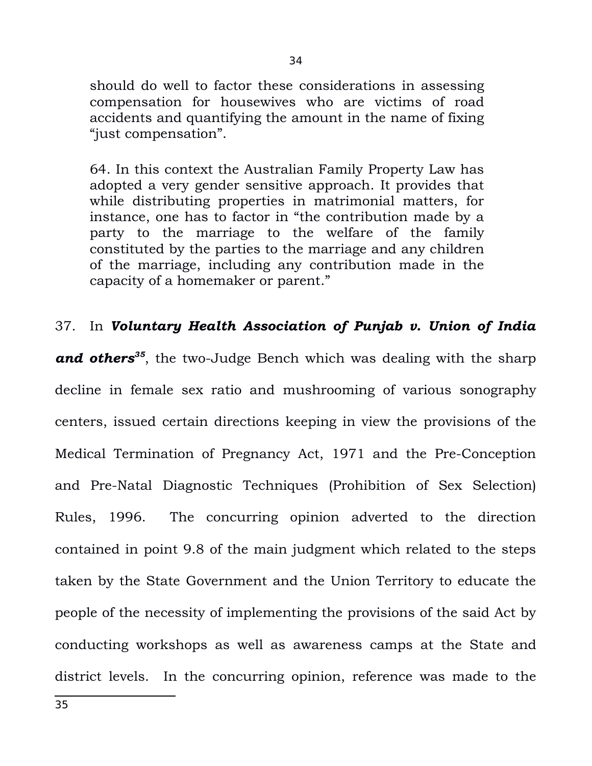should do well to factor these considerations in assessing compensation for housewives who are victims of road accidents and quantifying the amount in the name of fixing "just compensation".

64. In this context the Australian Family Property Law has adopted a very gender sensitive approach. It provides that while distributing properties in matrimonial matters, for instance, one has to factor in "the contribution made by a party to the marriage to the welfare of the family constituted by the parties to the marriage and any children of the marriage, including any contribution made in the capacity of a homemaker or parent."

37. In ***Voluntary Health Association of Punjab v. Union of India and others***[35], the two-Judge Bench which was dealing with the sharp decline in female sex ratio and mushrooming of various sonography centers, issued certain directions keeping in view the provisions of the Medical Termination of Pregnancy Act, 1971 and the Pre-Conception and Pre-Natal Diagnostic Techniques (Prohibition of Sex Selection) Rules, 1996. The concurring opinion adverted to the direction contained in point 9.8 of the main judgment which related to the steps taken by the State Government and the Union Territory to educate the people of the necessity of implementing the provisions of the said Act by conducting workshops as well as awareness camps at the State and district levels. In the concurring opinion, reference was made to the

---

35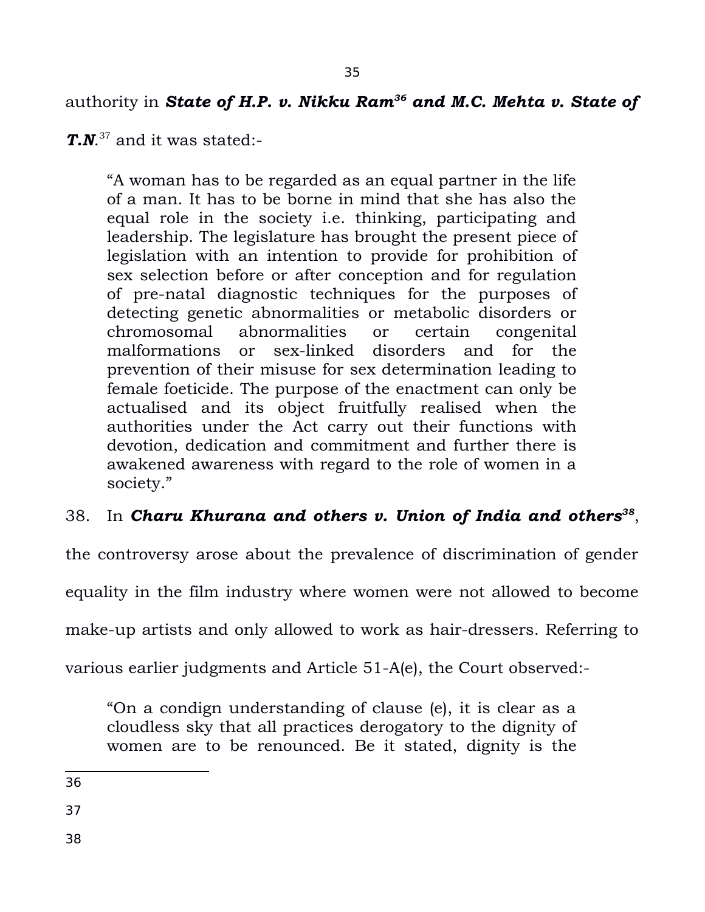authority in ***State of H.P. v. Nikku Ram***[36] ***and M.C. Mehta v. State of T.N.***[37] and it was stated:-

> "A woman has to be regarded as an equal partner in the life of a man. It has to be borne in mind that she has also the equal role in the society i.e. thinking, participating and leadership. The legislature has brought the present piece of legislation with an intention to provide for prohibition of sex selection before or after conception and for regulation of pre-natal diagnostic techniques for the purposes of detecting genetic abnormalities or metabolic disorders or chromosomal abnormalities or certain congenital malformations or sex-linked disorders and for the prevention of their misuse for sex determination leading to female foeticide. The purpose of the enactment can only be actualised and its object fruitfully realised when the authorities under the Act carry out their functions with devotion, dedication and commitment and further there is awakened awareness with regard to the role of women in a society."

38. In ***Charu Khurana and others v. Union of India and others***[38], the controversy arose about the prevalence of discrimination of gender equality in the film industry where women were not allowed to become make-up artists and only allowed to work as hair-dressers. Referring to various earlier judgments and Article 51-A(e), the Court observed:-

> "On a condign understanding of clause (e), it is clear as a cloudless sky that all practices derogatory to the dignity of women are to be renounced. Be it stated, dignity is the

---

36

37

38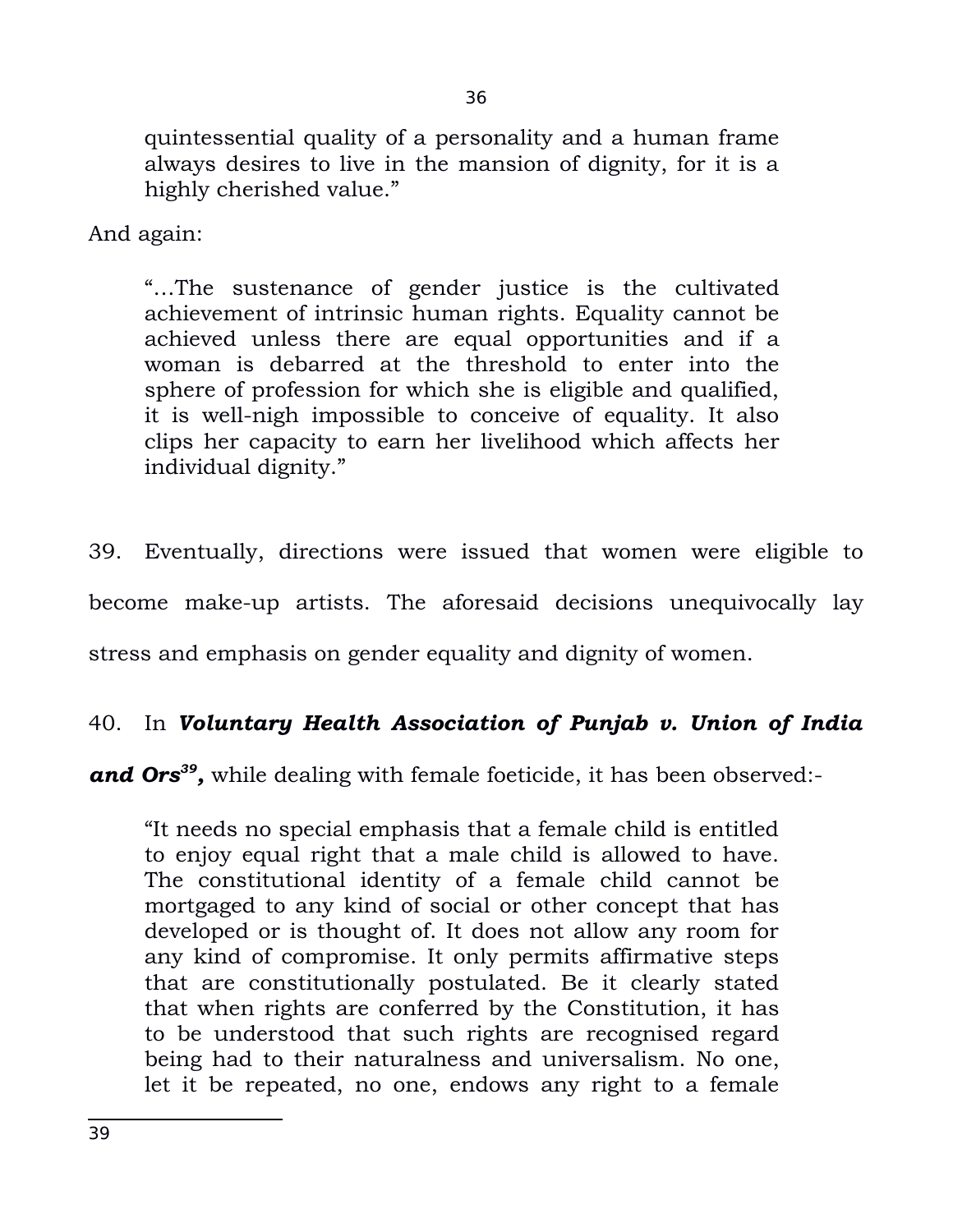> quintessential quality of a personality and a human frame always desires to live in the mansion of dignity, for it is a highly cherished value."

And again:

> "…The sustenance of gender justice is the cultivated achievement of intrinsic human rights. Equality cannot be achieved unless there are equal opportunities and if a woman is debarred at the threshold to enter into the sphere of profession for which she is eligible and qualified, it is well-nigh impossible to conceive of equality. It also clips her capacity to earn her livelihood which affects her individual dignity."

39. Eventually, directions were issued that women were eligible to become make-up artists. The aforesaid decisions unequivocally lay stress and emphasis on gender equality and dignity of women.

40. In ***Voluntary Health Association of Punjab v. Union of India and Ors***[39]**,** while dealing with female foeticide, it has been observed:-

> "It needs no special emphasis that a female child is entitled to enjoy equal right that a male child is allowed to have. The constitutional identity of a female child cannot be mortgaged to any kind of social or other concept that has developed or is thought of. It does not allow any room for any kind of compromise. It only permits affirmative steps that are constitutionally postulated. Be it clearly stated that when rights are conferred by the Constitution, it has to be understood that such rights are recognised regard being had to their naturalness and universalism. No one, let it be repeated, no one, endows any right to a female

---

39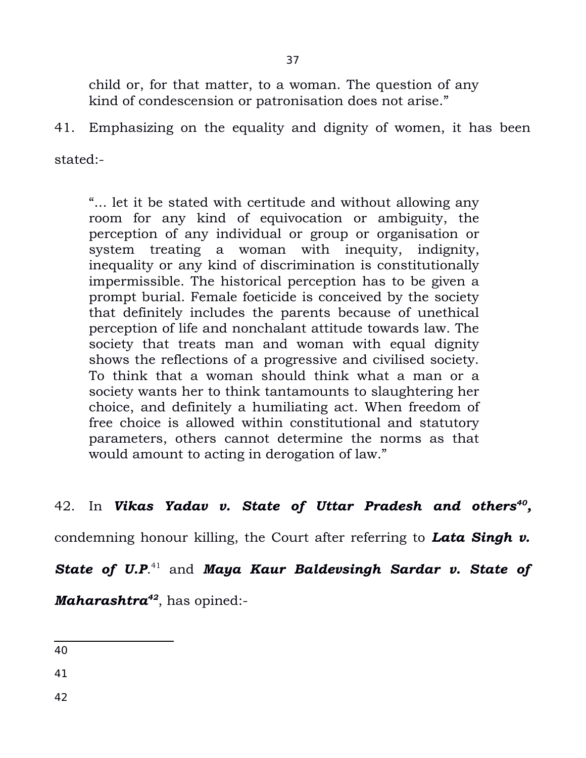> child or, for that matter, to a woman. The question of any kind of condescension or patronisation does not arise."

41. Emphasizing on the equality and dignity of women, it has been stated:-

> "... let it be stated with certitude and without allowing any room for any kind of equivocation or ambiguity, the perception of any individual or group or organisation or system treating a woman with inequity, indignity, inequality or any kind of discrimination is constitutionally impermissible. The historical perception has to be given a prompt burial. Female foeticide is conceived by the society that definitely includes the parents because of unethical perception of life and nonchalant attitude towards law. The society that treats man and woman with equal dignity shows the reflections of a progressive and civilised society. To think that a woman should think what a man or a society wants her to think tantamounts to slaughtering her choice, and definitely a humiliating act. When freedom of free choice is allowed within constitutional and statutory parameters, others cannot determine the norms as that would amount to acting in derogation of law."

42. In ***Vikas Yadav v. State of Uttar Pradesh and others***[40], condemning honour killing, the Court after referring to ***Lata Singh v. State of U.P***.[41] and ***Maya Kaur Baldevsingh Sardar v. State of Maharashtra***[42], has opined:-

---

40

41

42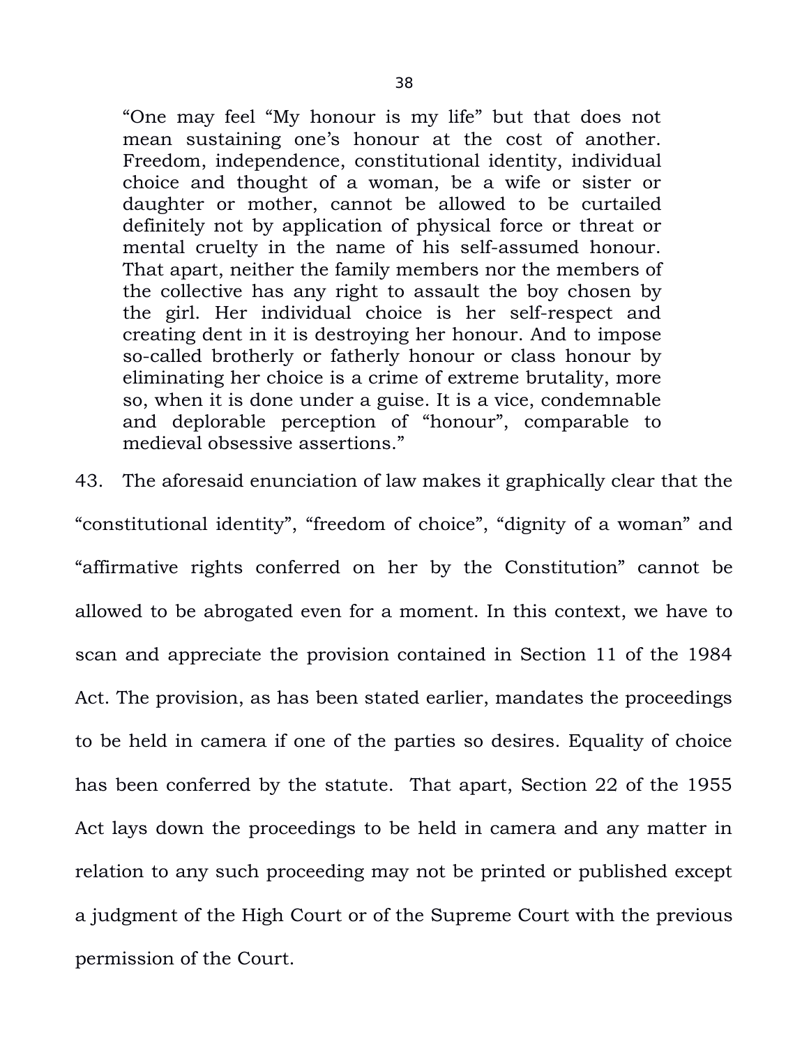> "One may feel "My honour is my life" but that does not mean sustaining one's honour at the cost of another. Freedom, independence, constitutional identity, individual choice and thought of a woman, be a wife or sister or daughter or mother, cannot be allowed to be curtailed definitely not by application of physical force or threat or mental cruelty in the name of his self-assumed honour. That apart, neither the family members nor the members of the collective has any right to assault the boy chosen by the girl. Her individual choice is her self-respect and creating dent in it is destroying her honour. And to impose so-called brotherly or fatherly honour or class honour by eliminating her choice is a crime of extreme brutality, more so, when it is done under a guise. It is a vice, condemnable and deplorable perception of "honour", comparable to medieval obsessive assertions."

43. The aforesaid enunciation of law makes it graphically clear that the "constitutional identity", "freedom of choice", "dignity of a woman" and "affirmative rights conferred on her by the Constitution" cannot be allowed to be abrogated even for a moment. In this context, we have to scan and appreciate the provision contained in Section 11 of the 1984 Act. The provision, as has been stated earlier, mandates the proceedings to be held in camera if one of the parties so desires. Equality of choice has been conferred by the statute. That apart, Section 22 of the 1955 Act lays down the proceedings to be held in camera and any matter in relation to any such proceeding may not be printed or published except a judgment of the High Court or of the Supreme Court with the previous permission of the Court.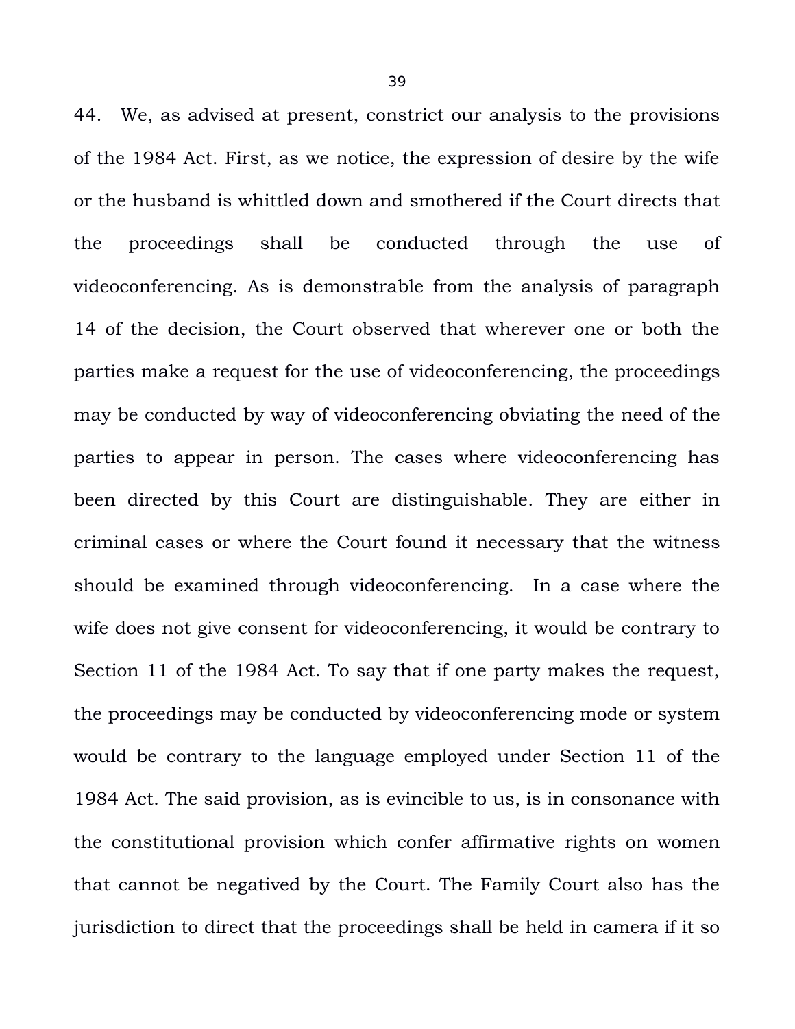44. We, as advised at present, constrict our analysis to the provisions of the 1984 Act. First, as we notice, the expression of desire by the wife or the husband is whittled down and smothered if the Court directs that the proceedings shall be conducted through the use of videoconferencing. As is demonstrable from the analysis of paragraph 14 of the decision, the Court observed that wherever one or both the parties make a request for the use of videoconferencing, the proceedings may be conducted by way of videoconferencing obviating the need of the parties to appear in person. The cases where videoconferencing has been directed by this Court are distinguishable. They are either in criminal cases or where the Court found it necessary that the witness should be examined through videoconferencing. In a case where the wife does not give consent for videoconferencing, it would be contrary to Section 11 of the 1984 Act. To say that if one party makes the request, the proceedings may be conducted by videoconferencing mode or system would be contrary to the language employed under Section 11 of the 1984 Act. The said provision, as is evincible to us, is in consonance with the constitutional provision which confer affirmative rights on women that cannot be negatived by the Court. The Family Court also has the jurisdiction to direct that the proceedings shall be held in camera if it so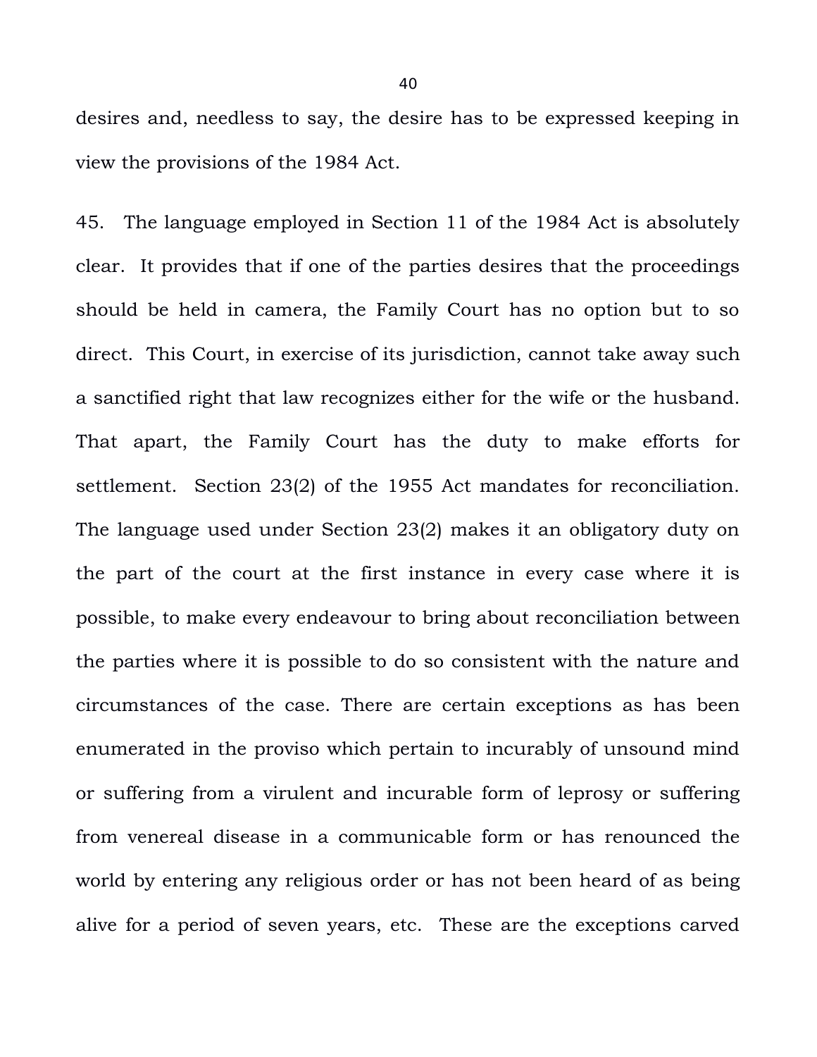desires and, needless to say, the desire has to be expressed keeping in view the provisions of the 1984 Act.

45. The language employed in Section 11 of the 1984 Act is absolutely clear. It provides that if one of the parties desires that the proceedings should be held in camera, the Family Court has no option but to so direct. This Court, in exercise of its jurisdiction, cannot take away such a sanctified right that law recognizes either for the wife or the husband. That apart, the Family Court has the duty to make efforts for settlement. Section 23(2) of the 1955 Act mandates for reconciliation. The language used under Section 23(2) makes it an obligatory duty on the part of the court at the first instance in every case where it is possible, to make every endeavour to bring about reconciliation between the parties where it is possible to do so consistent with the nature and circumstances of the case. There are certain exceptions as has been enumerated in the proviso which pertain to incurably of unsound mind or suffering from a virulent and incurable form of leprosy or suffering from venereal disease in a communicable form or has renounced the world by entering any religious order or has not been heard of as being alive for a period of seven years, etc. These are the exceptions carved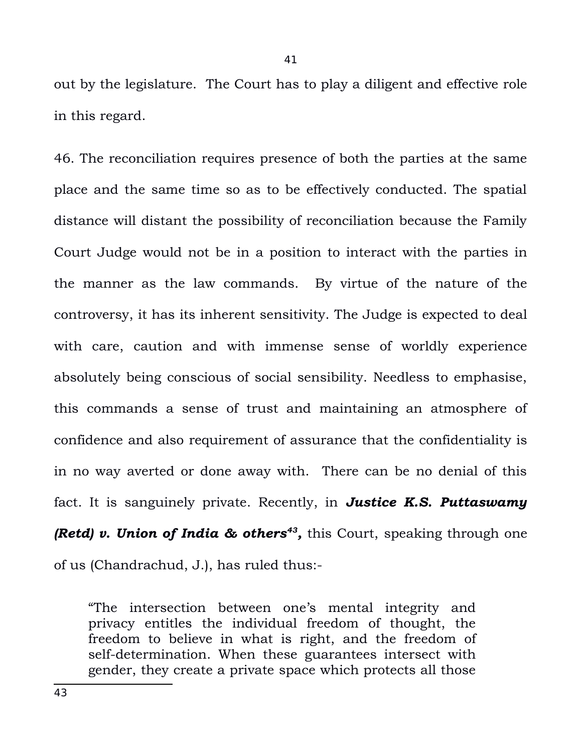out by the legislature. The Court has to play a diligent and effective role in this regard.

46. The reconciliation requires presence of both the parties at the same place and the same time so as to be effectively conducted. The spatial distance will distant the possibility of reconciliation because the Family Court Judge would not be in a position to interact with the parties in the manner as the law commands. By virtue of the nature of the controversy, it has its inherent sensitivity. The Judge is expected to deal with care, caution and with immense sense of worldly experience absolutely being conscious of social sensibility. Needless to emphasise, this commands a sense of trust and maintaining an atmosphere of confidence and also requirement of assurance that the confidentiality is in no way averted or done away with. There can be no denial of this fact. It is sanguinely private. Recently, in ***Justice K.S. Puttaswamy (Retd) v. Union of India & others[43],*** this Court, speaking through one of us (Chandrachud, J.), has ruled thus:-

> "The intersection between one's mental integrity and privacy entitles the individual freedom of thought, the freedom to believe in what is right, and the freedom of self-determination. When these guarantees intersect with gender, they create a private space which protects all those

43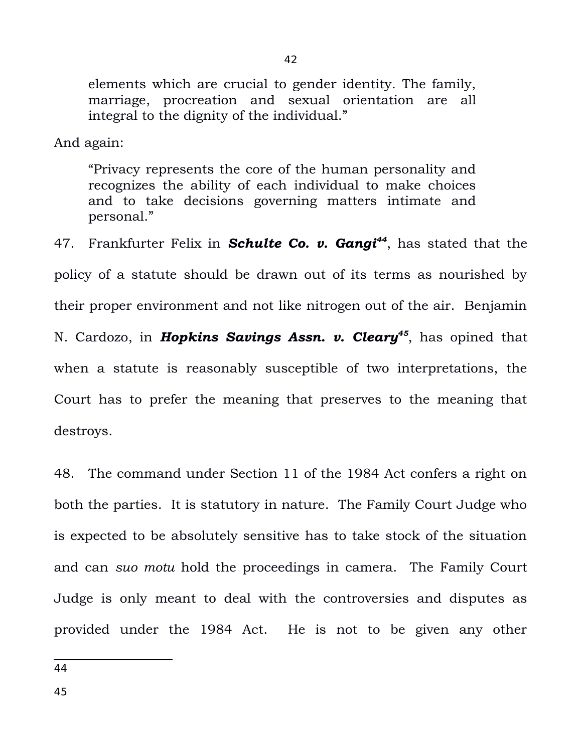> elements which are crucial to gender identity. The family, marriage, procreation and sexual orientation are all integral to the dignity of the individual."

And again:

> "Privacy represents the core of the human personality and recognizes the ability of each individual to make choices and to take decisions governing matters intimate and personal."

47. Frankfurter Felix in ***Schulte Co. v. Gangi***[44], has stated that the policy of a statute should be drawn out of its terms as nourished by their proper environment and not like nitrogen out of the air. Benjamin N. Cardozo, in ***Hopkins Savings Assn. v. Cleary***[45], has opined that when a statute is reasonably susceptible of two interpretations, the Court has to prefer the meaning that preserves to the meaning that destroys.

48. The command under Section 11 of the 1984 Act confers a right on both the parties. It is statutory in nature. The Family Court Judge who is expected to be absolutely sensitive has to take stock of the situation and can *suo motu* hold the proceedings in camera. The Family Court Judge is only meant to deal with the controversies and disputes as provided under the 1984 Act. He is not to be given any other

---

44

45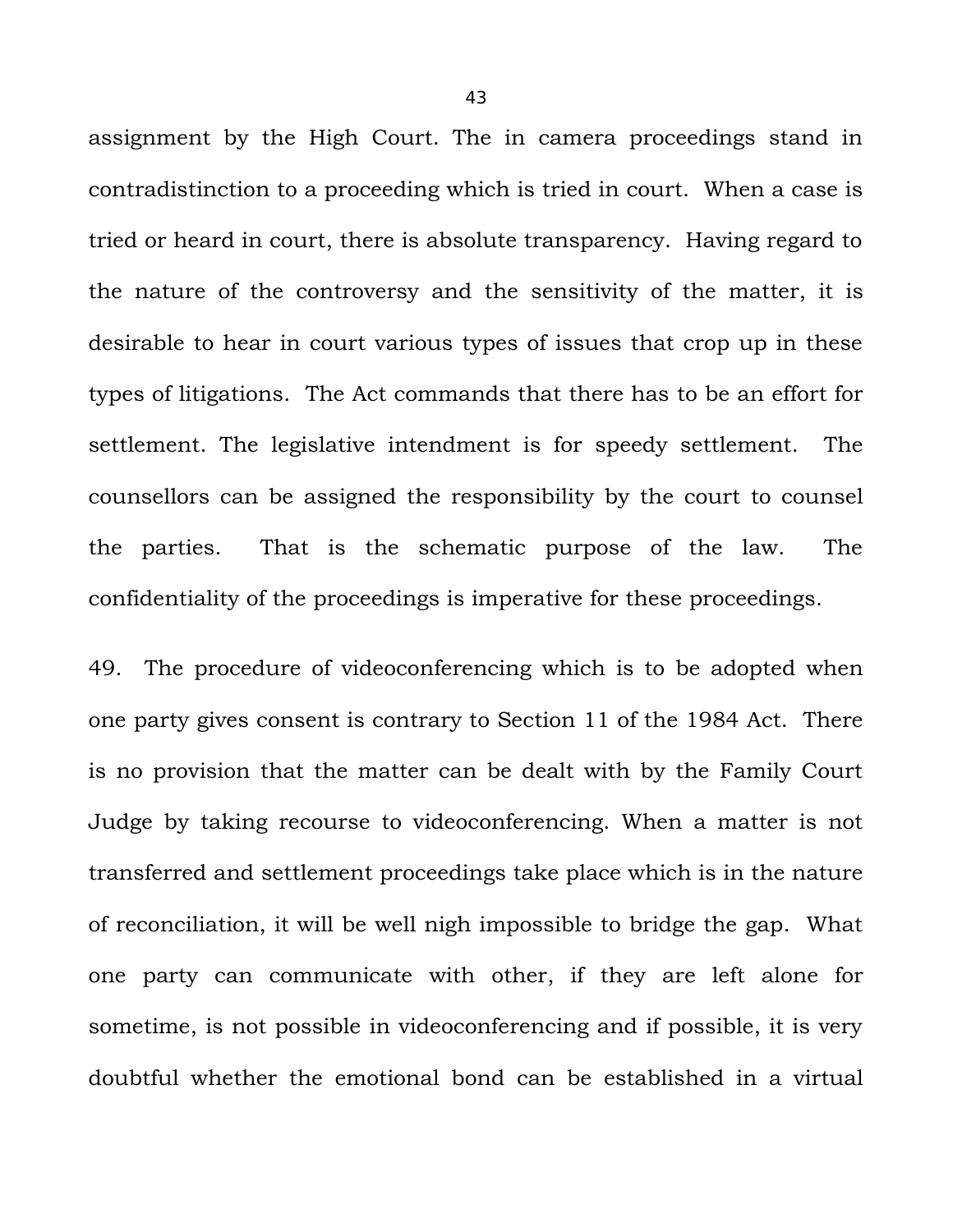assignment by the High Court. The in camera proceedings stand in contradistinction to a proceeding which is tried in court. When a case is tried or heard in court, there is absolute transparency. Having regard to the nature of the controversy and the sensitivity of the matter, it is desirable to hear in court various types of issues that crop up in these types of litigations. The Act commands that there has to be an effort for settlement. The legislative intendment is for speedy settlement. The counsellors can be assigned the responsibility by the court to counsel the parties. That is the schematic purpose of the law. The confidentiality of the proceedings is imperative for these proceedings.

49. The procedure of videoconferencing which is to be adopted when one party gives consent is contrary to Section 11 of the 1984 Act. There is no provision that the matter can be dealt with by the Family Court Judge by taking recourse to videoconferencing. When a matter is not transferred and settlement proceedings take place which is in the nature of reconciliation, it will be well nigh impossible to bridge the gap. What one party can communicate with other, if they are left alone for sometime, is not possible in videoconferencing and if possible, it is very doubtful whether the emotional bond can be established in a virtual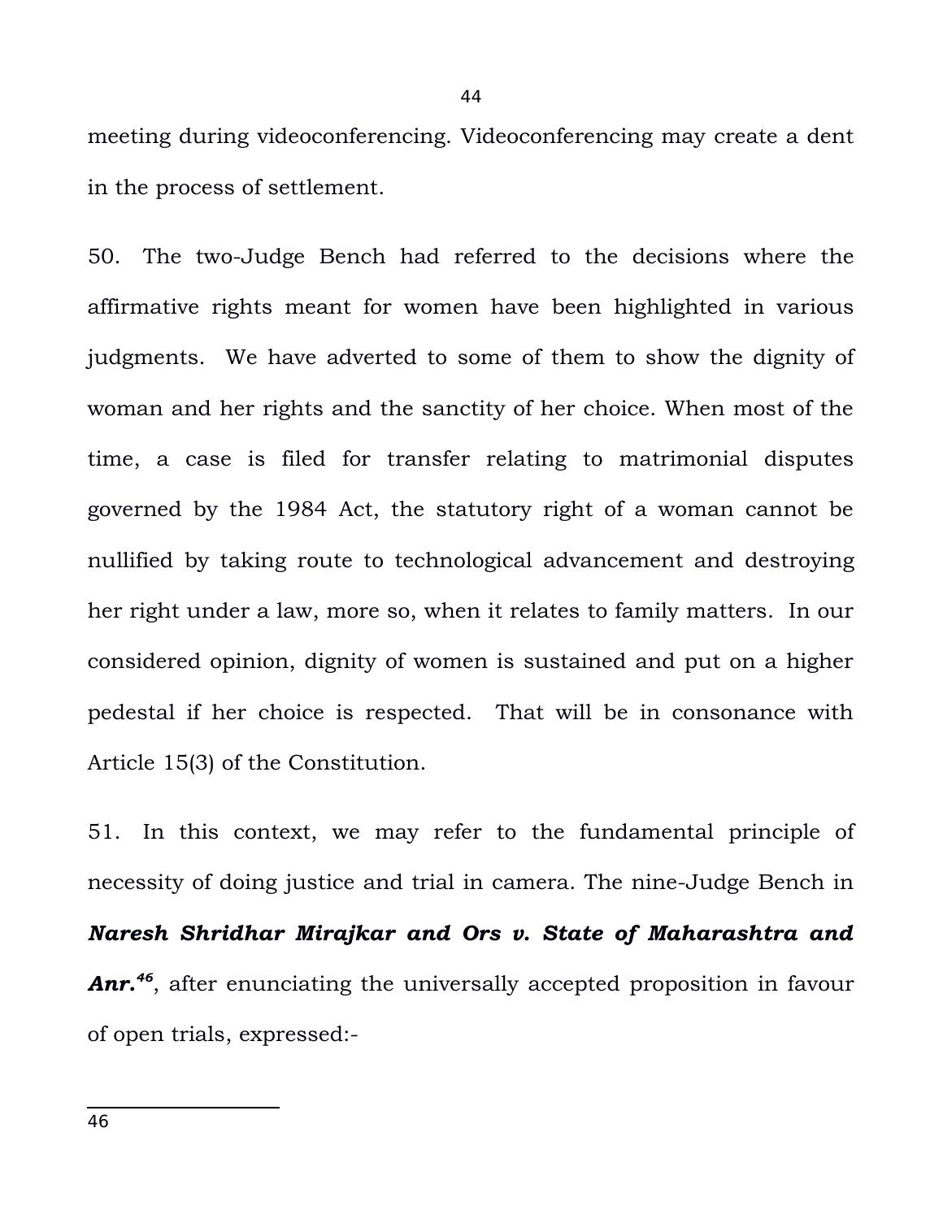meeting during videoconferencing. Videoconferencing may create a dent in the process of settlement.

50. The two-Judge Bench had referred to the decisions where the affirmative rights meant for women have been highlighted in various judgments. We have adverted to some of them to show the dignity of woman and her rights and the sanctity of her choice. When most of the time, a case is filed for transfer relating to matrimonial disputes governed by the 1984 Act, the statutory right of a woman cannot be nullified by taking route to technological advancement and destroying her right under a law, more so, when it relates to family matters. In our considered opinion, dignity of women is sustained and put on a higher pedestal if her choice is respected. That will be in consonance with Article 15(3) of the Constitution.

51. In this context, we may refer to the fundamental principle of necessity of doing justice and trial in camera. The nine-Judge Bench in ***Naresh Shridhar Mirajkar and Ors v. State of Maharashtra and Anr.***[46], after enunciating the universally accepted proposition in favour of open trials, expressed:-

---

46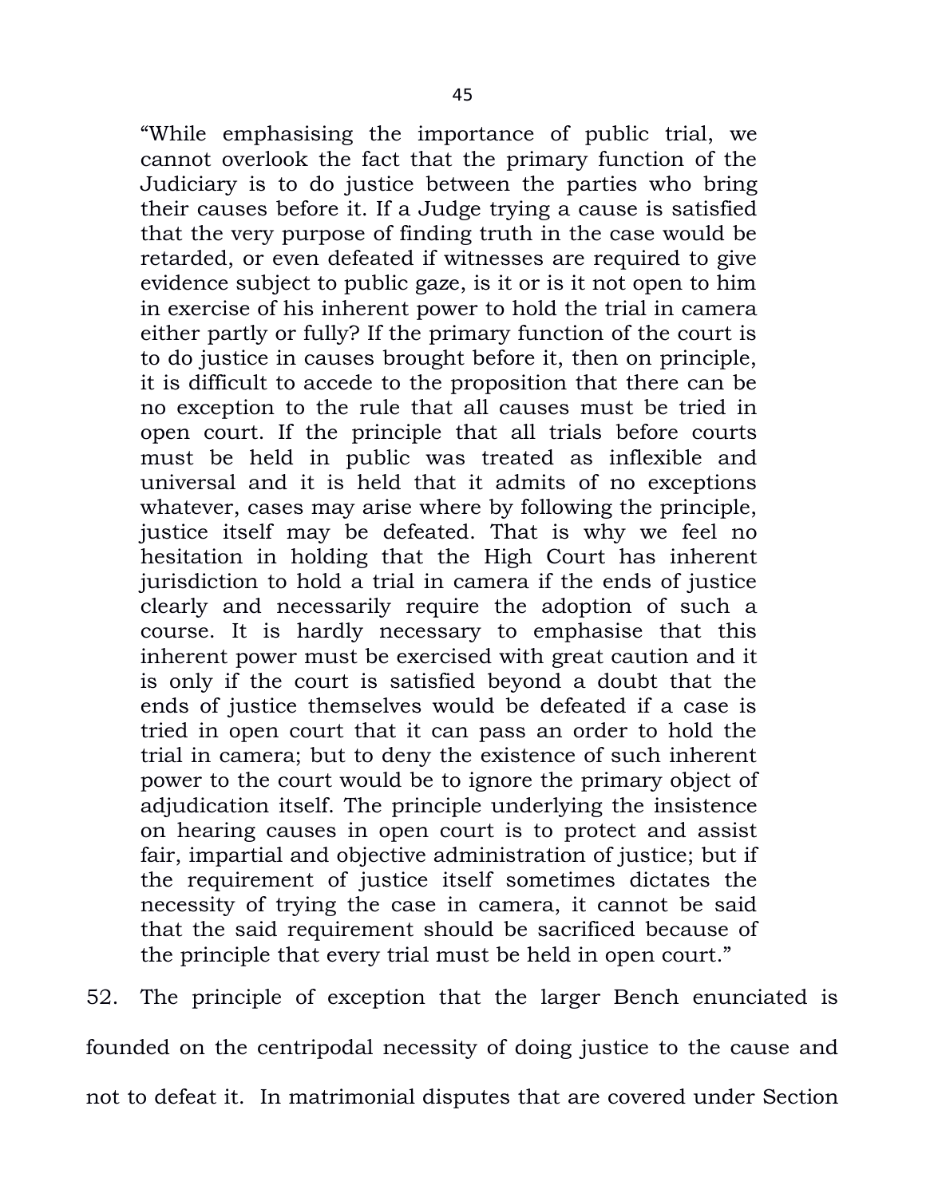> "While emphasising the importance of public trial, we cannot overlook the fact that the primary function of the Judiciary is to do justice between the parties who bring their causes before it. If a Judge trying a cause is satisfied that the very purpose of finding truth in the case would be retarded, or even defeated if witnesses are required to give evidence subject to public gaze, is it or is it not open to him in exercise of his inherent power to hold the trial in camera either partly or fully? If the primary function of the court is to do justice in causes brought before it, then on principle, it is difficult to accede to the proposition that there can be no exception to the rule that all causes must be tried in open court. If the principle that all trials before courts must be held in public was treated as inflexible and universal and it is held that it admits of no exceptions whatever, cases may arise where by following the principle, justice itself may be defeated. That is why we feel no hesitation in holding that the High Court has inherent jurisdiction to hold a trial in camera if the ends of justice clearly and necessarily require the adoption of such a course. It is hardly necessary to emphasise that this inherent power must be exercised with great caution and it is only if the court is satisfied beyond a doubt that the ends of justice themselves would be defeated if a case is tried in open court that it can pass an order to hold the trial in camera; but to deny the existence of such inherent power to the court would be to ignore the primary object of adjudication itself. The principle underlying the insistence on hearing causes in open court is to protect and assist fair, impartial and objective administration of justice; but if the requirement of justice itself sometimes dictates the necessity of trying the case in camera, it cannot be said that the said requirement should be sacrificed because of the principle that every trial must be held in open court."

52. The principle of exception that the larger Bench enunciated is founded on the centripodal necessity of doing justice to the cause and not to defeat it. In matrimonial disputes that are covered under Section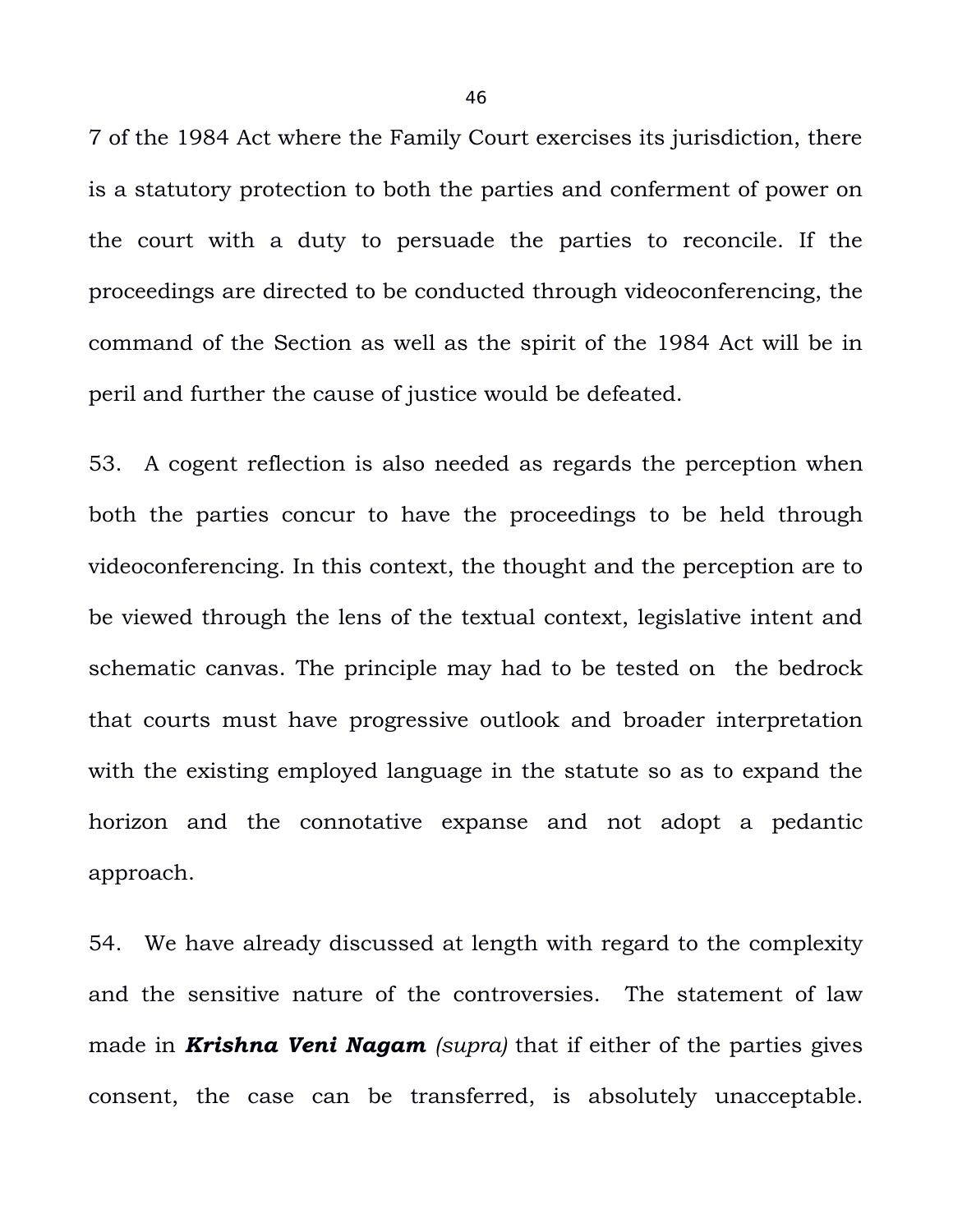7 of the 1984 Act where the Family Court exercises its jurisdiction, there is a statutory protection to both the parties and conferment of power on the court with a duty to persuade the parties to reconcile. If the proceedings are directed to be conducted through videoconferencing, the command of the Section as well as the spirit of the 1984 Act will be in peril and further the cause of justice would be defeated.

53. A cogent reflection is also needed as regards the perception when both the parties concur to have the proceedings to be held through videoconferencing. In this context, the thought and the perception are to be viewed through the lens of the textual context, legislative intent and schematic canvas. The principle may had to be tested on the bedrock that courts must have progressive outlook and broader interpretation with the existing employed language in the statute so as to expand the horizon and the connotative expanse and not adopt a pedantic approach.

54. We have already discussed at length with regard to the complexity and the sensitive nature of the controversies. The statement of law made in ***Krishna Veni Nagam*** *(supra)* that if either of the parties gives consent, the case can be transferred, is absolutely unacceptable.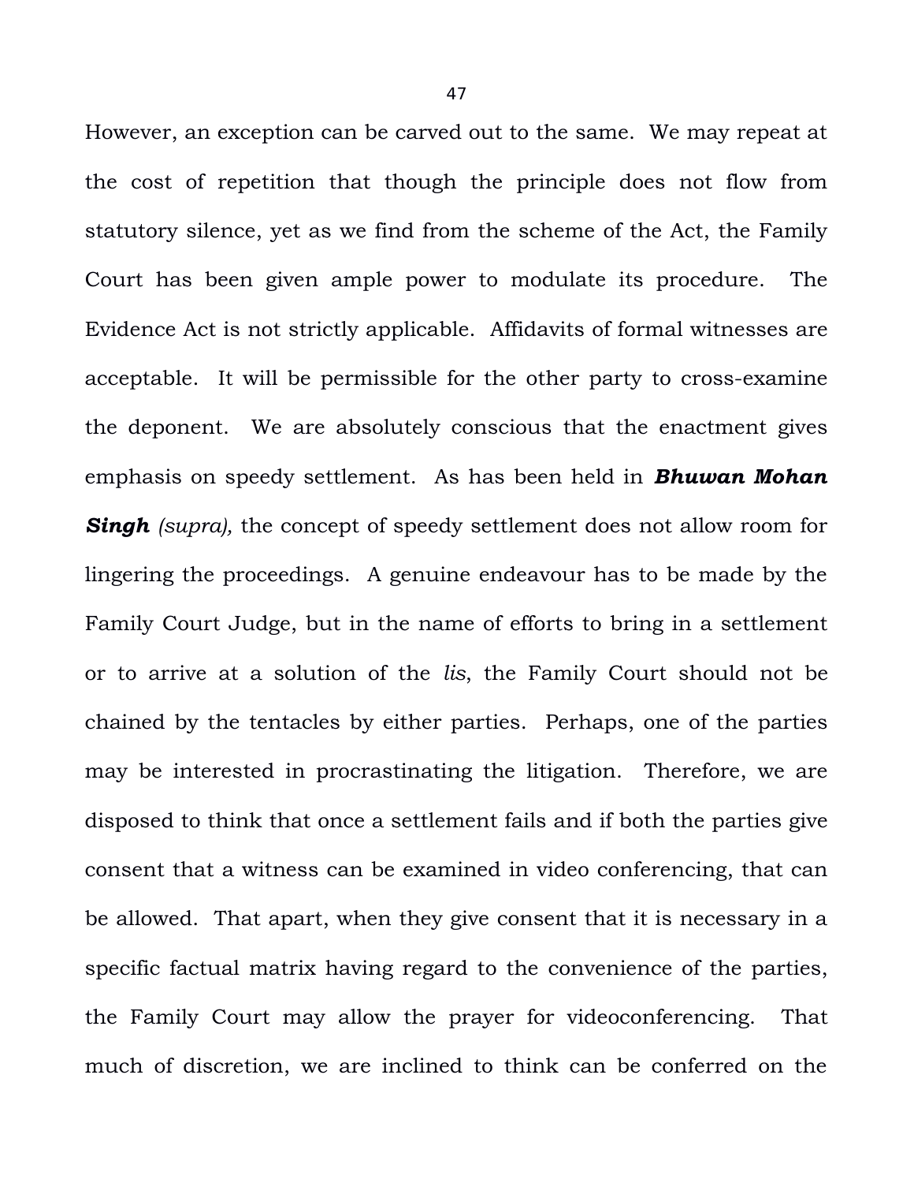However, an exception can be carved out to the same. We may repeat at the cost of repetition that though the principle does not flow from statutory silence, yet as we find from the scheme of the Act, the Family Court has been given ample power to modulate its procedure. The Evidence Act is not strictly applicable. Affidavits of formal witnesses are acceptable. It will be permissible for the other party to cross-examine the deponent. We are absolutely conscious that the enactment gives emphasis on speedy settlement. As has been held in ***Bhuwan Mohan Singh*** *(supra),* the concept of speedy settlement does not allow room for lingering the proceedings. A genuine endeavour has to be made by the Family Court Judge, but in the name of efforts to bring in a settlement or to arrive at a solution of the *lis*, the Family Court should not be chained by the tentacles by either parties. Perhaps, one of the parties may be interested in procrastinating the litigation. Therefore, we are disposed to think that once a settlement fails and if both the parties give consent that a witness can be examined in video conferencing, that can be allowed. That apart, when they give consent that it is necessary in a specific factual matrix having regard to the convenience of the parties, the Family Court may allow the prayer for videoconferencing. That much of discretion, we are inclined to think can be conferred on the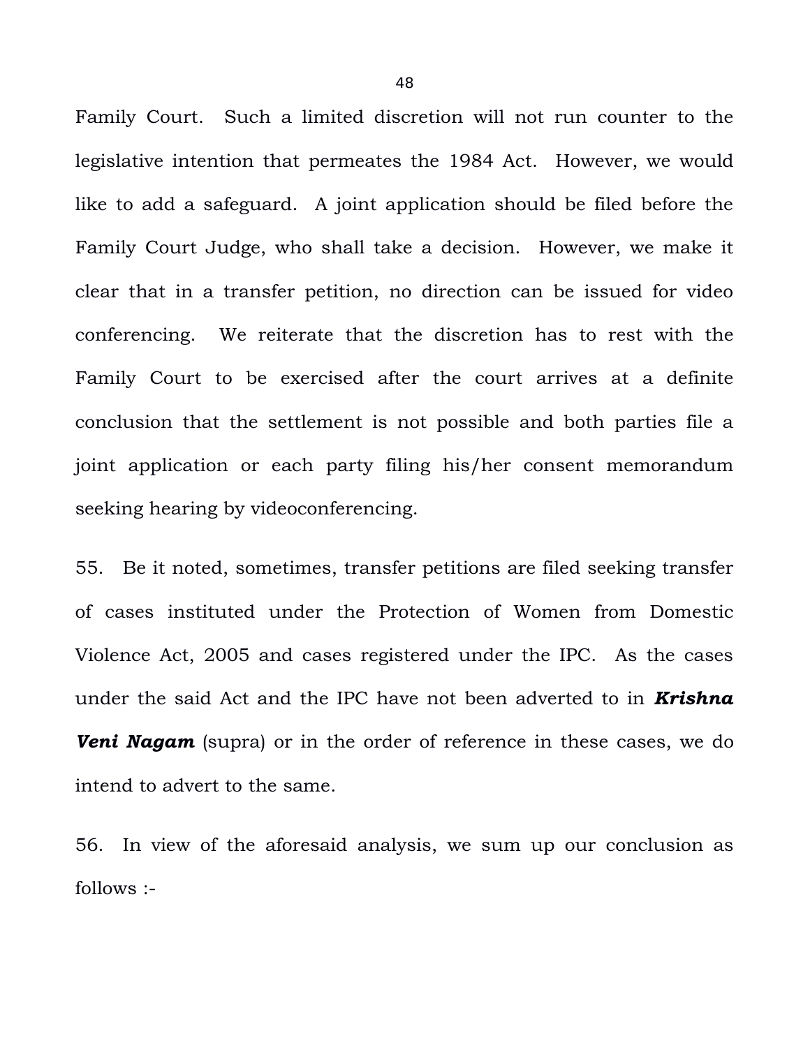Family Court. Such a limited discretion will not run counter to the legislative intention that permeates the 1984 Act. However, we would like to add a safeguard. A joint application should be filed before the Family Court Judge, who shall take a decision. However, we make it clear that in a transfer petition, no direction can be issued for video conferencing. We reiterate that the discretion has to rest with the Family Court to be exercised after the court arrives at a definite conclusion that the settlement is not possible and both parties file a joint application or each party filing his/her consent memorandum seeking hearing by videoconferencing.

55. Be it noted, sometimes, transfer petitions are filed seeking transfer of cases instituted under the Protection of Women from Domestic Violence Act, 2005 and cases registered under the IPC. As the cases under the said Act and the IPC have not been adverted to in ***Krishna Veni Nagam*** (supra) or in the order of reference in these cases, we do intend to advert to the same.

56. In view of the aforesaid analysis, we sum up our conclusion as follows :-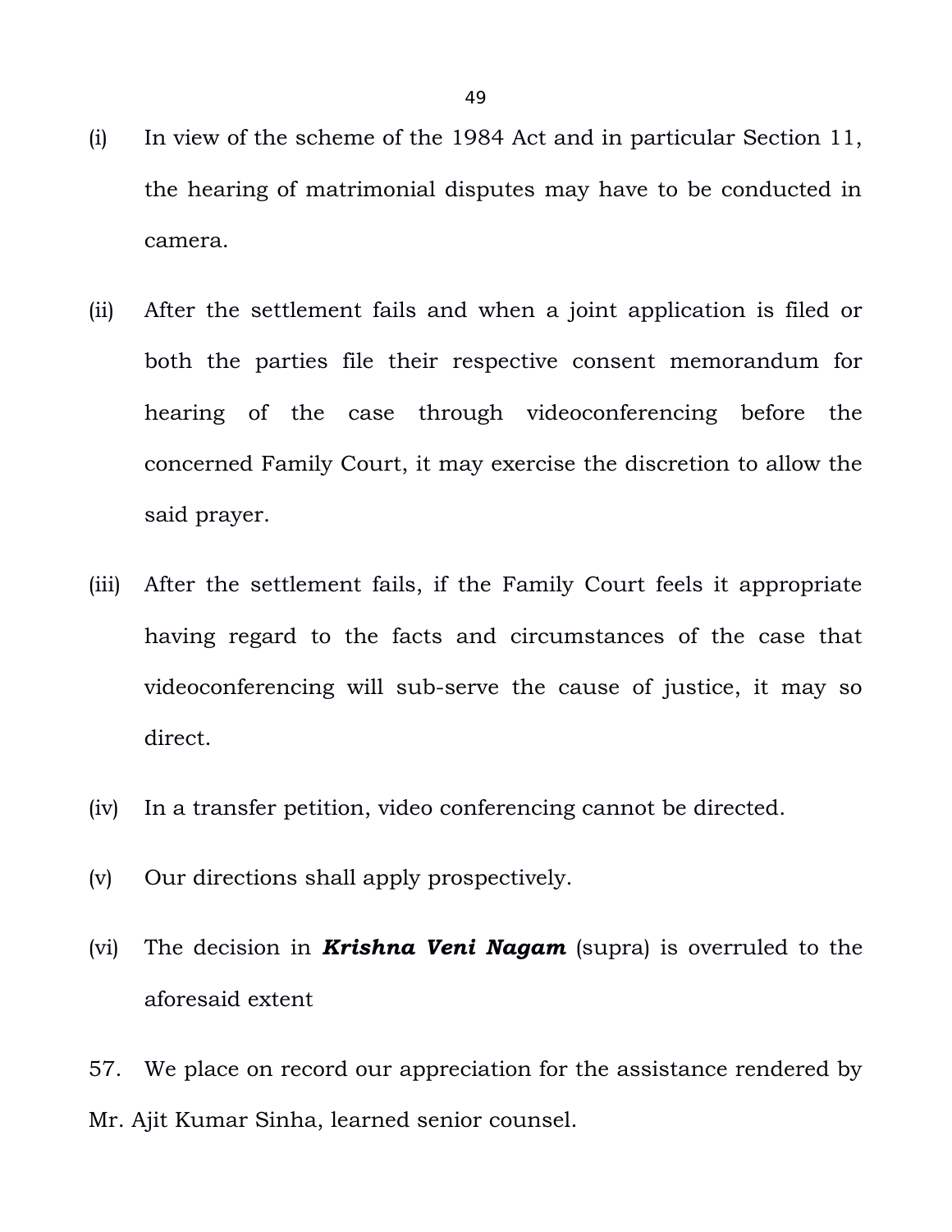(i) In view of the scheme of the 1984 Act and in particular Section 11, the hearing of matrimonial disputes may have to be conducted in camera.

(ii) After the settlement fails and when a joint application is filed or both the parties file their respective consent memorandum for hearing of the case through videoconferencing before the concerned Family Court, it may exercise the discretion to allow the said prayer.

(iii) After the settlement fails, if the Family Court feels it appropriate having regard to the facts and circumstances of the case that videoconferencing will sub-serve the cause of justice, it may so direct.

(iv) In a transfer petition, video conferencing cannot be directed.

(v) Our directions shall apply prospectively.

(vi) The decision in ***Krishna Veni Nagam*** (supra) is overruled to the aforesaid extent

57. We place on record our appreciation for the assistance rendered by Mr. Ajit Kumar Sinha, learned senior counsel.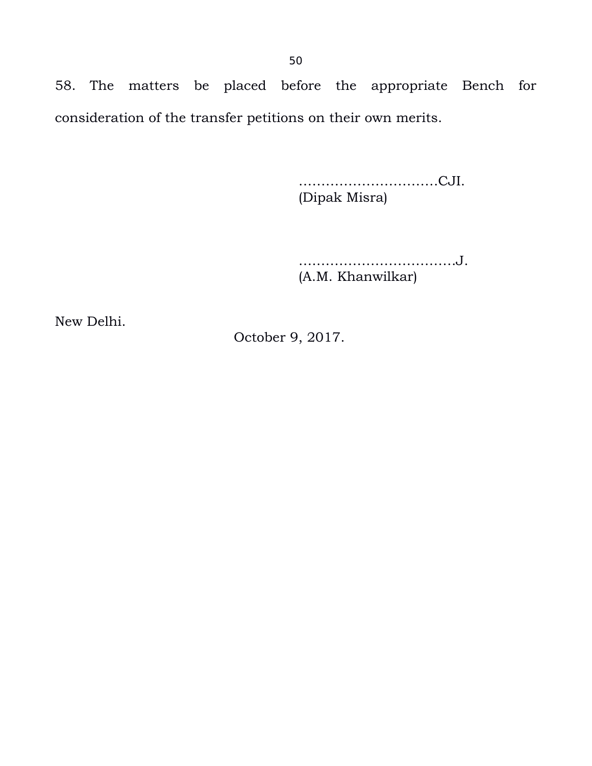58. The matters be placed before the appropriate Bench for consideration of the transfer petitions on their own merits.

…………………………CJI.
(Dipak Misra)

…………………………….J.
(A.M. Khanwilkar)

New Delhi.
October 9, 2017.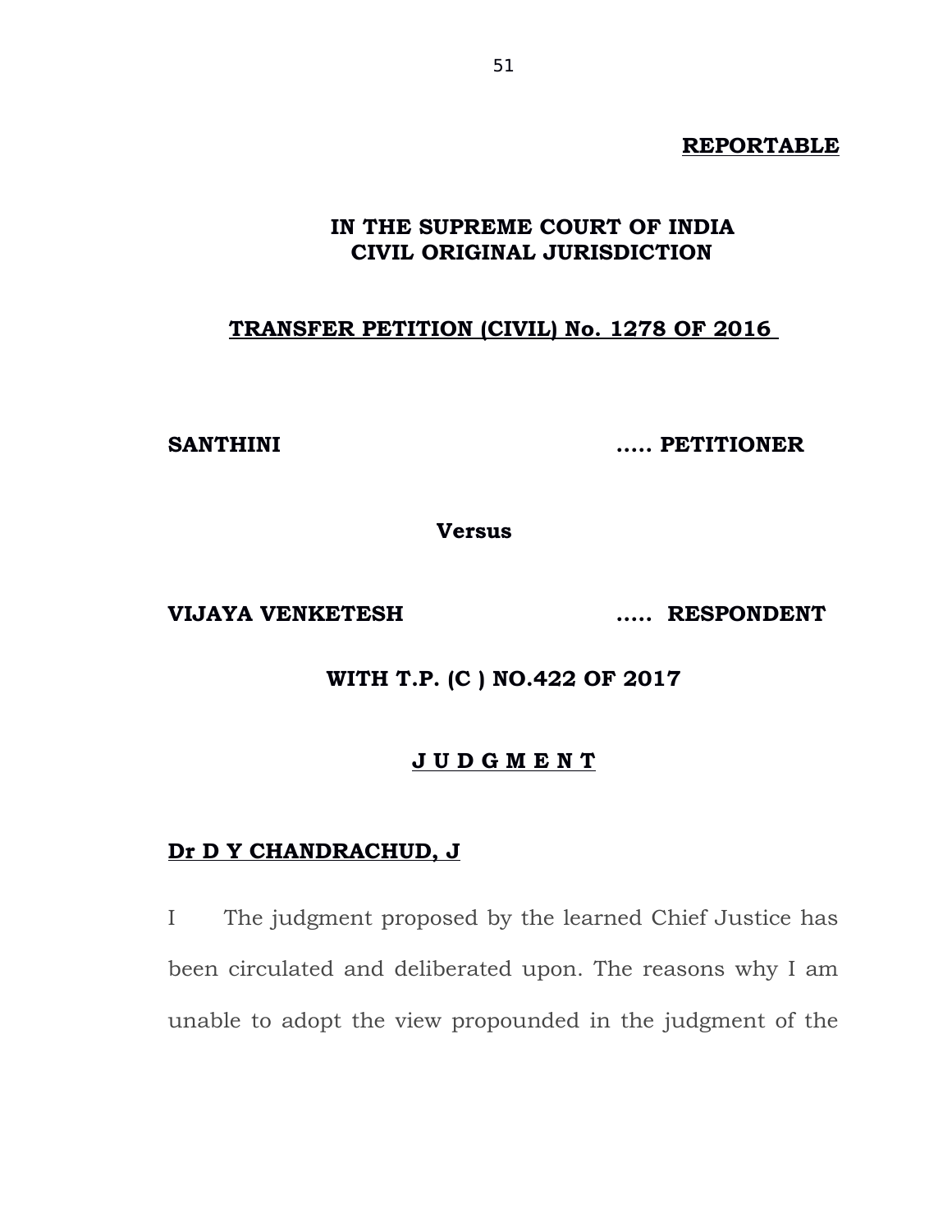**REPORTABLE**

**IN THE SUPREME COURT OF INDIA**
**CIVIL ORIGINAL JURISDICTION**

**TRANSFER PETITION (CIVIL) No. 1278 OF 2016**

**SANTHINI ..... PETITIONER**

**Versus**

**VIJAYA VENKETESH ..... RESPONDENT**

**WITH T.P. (C ) NO.422 OF 2017**

**J U D G M E N T**

**Dr D Y CHANDRACHUD, J**

I The judgment proposed by the learned Chief Justice has been circulated and deliberated upon. The reasons why I am unable to adopt the view propounded in the judgment of the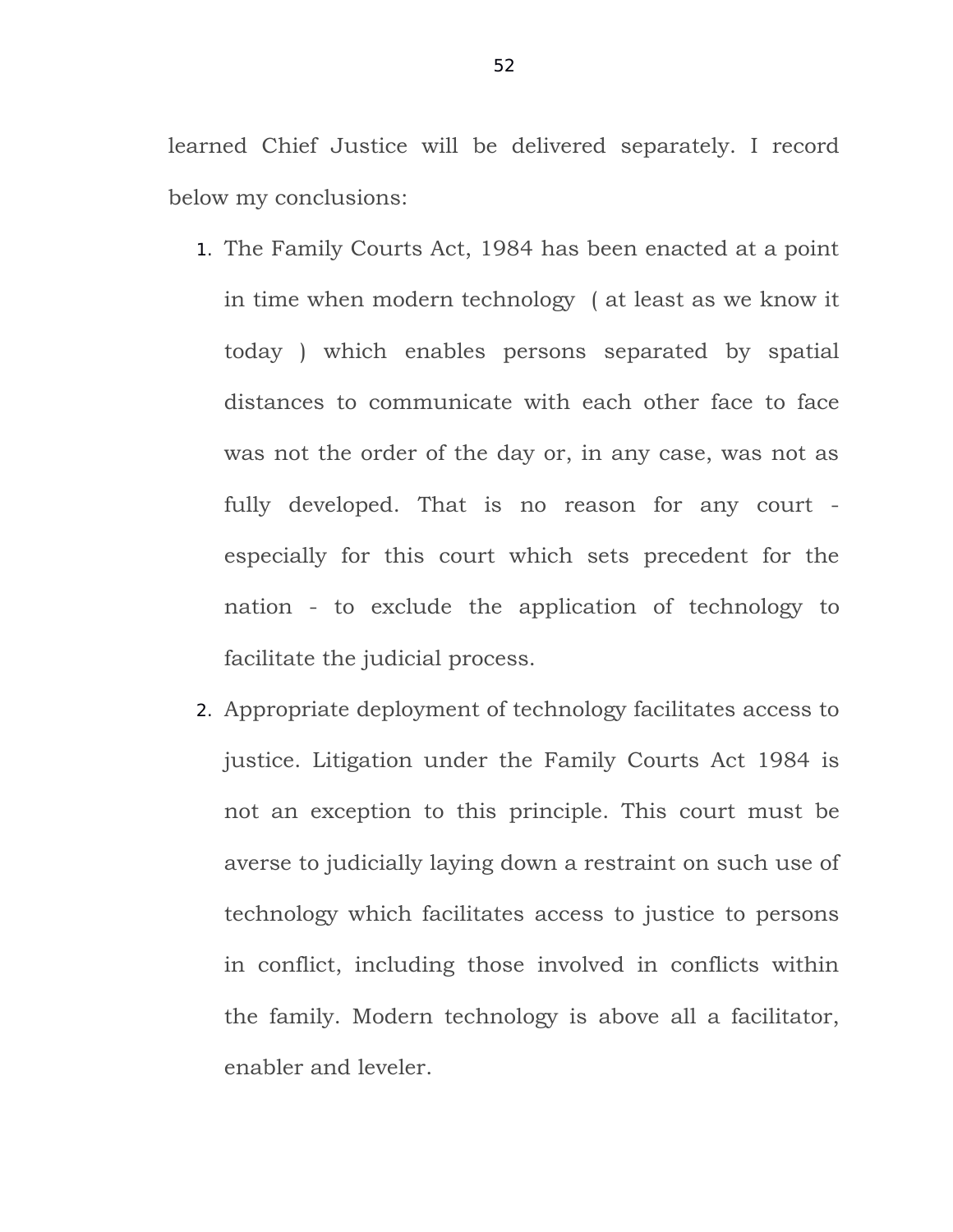learned Chief Justice will be delivered separately. I record below my conclusions:

1. The Family Courts Act, 1984 has been enacted at a point in time when modern technology ( at least as we know it today ) which enables persons separated by spatial distances to communicate with each other face to face was not the order of the day or, in any case, was not as fully developed. That is no reason for any court - especially for this court which sets precedent for the nation - to exclude the application of technology to facilitate the judicial process.
2. Appropriate deployment of technology facilitates access to justice. Litigation under the Family Courts Act 1984 is not an exception to this principle. This court must be averse to judicially laying down a restraint on such use of technology which facilitates access to justice to persons in conflict, including those involved in conflicts within the family. Modern technology is above all a facilitator, enabler and leveler.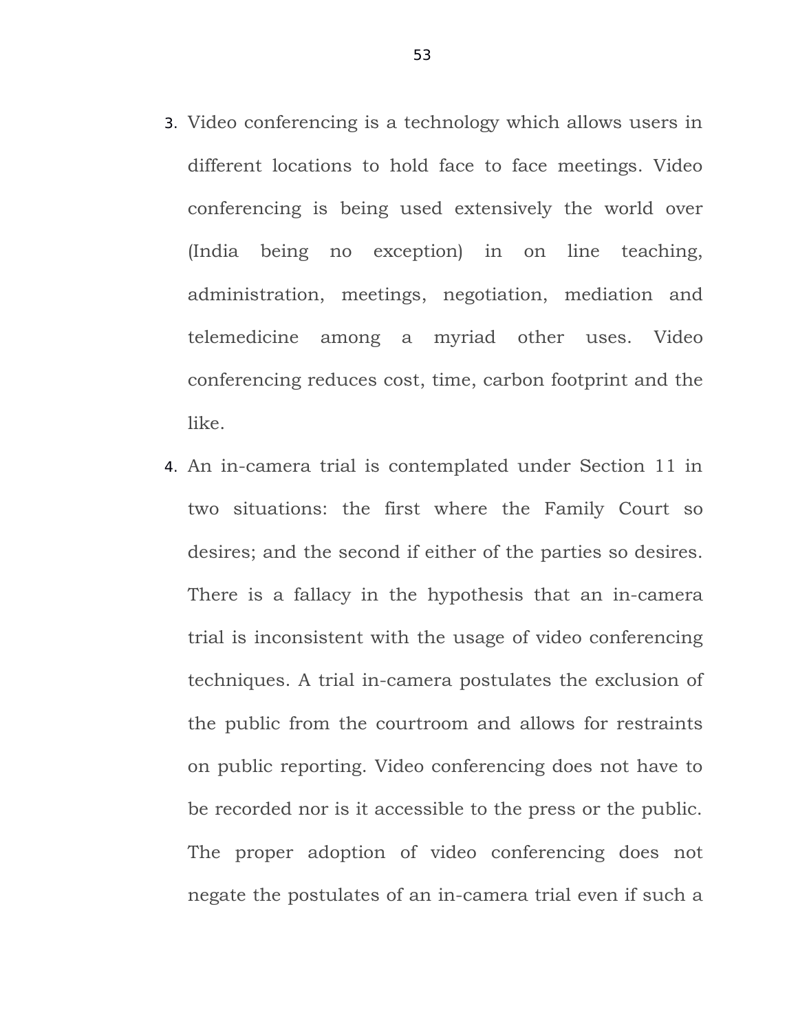3. Video conferencing is a technology which allows users in different locations to hold face to face meetings. Video conferencing is being used extensively the world over (India being no exception) in on line teaching, administration, meetings, negotiation, mediation and telemedicine among a myriad other uses. Video conferencing reduces cost, time, carbon footprint and the like.

4. An in-camera trial is contemplated under Section 11 in two situations: the first where the Family Court so desires; and the second if either of the parties so desires. There is a fallacy in the hypothesis that an in-camera trial is inconsistent with the usage of video conferencing techniques. A trial in-camera postulates the exclusion of the public from the courtroom and allows for restraints on public reporting. Video conferencing does not have to be recorded nor is it accessible to the press or the public. The proper adoption of video conferencing does not negate the postulates of an in-camera trial even if such a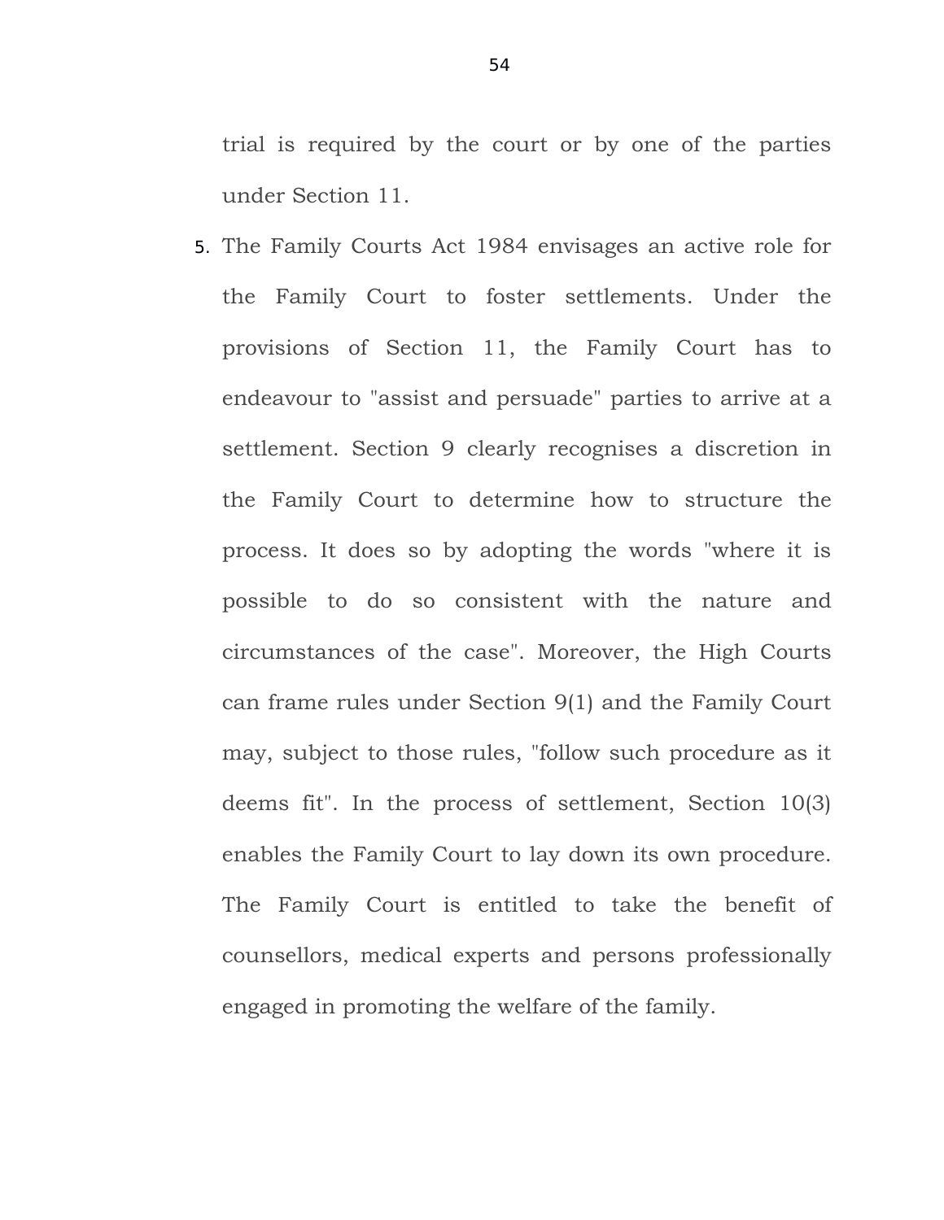trial is required by the court or by one of the parties under Section 11.

5. The Family Courts Act 1984 envisages an active role for the Family Court to foster settlements. Under the provisions of Section 11, the Family Court has to endeavour to "assist and persuade" parties to arrive at a settlement. Section 9 clearly recognises a discretion in the Family Court to determine how to structure the process. It does so by adopting the words "where it is possible to do so consistent with the nature and circumstances of the case". Moreover, the High Courts can frame rules under Section 9(1) and the Family Court may, subject to those rules, "follow such procedure as it deems fit". In the process of settlement, Section 10(3) enables the Family Court to lay down its own procedure. The Family Court is entitled to take the benefit of counsellors, medical experts and persons professionally engaged in promoting the welfare of the family.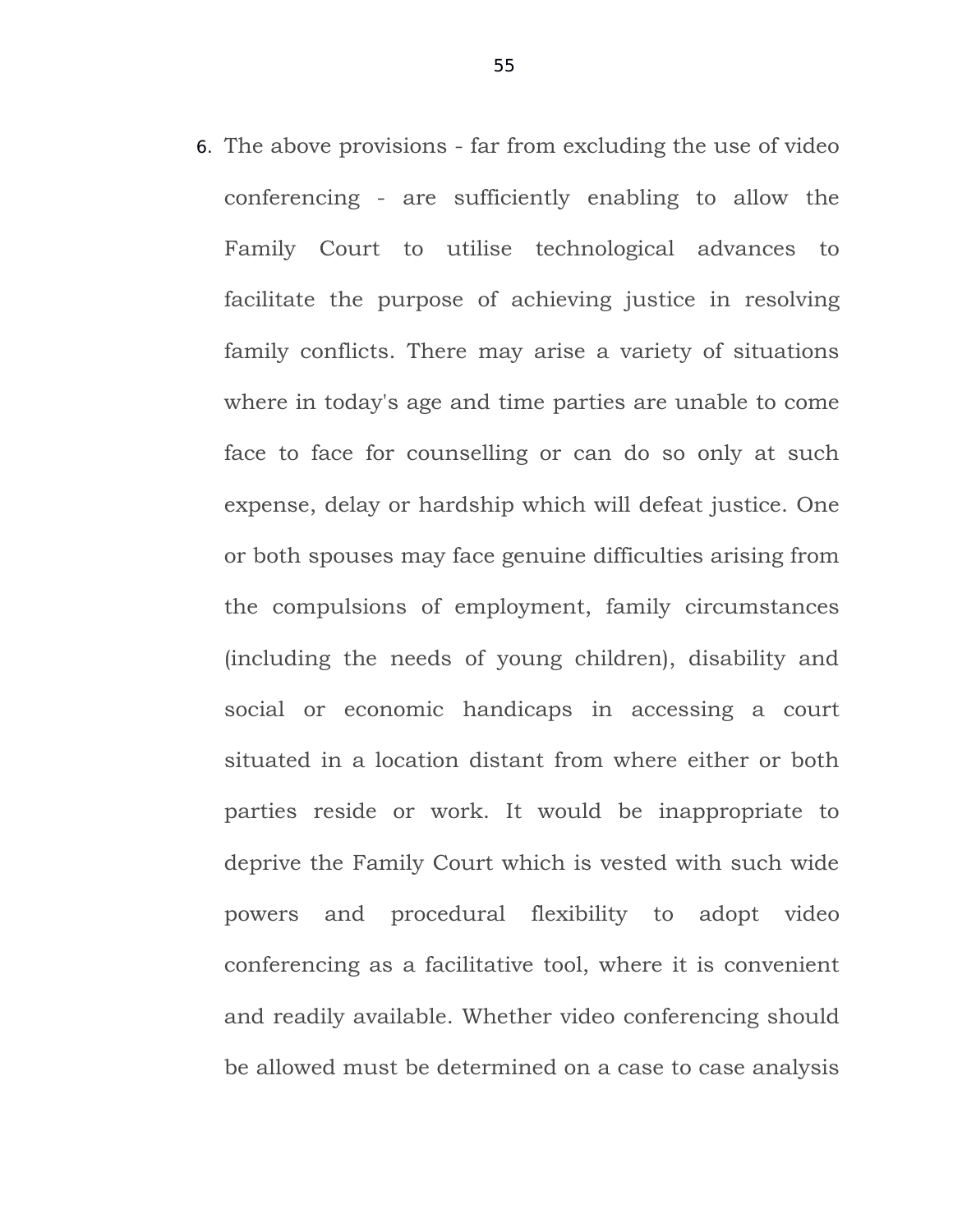6. The above provisions - far from excluding the use of video conferencing - are sufficiently enabling to allow the Family Court to utilise technological advances to facilitate the purpose of achieving justice in resolving family conflicts. There may arise a variety of situations where in today's age and time parties are unable to come face to face for counselling or can do so only at such expense, delay or hardship which will defeat justice. One or both spouses may face genuine difficulties arising from the compulsions of employment, family circumstances (including the needs of young children), disability and social or economic handicaps in accessing a court situated in a location distant from where either or both parties reside or work. It would be inappropriate to deprive the Family Court which is vested with such wide powers and procedural flexibility to adopt video conferencing as a facilitative tool, where it is convenient and readily available. Whether video conferencing should be allowed must be determined on a case to case analysis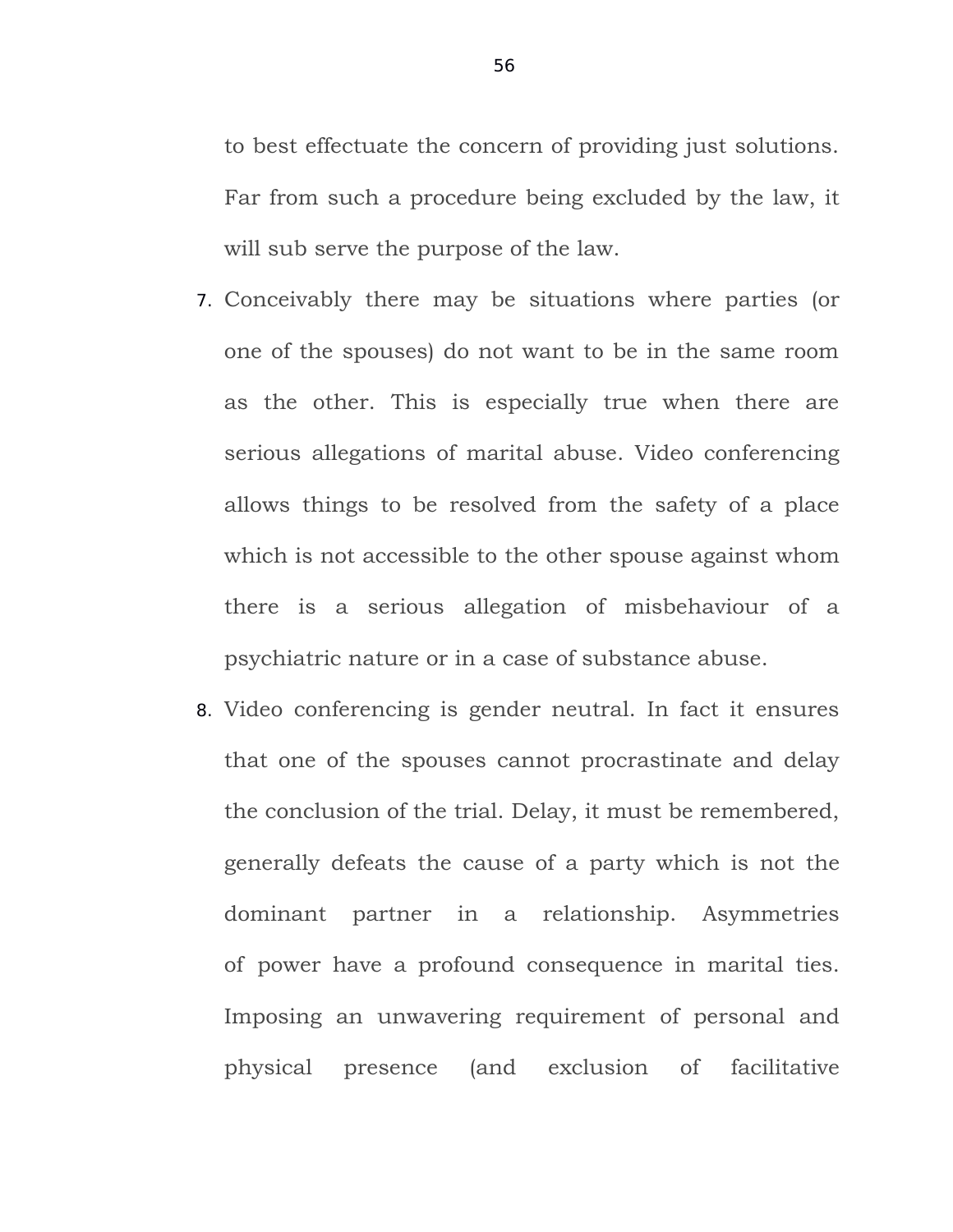to best effectuate the concern of providing just solutions. Far from such a procedure being excluded by the law, it will sub serve the purpose of the law.

7. Conceivably there may be situations where parties (or one of the spouses) do not want to be in the same room as the other. This is especially true when there are serious allegations of marital abuse. Video conferencing allows things to be resolved from the safety of a place which is not accessible to the other spouse against whom there is a serious allegation of misbehaviour of a psychiatric nature or in a case of substance abuse.

8. Video conferencing is gender neutral. In fact it ensures that one of the spouses cannot procrastinate and delay the conclusion of the trial. Delay, it must be remembered, generally defeats the cause of a party which is not the dominant partner in a relationship. Asymmetries of power have a profound consequence in marital ties. Imposing an unwavering requirement of personal and physical presence (and exclusion of facilitative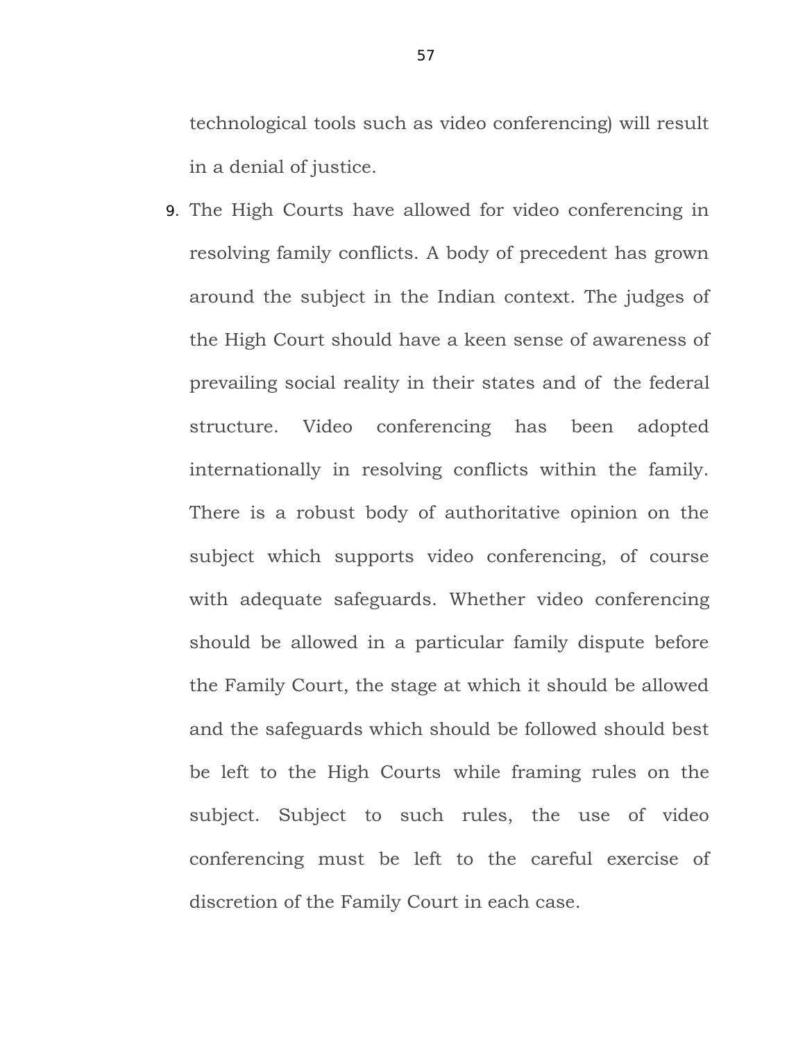technological tools such as video conferencing) will result in a denial of justice.

9. The High Courts have allowed for video conferencing in resolving family conflicts. A body of precedent has grown around the subject in the Indian context. The judges of the High Court should have a keen sense of awareness of prevailing social reality in their states and of the federal structure. Video conferencing has been adopted internationally in resolving conflicts within the family. There is a robust body of authoritative opinion on the subject which supports video conferencing, of course with adequate safeguards. Whether video conferencing should be allowed in a particular family dispute before the Family Court, the stage at which it should be allowed and the safeguards which should be followed should best be left to the High Courts while framing rules on the subject. Subject to such rules, the use of video conferencing must be left to the careful exercise of discretion of the Family Court in each case.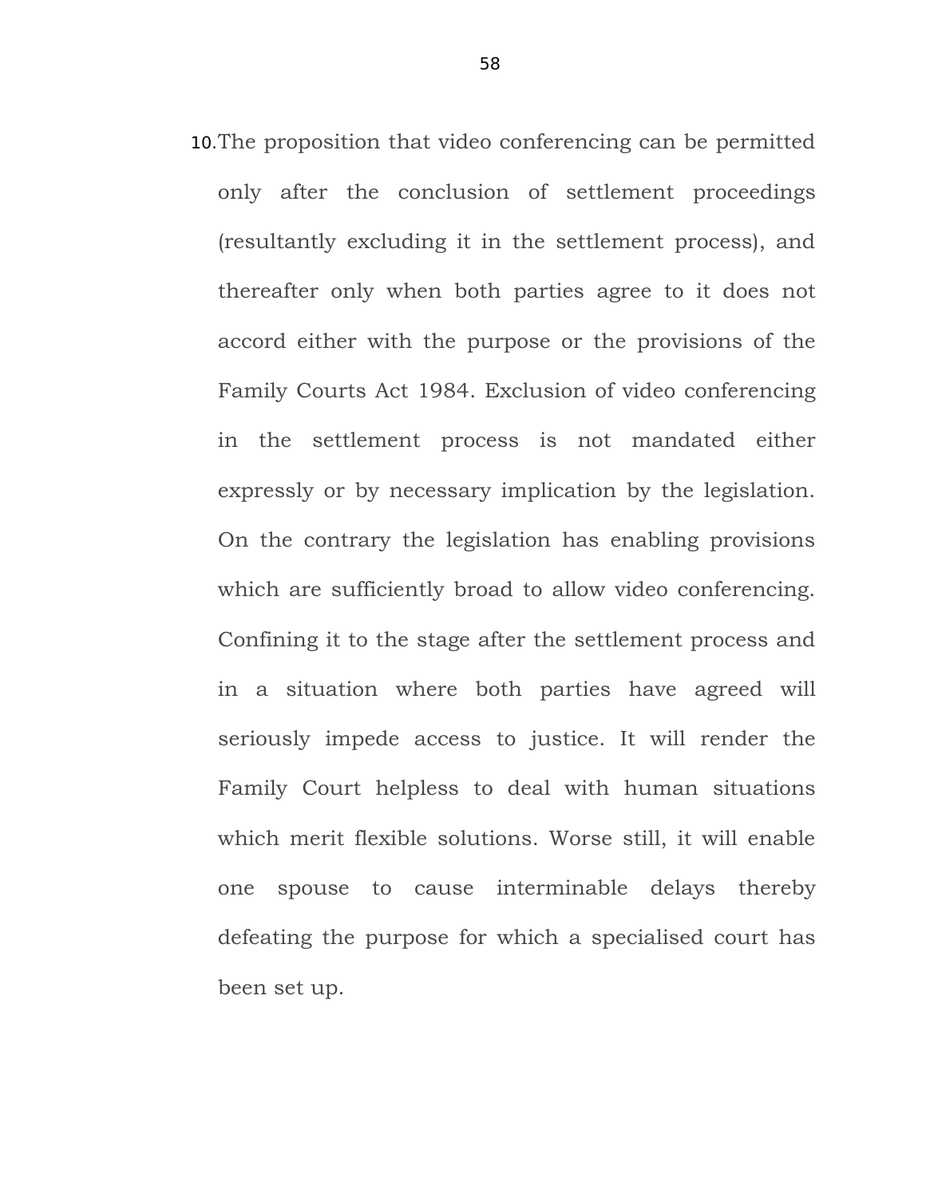10. The proposition that video conferencing can be permitted only after the conclusion of settlement proceedings (resultantly excluding it in the settlement process), and thereafter only when both parties agree to it does not accord either with the purpose or the provisions of the Family Courts Act 1984. Exclusion of video conferencing in the settlement process is not mandated either expressly or by necessary implication by the legislation. On the contrary the legislation has enabling provisions which are sufficiently broad to allow video conferencing. Confining it to the stage after the settlement process and in a situation where both parties have agreed will seriously impede access to justice. It will render the Family Court helpless to deal with human situations which merit flexible solutions. Worse still, it will enable one spouse to cause interminable delays thereby defeating the purpose for which a specialised court has been set up.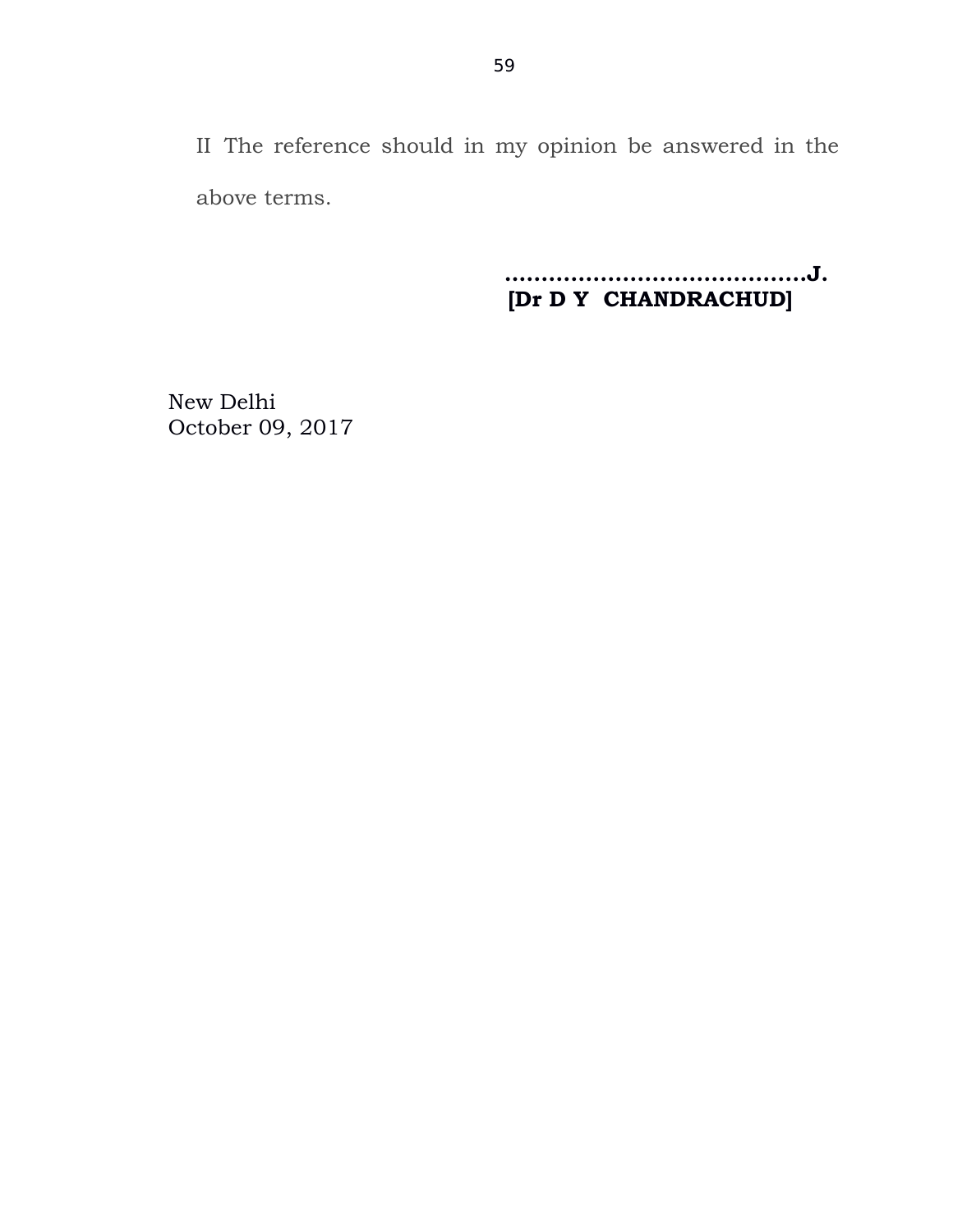II The reference should in my opinion be answered in the above terms.

**……………………………………J.**
**[Dr D Y CHANDRACHUD]**

New Delhi
October 09, 2017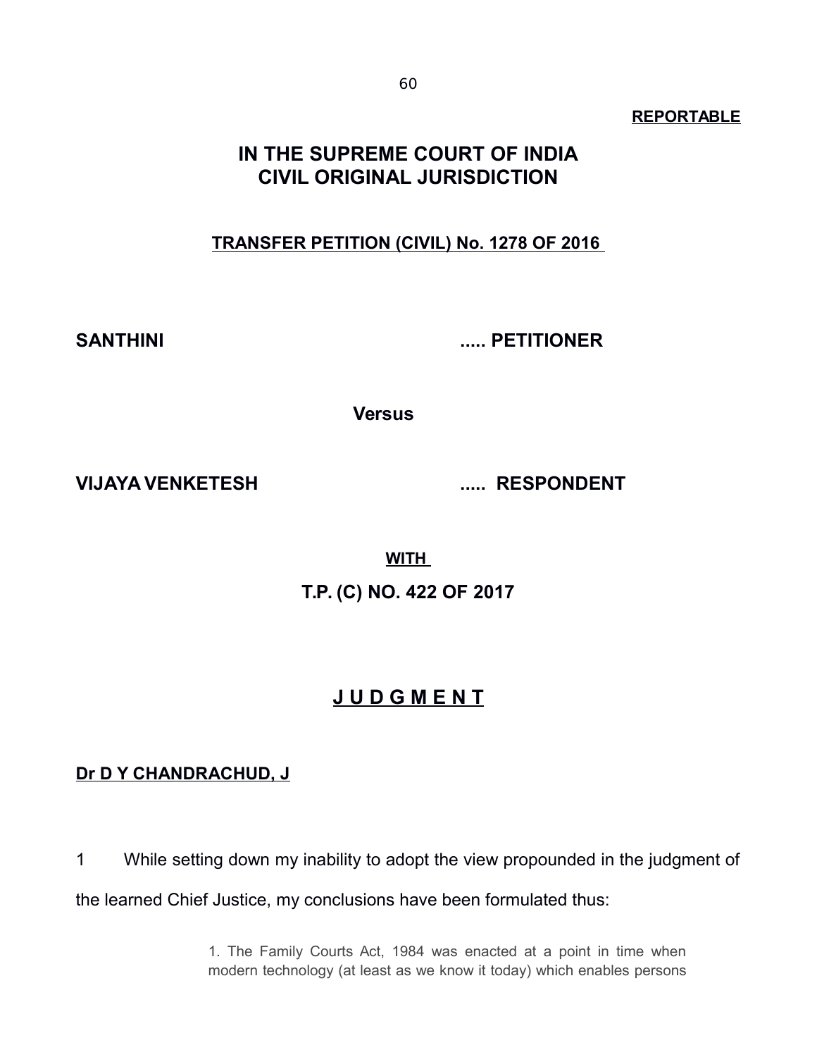**REPORTABLE**

# IN THE SUPREME COURT OF INDIA
# CIVIL ORIGINAL JURISDICTION

**TRANSFER PETITION (CIVIL) No. 1278 OF 2016**

**SANTHINI** ..... **PETITIONER**

**Versus**

**VIJAYA VENKETESH** ..... **RESPONDENT**

**WITH**

**T.P. (C) NO. 422 OF 2017**

## J U D G M E N T

**Dr D Y CHANDRACHUD, J**

1 While setting down my inability to adopt the view propounded in the judgment of the learned Chief Justice, my conclusions have been formulated thus:

> 1. The Family Courts Act, 1984 was enacted at a point in time when modern technology (at least as we know it today) which enables persons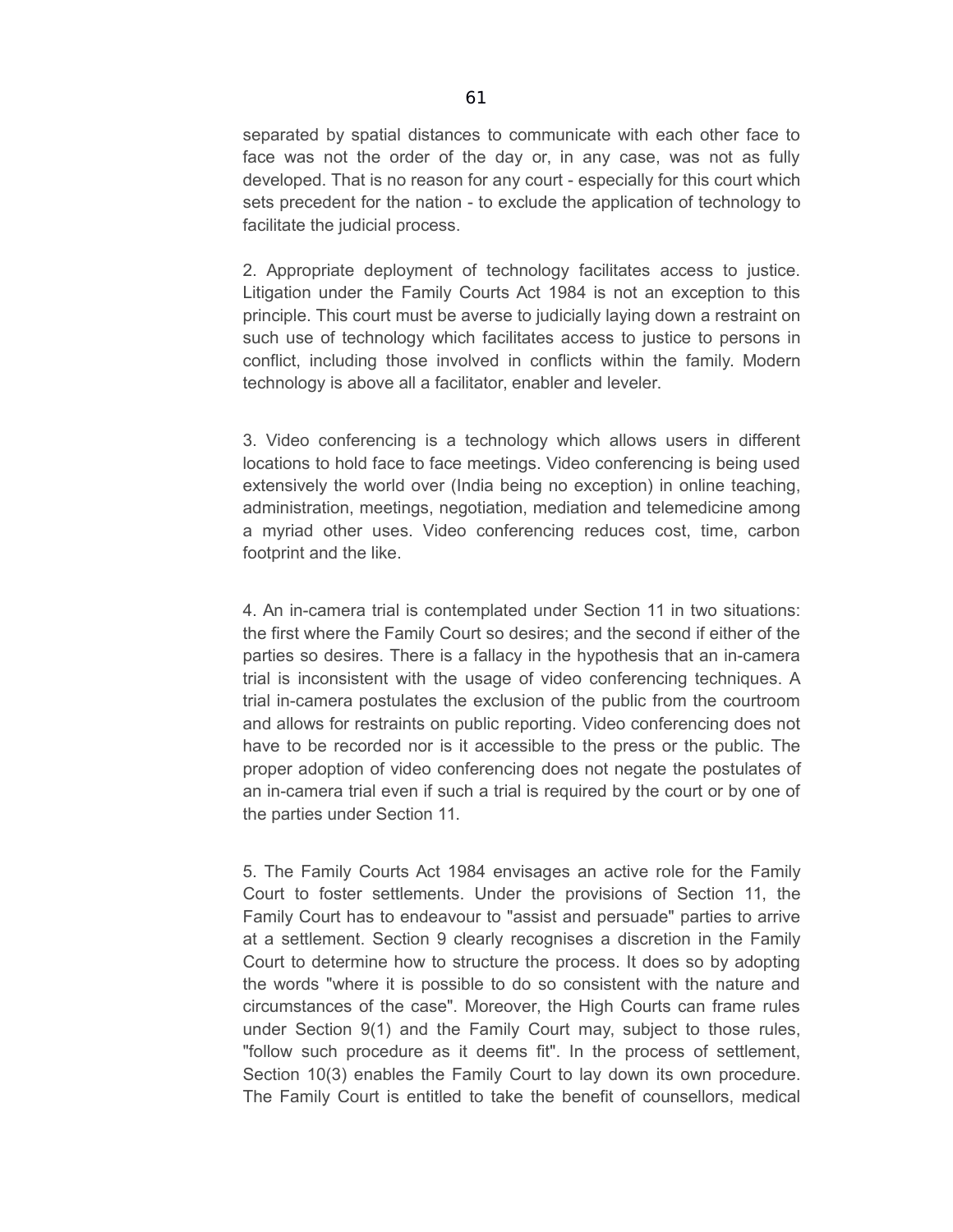separated by spatial distances to communicate with each other face to face was not the order of the day or, in any case, was not as fully developed. That is no reason for any court - especially for this court which sets precedent for the nation - to exclude the application of technology to facilitate the judicial process.

2. Appropriate deployment of technology facilitates access to justice. Litigation under the Family Courts Act 1984 is not an exception to this principle. This court must be averse to judicially laying down a restraint on such use of technology which facilitates access to justice to persons in conflict, including those involved in conflicts within the family. Modern technology is above all a facilitator, enabler and leveler.

3. Video conferencing is a technology which allows users in different locations to hold face to face meetings. Video conferencing is being used extensively the world over (India being no exception) in online teaching, administration, meetings, negotiation, mediation and telemedicine among a myriad other uses. Video conferencing reduces cost, time, carbon footprint and the like.

4. An in-camera trial is contemplated under Section 11 in two situations: the first where the Family Court so desires; and the second if either of the parties so desires. There is a fallacy in the hypothesis that an in-camera trial is inconsistent with the usage of video conferencing techniques. A trial in-camera postulates the exclusion of the public from the courtroom and allows for restraints on public reporting. Video conferencing does not have to be recorded nor is it accessible to the press or the public. The proper adoption of video conferencing does not negate the postulates of an in-camera trial even if such a trial is required by the court or by one of the parties under Section 11.

5. The Family Courts Act 1984 envisages an active role for the Family Court to foster settlements. Under the provisions of Section 11, the Family Court has to endeavour to "assist and persuade" parties to arrive at a settlement. Section 9 clearly recognises a discretion in the Family Court to determine how to structure the process. It does so by adopting the words "where it is possible to do so consistent with the nature and circumstances of the case". Moreover, the High Courts can frame rules under Section 9(1) and the Family Court may, subject to those rules, "follow such procedure as it deems fit". In the process of settlement, Section 10(3) enables the Family Court to lay down its own procedure. The Family Court is entitled to take the benefit of counsellors, medical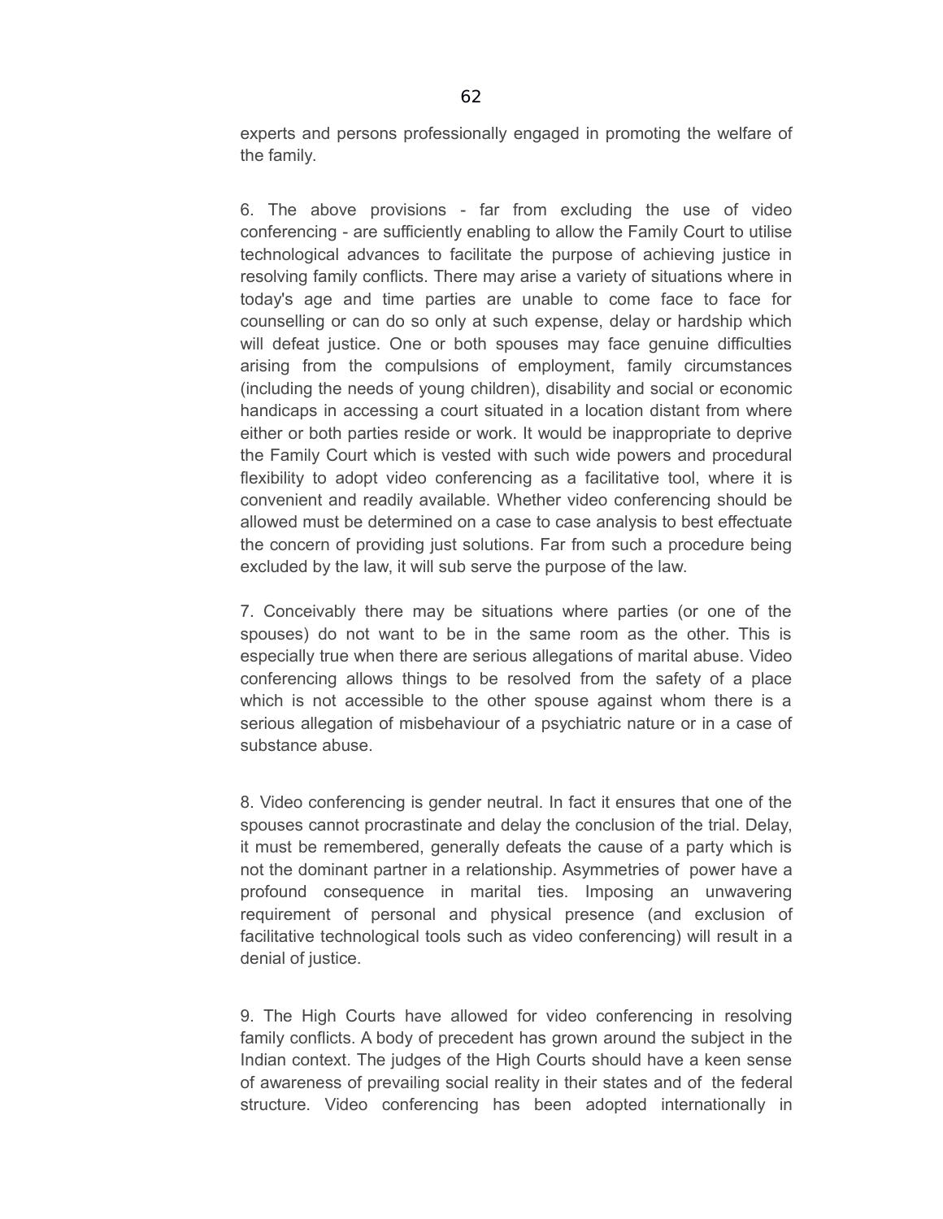experts and persons professionally engaged in promoting the welfare of the family.

6. The above provisions - far from excluding the use of video conferencing - are sufficiently enabling to allow the Family Court to utilise technological advances to facilitate the purpose of achieving justice in resolving family conflicts. There may arise a variety of situations where in today's age and time parties are unable to come face to face for counselling or can do so only at such expense, delay or hardship which will defeat justice. One or both spouses may face genuine difficulties arising from the compulsions of employment, family circumstances (including the needs of young children), disability and social or economic handicaps in accessing a court situated in a location distant from where either or both parties reside or work. It would be inappropriate to deprive the Family Court which is vested with such wide powers and procedural flexibility to adopt video conferencing as a facilitative tool, where it is convenient and readily available. Whether video conferencing should be allowed must be determined on a case to case analysis to best effectuate the concern of providing just solutions. Far from such a procedure being excluded by the law, it will sub serve the purpose of the law.

7. Conceivably there may be situations where parties (or one of the spouses) do not want to be in the same room as the other. This is especially true when there are serious allegations of marital abuse. Video conferencing allows things to be resolved from the safety of a place which is not accessible to the other spouse against whom there is a serious allegation of misbehaviour of a psychiatric nature or in a case of substance abuse.

8. Video conferencing is gender neutral. In fact it ensures that one of the spouses cannot procrastinate and delay the conclusion of the trial. Delay, it must be remembered, generally defeats the cause of a party which is not the dominant partner in a relationship. Asymmetries of power have a profound consequence in marital ties. Imposing an unwavering requirement of personal and physical presence (and exclusion of facilitative technological tools such as video conferencing) will result in a denial of justice.

9. The High Courts have allowed for video conferencing in resolving family conflicts. A body of precedent has grown around the subject in the Indian context. The judges of the High Courts should have a keen sense of awareness of prevailing social reality in their states and of the federal structure. Video conferencing has been adopted internationally in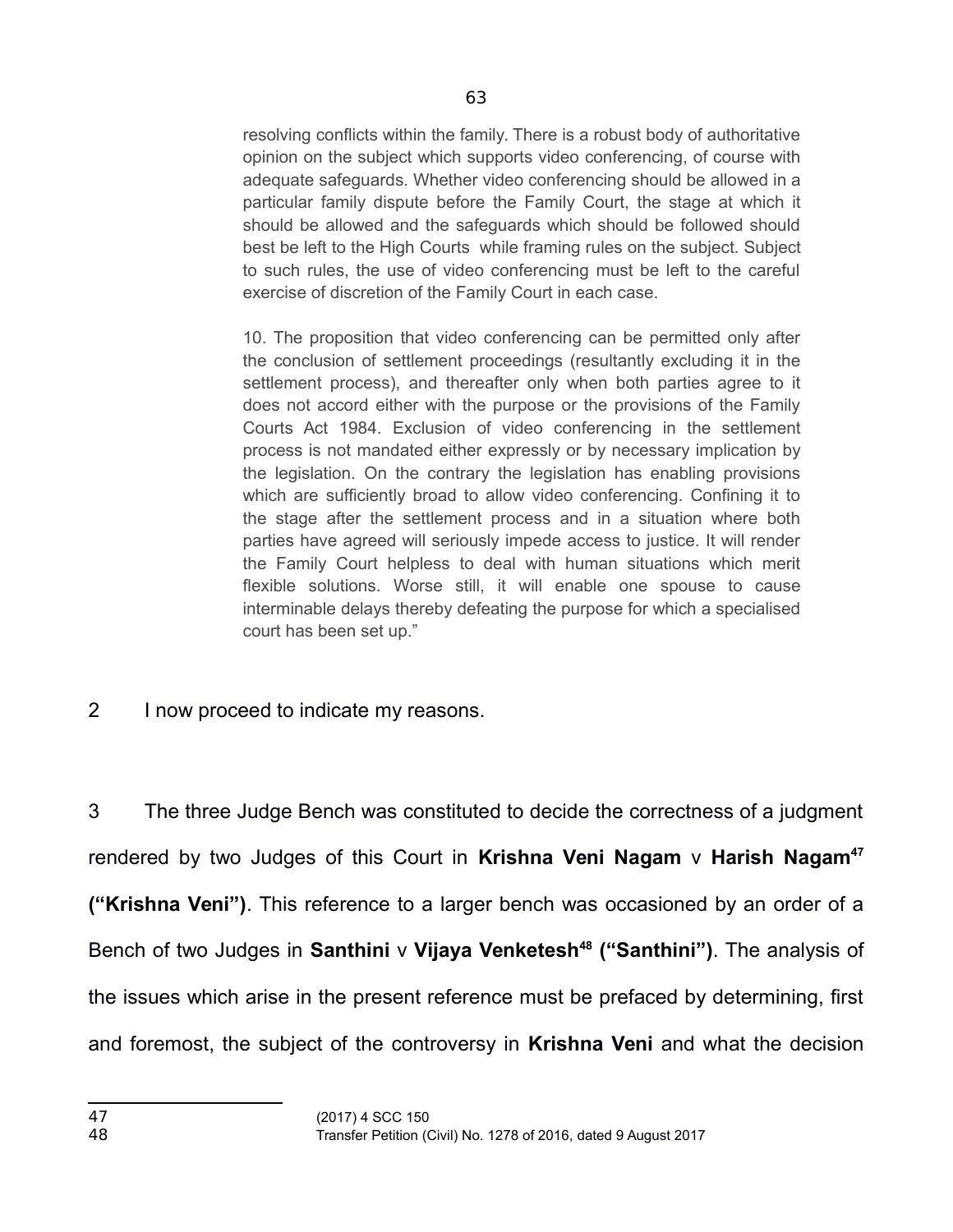resolving conflicts within the family. There is a robust body of authoritative opinion on the subject which supports video conferencing, of course with adequate safeguards. Whether video conferencing should be allowed in a particular family dispute before the Family Court, the stage at which it should be allowed and the safeguards which should be followed should best be left to the High Courts while framing rules on the subject. Subject to such rules, the use of video conferencing must be left to the careful exercise of discretion of the Family Court in each case.

> 10. The proposition that video conferencing can be permitted only after the conclusion of settlement proceedings (resultantly excluding it in the settlement process), and thereafter only when both parties agree to it does not accord either with the purpose or the provisions of the Family Courts Act 1984. Exclusion of video conferencing in the settlement process is not mandated either expressly or by necessary implication by the legislation. On the contrary the legislation has enabling provisions which are sufficiently broad to allow video conferencing. Confining it to the stage after the settlement process and in a situation where both parties have agreed will seriously impede access to justice. It will render the Family Court helpless to deal with human situations which merit flexible solutions. Worse still, it will enable one spouse to cause interminable delays thereby defeating the purpose for which a specialised court has been set up."

2 I now proceed to indicate my reasons.

3 The three Judge Bench was constituted to decide the correctness of a judgment rendered by two Judges of this Court in **Krishna Veni Nagam** v **Harish Nagam**[47] **("Krishna Veni")**. This reference to a larger bench was occasioned by an order of a Bench of two Judges in **Santhini** v **Vijaya Venketesh**[48] **("Santhini")**. The analysis of the issues which arise in the present reference must be prefaced by determining, first and foremost, the subject of the controversy in **Krishna Veni** and what the decision

---

47 (2017) 4 SCC 150

48 Transfer Petition (Civil) No. 1278 of 2016, dated 9 August 2017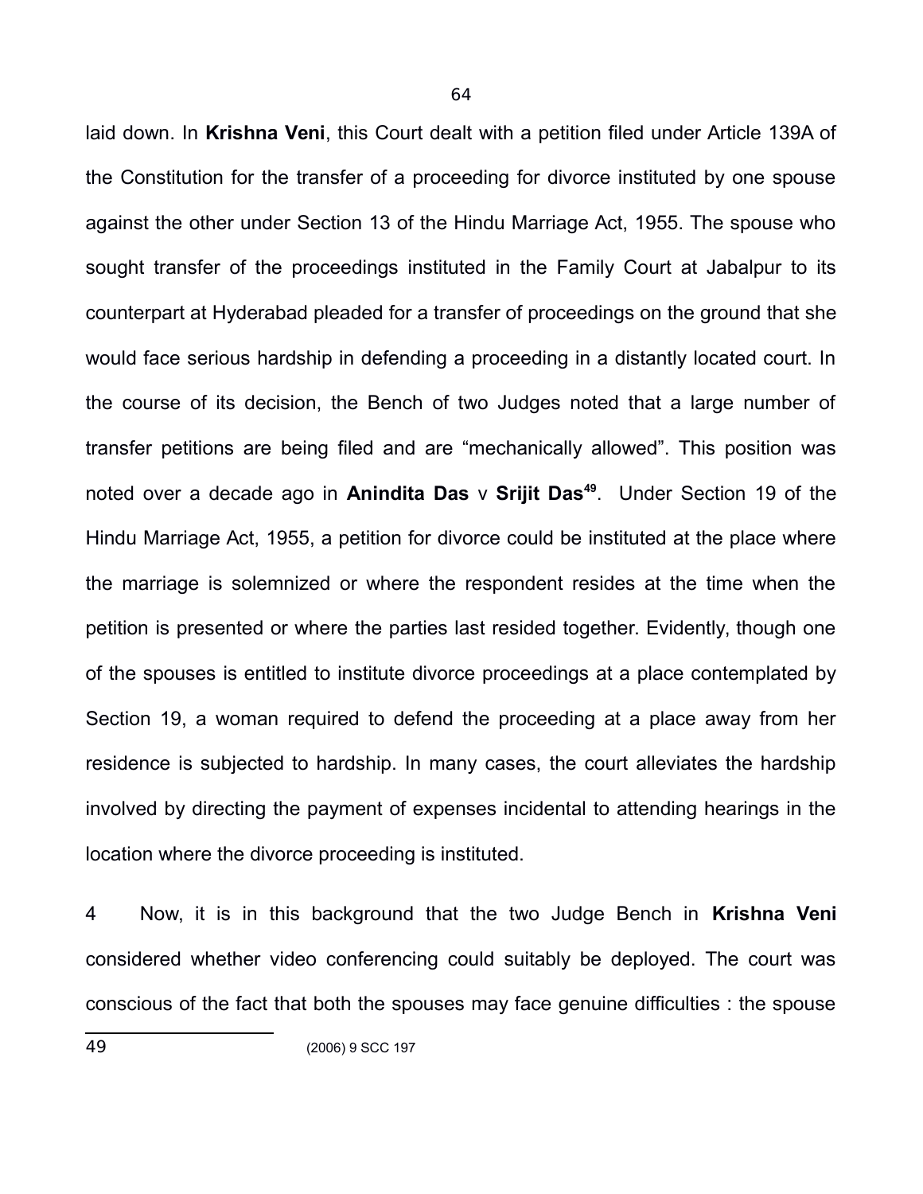laid down. In **Krishna Veni**, this Court dealt with a petition filed under Article 139A of the Constitution for the transfer of a proceeding for divorce instituted by one spouse against the other under Section 13 of the Hindu Marriage Act, 1955. The spouse who sought transfer of the proceedings instituted in the Family Court at Jabalpur to its counterpart at Hyderabad pleaded for a transfer of proceedings on the ground that she would face serious hardship in defending a proceeding in a distantly located court. In the course of its decision, the Bench of two Judges noted that a large number of transfer petitions are being filed and are "mechanically allowed". This position was noted over a decade ago in **Anindita Das** v **Srijit Das**[49]. Under Section 19 of the Hindu Marriage Act, 1955, a petition for divorce could be instituted at the place where the marriage is solemnized or where the respondent resides at the time when the petition is presented or where the parties last resided together. Evidently, though one of the spouses is entitled to institute divorce proceedings at a place contemplated by Section 19, a woman required to defend the proceeding at a place away from her residence is subjected to hardship. In many cases, the court alleviates the hardship involved by directing the payment of expenses incidental to attending hearings in the location where the divorce proceeding is instituted.

4 Now, it is in this background that the two Judge Bench in **Krishna Veni** considered whether video conferencing could suitably be deployed. The court was conscious of the fact that both the spouses may face genuine difficulties : the spouse

---

49 (2006) 9 SCC 197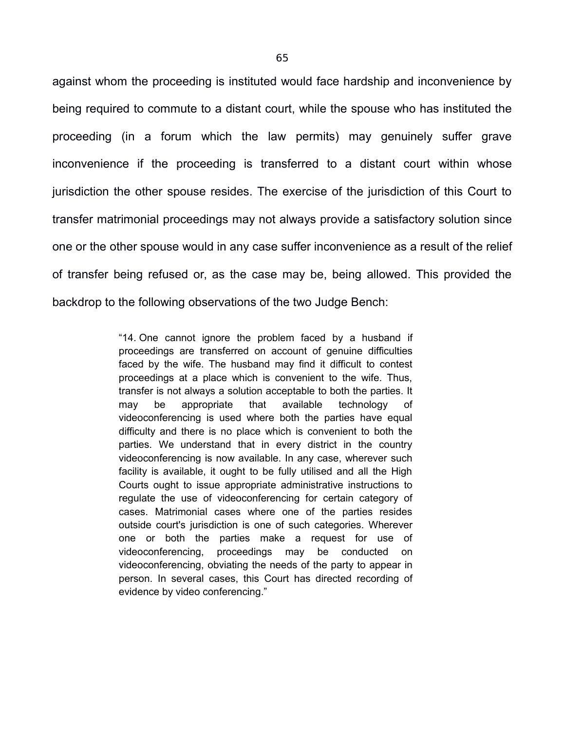against whom the proceeding is instituted would face hardship and inconvenience by being required to commute to a distant court, while the spouse who has instituted the proceeding (in a forum which the law permits) may genuinely suffer grave inconvenience if the proceeding is transferred to a distant court within whose jurisdiction the other spouse resides. The exercise of the jurisdiction of this Court to transfer matrimonial proceedings may not always provide a satisfactory solution since one or the other spouse would in any case suffer inconvenience as a result of the relief of transfer being refused or, as the case may be, being allowed. This provided the backdrop to the following observations of the two Judge Bench:

> "14. One cannot ignore the problem faced by a husband if proceedings are transferred on account of genuine difficulties faced by the wife. The husband may find it difficult to contest proceedings at a place which is convenient to the wife. Thus, transfer is not always a solution acceptable to both the parties. It may be appropriate that available technology of videoconferencing is used where both the parties have equal difficulty and there is no place which is convenient to both the parties. We understand that in every district in the country videoconferencing is now available. In any case, wherever such facility is available, it ought to be fully utilised and all the High Courts ought to issue appropriate administrative instructions to regulate the use of videoconferencing for certain category of cases. Matrimonial cases where one of the parties resides outside court's jurisdiction is one of such categories. Wherever one or both the parties make a request for use of videoconferencing, proceedings may be conducted on videoconferencing, obviating the needs of the party to appear in person. In several cases, this Court has directed recording of evidence by video conferencing."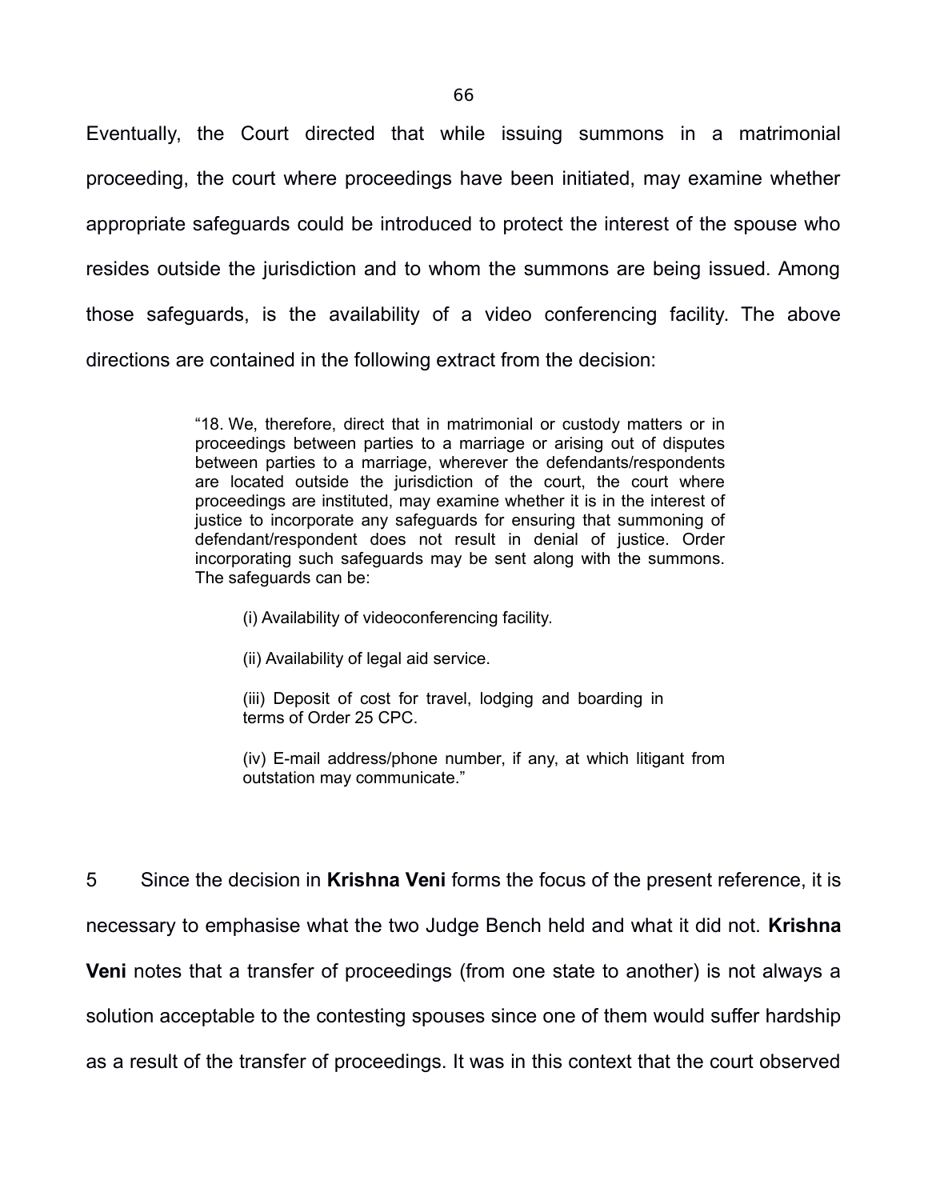Eventually, the Court directed that while issuing summons in a matrimonial proceeding, the court where proceedings have been initiated, may examine whether appropriate safeguards could be introduced to protect the interest of the spouse who resides outside the jurisdiction and to whom the summons are being issued. Among those safeguards, is the availability of a video conferencing facility. The above directions are contained in the following extract from the decision:

> "18. We, therefore, direct that in matrimonial or custody matters or in proceedings between parties to a marriage or arising out of disputes between parties to a marriage, wherever the defendants/respondents are located outside the jurisdiction of the court, the court where proceedings are instituted, may examine whether it is in the interest of justice to incorporate any safeguards for ensuring that summoning of defendant/respondent does not result in denial of justice. Order incorporating such safeguards may be sent along with the summons. The safeguards can be:
>
> (i) Availability of videoconferencing facility.
>
> (ii) Availability of legal aid service.
>
> (iii) Deposit of cost for travel, lodging and boarding in terms of Order 25 CPC.
>
> (iv) E-mail address/phone number, if any, at which litigant from outstation may communicate."

5 Since the decision in **Krishna Veni** forms the focus of the present reference, it is necessary to emphasise what the two Judge Bench held and what it did not. **Krishna Veni** notes that a transfer of proceedings (from one state to another) is not always a solution acceptable to the contesting spouses since one of them would suffer hardship as a result of the transfer of proceedings. It was in this context that the court observed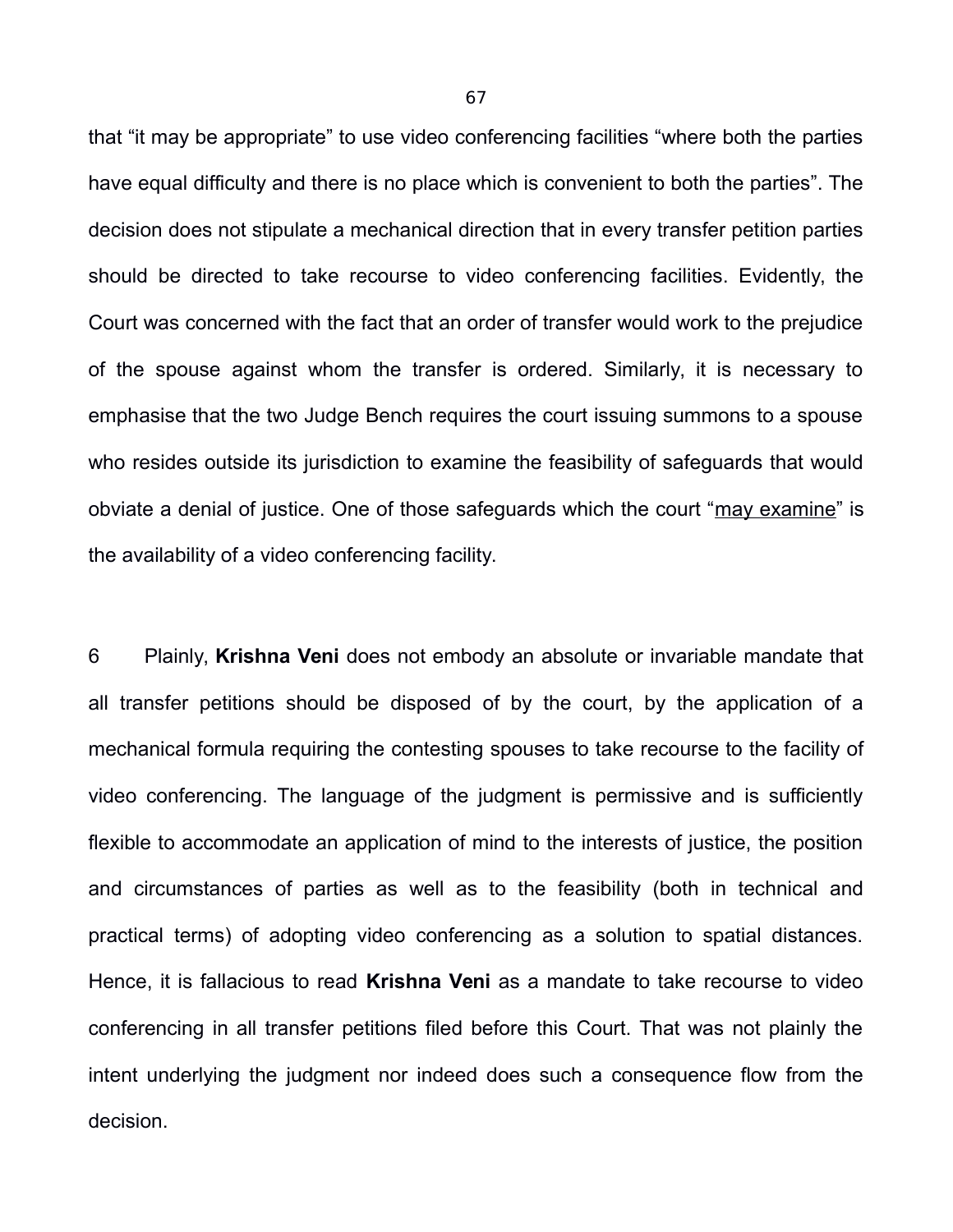that "it may be appropriate" to use video conferencing facilities "where both the parties have equal difficulty and there is no place which is convenient to both the parties". The decision does not stipulate a mechanical direction that in every transfer petition parties should be directed to take recourse to video conferencing facilities. Evidently, the Court was concerned with the fact that an order of transfer would work to the prejudice of the spouse against whom the transfer is ordered. Similarly, it is necessary to emphasise that the two Judge Bench requires the court issuing summons to a spouse who resides outside its jurisdiction to examine the feasibility of safeguards that would obviate a denial of justice. One of those safeguards which the court "<u>may examine</u>" is the availability of a video conferencing facility.

6 Plainly, **Krishna Veni** does not embody an absolute or invariable mandate that all transfer petitions should be disposed of by the court, by the application of a mechanical formula requiring the contesting spouses to take recourse to the facility of video conferencing. The language of the judgment is permissive and is sufficiently flexible to accommodate an application of mind to the interests of justice, the position and circumstances of parties as well as to the feasibility (both in technical and practical terms) of adopting video conferencing as a solution to spatial distances. Hence, it is fallacious to read **Krishna Veni** as a mandate to take recourse to video conferencing in all transfer petitions filed before this Court. That was not plainly the intent underlying the judgment nor indeed does such a consequence flow from the decision.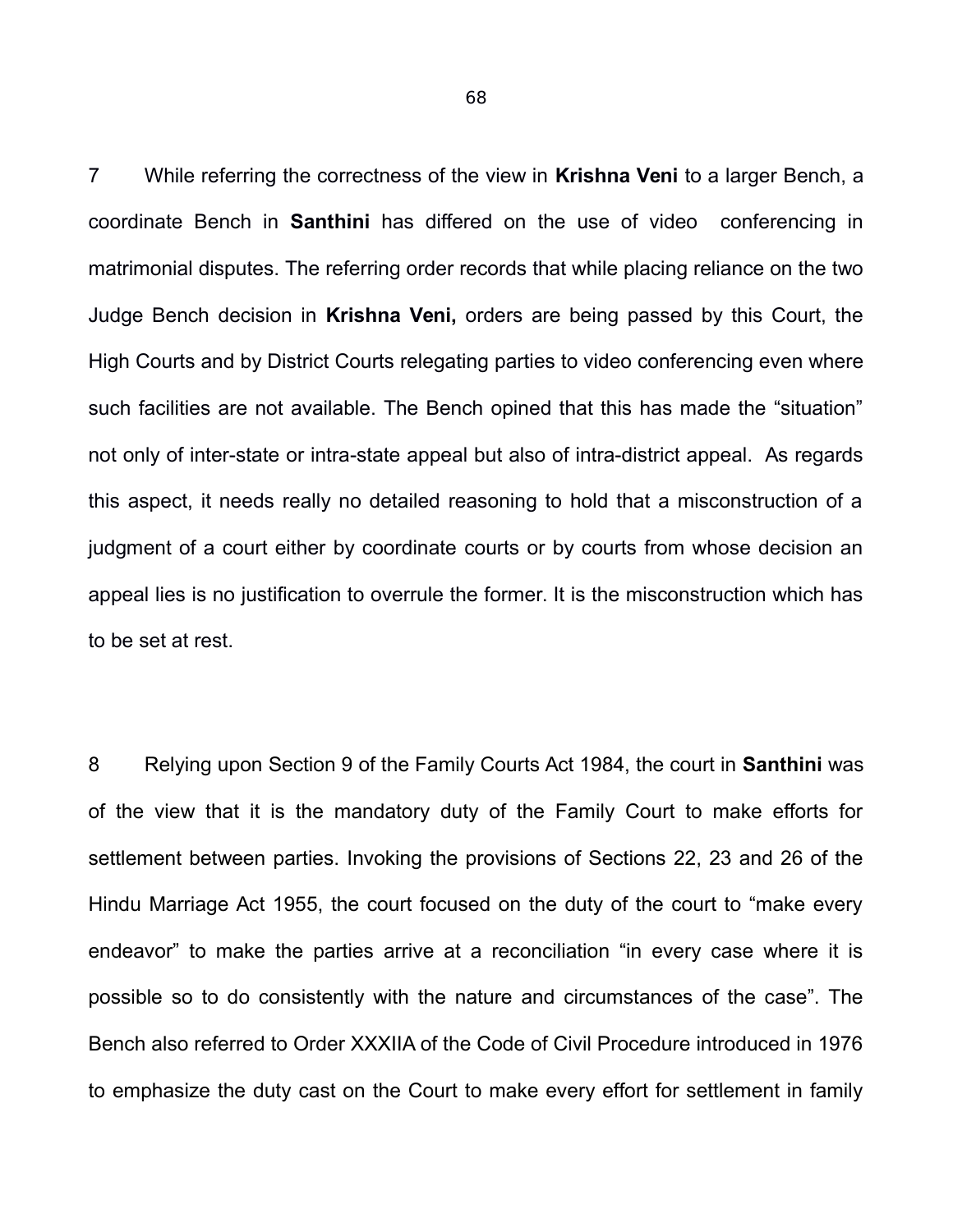7 While referring the correctness of the view in **Krishna Veni** to a larger Bench, a coordinate Bench in **Santhini** has differed on the use of video conferencing in matrimonial disputes. The referring order records that while placing reliance on the two Judge Bench decision in **Krishna Veni,** orders are being passed by this Court, the High Courts and by District Courts relegating parties to video conferencing even where such facilities are not available. The Bench opined that this has made the "situation" not only of inter-state or intra-state appeal but also of intra-district appeal. As regards this aspect, it needs really no detailed reasoning to hold that a misconstruction of a judgment of a court either by coordinate courts or by courts from whose decision an appeal lies is no justification to overrule the former. It is the misconstruction which has to be set at rest.

8 Relying upon Section 9 of the Family Courts Act 1984, the court in **Santhini** was of the view that it is the mandatory duty of the Family Court to make efforts for settlement between parties. Invoking the provisions of Sections 22, 23 and 26 of the Hindu Marriage Act 1955, the court focused on the duty of the court to "make every endeavor" to make the parties arrive at a reconciliation "in every case where it is possible so to do consistently with the nature and circumstances of the case". The Bench also referred to Order XXXIIA of the Code of Civil Procedure introduced in 1976 to emphasize the duty cast on the Court to make every effort for settlement in family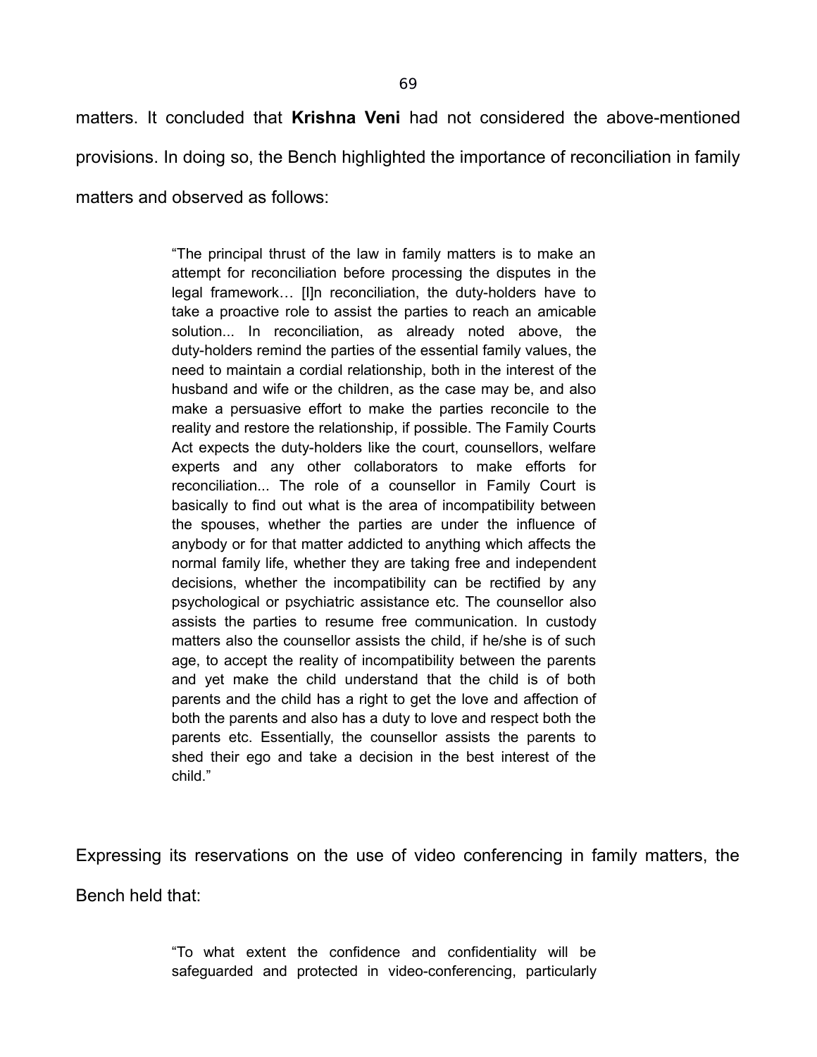matters. It concluded that **Krishna Veni** had not considered the above-mentioned provisions. In doing so, the Bench highlighted the importance of reconciliation in family matters and observed as follows:

> "The principal thrust of the law in family matters is to make an attempt for reconciliation before processing the disputes in the legal framework… [I]n reconciliation, the duty-holders have to take a proactive role to assist the parties to reach an amicable solution... In reconciliation, as already noted above, the duty-holders remind the parties of the essential family values, the need to maintain a cordial relationship, both in the interest of the husband and wife or the children, as the case may be, and also make a persuasive effort to make the parties reconcile to the reality and restore the relationship, if possible. The Family Courts Act expects the duty-holders like the court, counsellors, welfare experts and any other collaborators to make efforts for reconciliation... The role of a counsellor in Family Court is basically to find out what is the area of incompatibility between the spouses, whether the parties are under the influence of anybody or for that matter addicted to anything which affects the normal family life, whether they are taking free and independent decisions, whether the incompatibility can be rectified by any psychological or psychiatric assistance etc. The counsellor also assists the parties to resume free communication. In custody matters also the counsellor assists the child, if he/she is of such age, to accept the reality of incompatibility between the parents and yet make the child understand that the child is of both parents and the child has a right to get the love and affection of both the parents and also has a duty to love and respect both the parents etc. Essentially, the counsellor assists the parents to shed their ego and take a decision in the best interest of the child."

Expressing its reservations on the use of video conferencing in family matters, the Bench held that:

> "To what extent the confidence and confidentiality will be safeguarded and protected in video-conferencing, particularly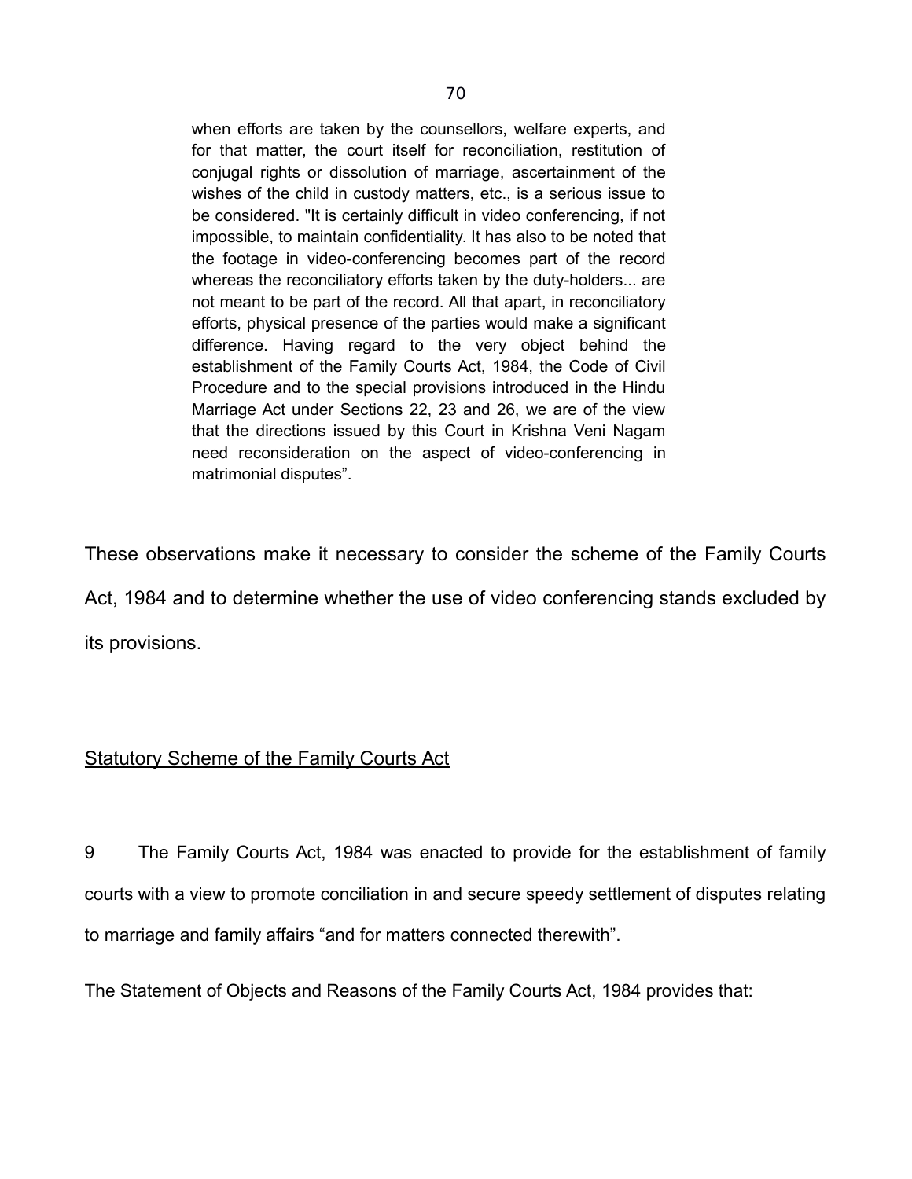> when efforts are taken by the counsellors, welfare experts, and for that matter, the court itself for reconciliation, restitution of conjugal rights or dissolution of marriage, ascertainment of the wishes of the child in custody matters, etc., is a serious issue to be considered. "It is certainly difficult in video conferencing, if not impossible, to maintain confidentiality. It has also to be noted that the footage in video-conferencing becomes part of the record whereas the reconciliatory efforts taken by the duty-holders... are not meant to be part of the record. All that apart, in reconciliatory efforts, physical presence of the parties would make a significant difference. Having regard to the very object behind the establishment of the Family Courts Act, 1984, the Code of Civil Procedure and to the special provisions introduced in the Hindu Marriage Act under Sections 22, 23 and 26, we are of the view that the directions issued by this Court in Krishna Veni Nagam need reconsideration on the aspect of video-conferencing in matrimonial disputes".

These observations make it necessary to consider the scheme of the Family Courts Act, 1984 and to determine whether the use of video conferencing stands excluded by its provisions.

<u>Statutory Scheme of the Family Courts Act</u>

9 The Family Courts Act, 1984 was enacted to provide for the establishment of family courts with a view to promote conciliation in and secure speedy settlement of disputes relating to marriage and family affairs "and for matters connected therewith".

The Statement of Objects and Reasons of the Family Courts Act, 1984 provides that: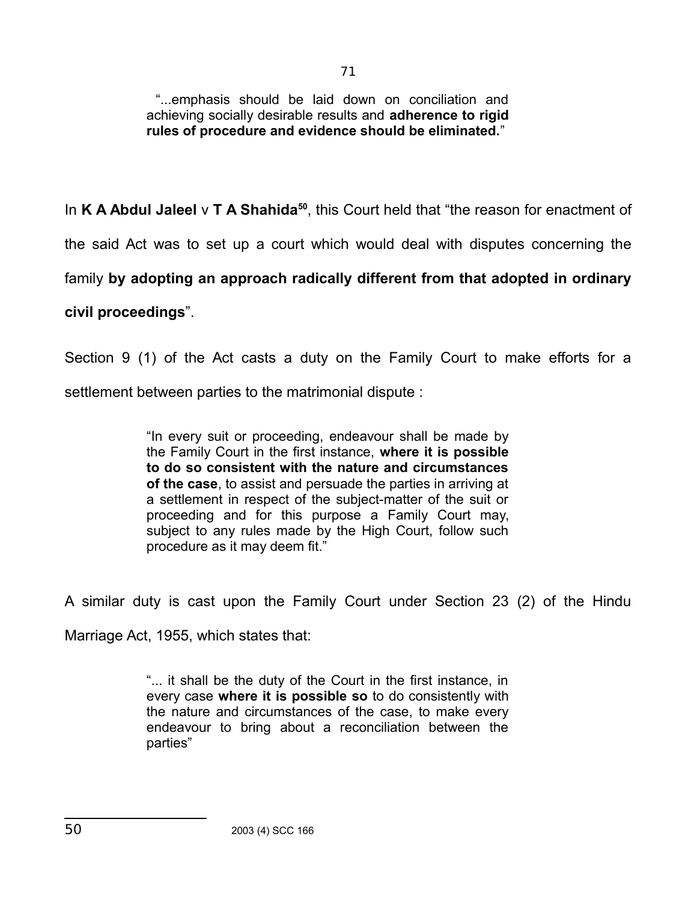> "...emphasis should be laid down on conciliation and achieving socially desirable results and **adherence to rigid rules of procedure and evidence should be eliminated.**"

In **K A Abdul Jaleel** v **T A Shahida**[50], this Court held that "the reason for enactment of the said Act was to set up a court which would deal with disputes concerning the family **by adopting an approach radically different from that adopted in ordinary civil proceedings**".

Section 9 (1) of the Act casts a duty on the Family Court to make efforts for a settlement between parties to the matrimonial dispute :

> "In every suit or proceeding, endeavour shall be made by the Family Court in the first instance, **where it is possible to do so consistent with the nature and circumstances of the case**, to assist and persuade the parties in arriving at a settlement in respect of the subject-matter of the suit or proceeding and for this purpose a Family Court may, subject to any rules made by the High Court, follow such procedure as it may deem fit."

A similar duty is cast upon the Family Court under Section 23 (2) of the Hindu Marriage Act, 1955, which states that:

> "... it shall be the duty of the Court in the first instance, in every case **where it is possible so** to do consistently with the nature and circumstances of the case, to make every endeavour to bring about a reconciliation between the parties"

---

50 2003 (4) SCC 166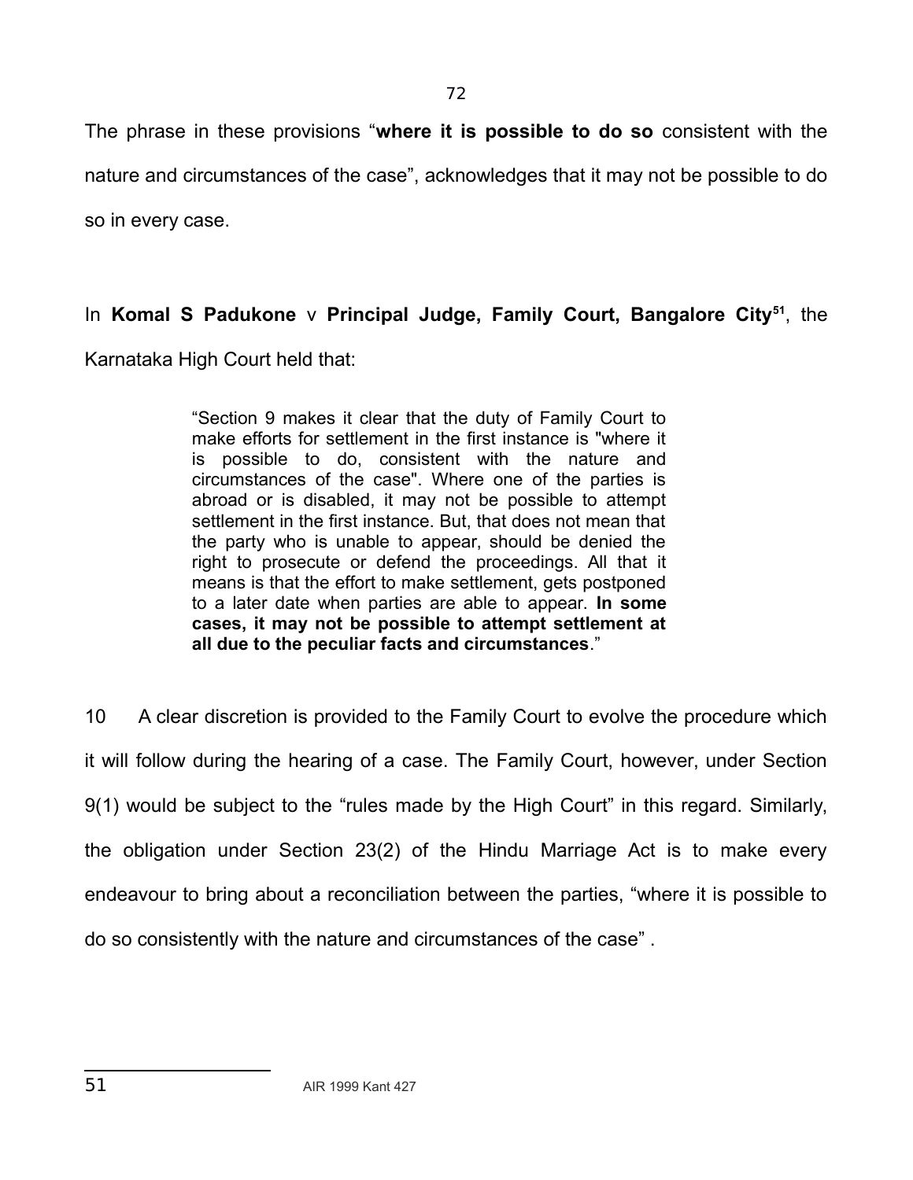The phrase in these provisions "**where it is possible to do so** consistent with the nature and circumstances of the case", acknowledges that it may not be possible to do so in every case.

In **Komal S Padukone** v **Principal Judge, Family Court, Bangalore City**[51], the Karnataka High Court held that:

> "Section 9 makes it clear that the duty of Family Court to make efforts for settlement in the first instance is "where it is possible to do, consistent with the nature and circumstances of the case". Where one of the parties is abroad or is disabled, it may not be possible to attempt settlement in the first instance. But, that does not mean that the party who is unable to appear, should be denied the right to prosecute or defend the proceedings. All that it means is that the effort to make settlement, gets postponed to a later date when parties are able to appear. **In some cases, it may not be possible to attempt settlement at all due to the peculiar facts and circumstances**."

10 A clear discretion is provided to the Family Court to evolve the procedure which it will follow during the hearing of a case. The Family Court, however, under Section 9(1) would be subject to the "rules made by the High Court" in this regard. Similarly, the obligation under Section 23(2) of the Hindu Marriage Act is to make every endeavour to bring about a reconciliation between the parties, "where it is possible to do so consistently with the nature and circumstances of the case" .

---

[51] AIR 1999 Kant 427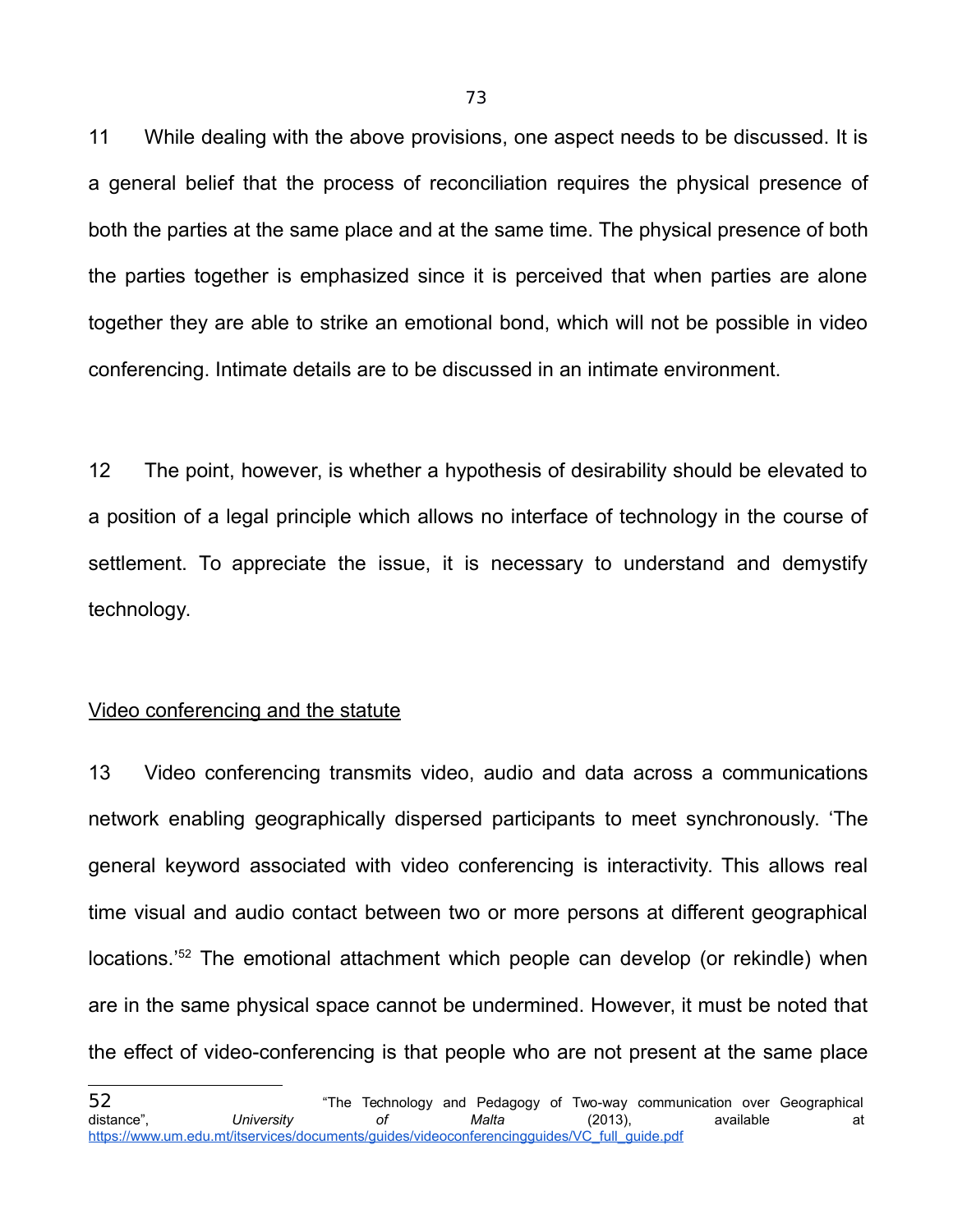11 While dealing with the above provisions, one aspect needs to be discussed. It is a general belief that the process of reconciliation requires the physical presence of both the parties at the same place and at the same time. The physical presence of both the parties together is emphasized since it is perceived that when parties are alone together they are able to strike an emotional bond, which will not be possible in video conferencing. Intimate details are to be discussed in an intimate environment.

12 The point, however, is whether a hypothesis of desirability should be elevated to a position of a legal principle which allows no interface of technology in the course of settlement. To appreciate the issue, it is necessary to understand and demystify technology.

<u>Video conferencing and the statute</u>

13 Video conferencing transmits video, audio and data across a communications network enabling geographically dispersed participants to meet synchronously. 'The general keyword associated with video conferencing is interactivity. This allows real time visual and audio contact between two or more persons at different geographical locations.'[52] The emotional attachment which people can develop (or rekindle) when are in the same physical space cannot be undermined. However, it must be noted that the effect of video-conferencing is that people who are not present at the same place

---

52 "The Technology and Pedagogy of Two-way communication over Geographical distance", *University of Malta* (2013), available at https://www.um.edu.mt/itservices/documents/guides/videoconferencingguides/VC_full_guide.pdf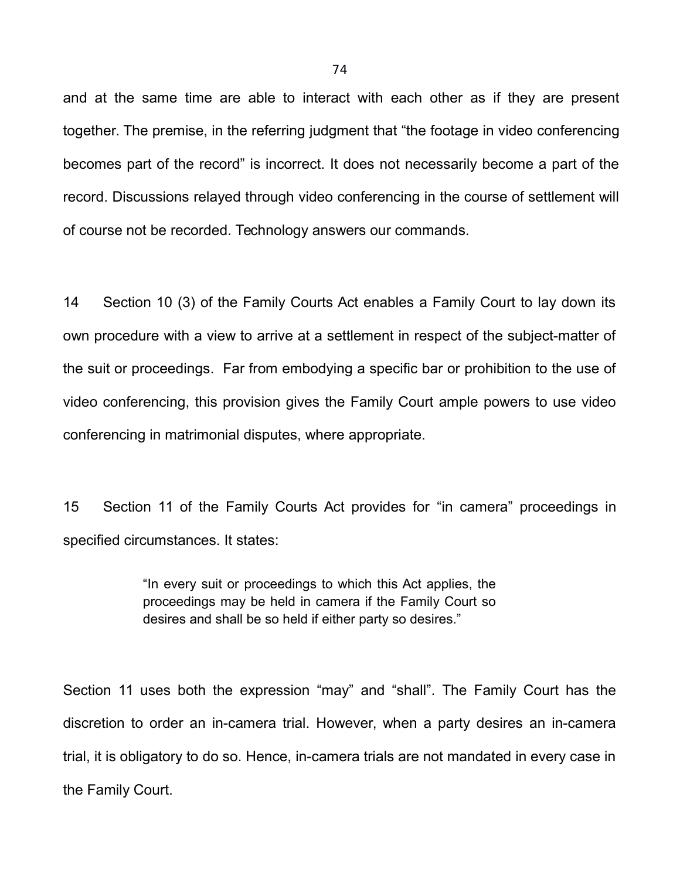and at the same time are able to interact with each other as if they are present together. The premise, in the referring judgment that "the footage in video conferencing becomes part of the record" is incorrect. It does not necessarily become a part of the record. Discussions relayed through video conferencing in the course of settlement will of course not be recorded. Technology answers our commands.

14 Section 10 (3) of the Family Courts Act enables a Family Court to lay down its own procedure with a view to arrive at a settlement in respect of the subject-matter of the suit or proceedings. Far from embodying a specific bar or prohibition to the use of video conferencing, this provision gives the Family Court ample powers to use video conferencing in matrimonial disputes, where appropriate.

15 Section 11 of the Family Courts Act provides for "in camera" proceedings in specified circumstances. It states:

> "In every suit or proceedings to which this Act applies, the proceedings may be held in camera if the Family Court so desires and shall be so held if either party so desires."

Section 11 uses both the expression "may" and "shall". The Family Court has the discretion to order an in-camera trial. However, when a party desires an in-camera trial, it is obligatory to do so. Hence, in-camera trials are not mandated in every case in the Family Court.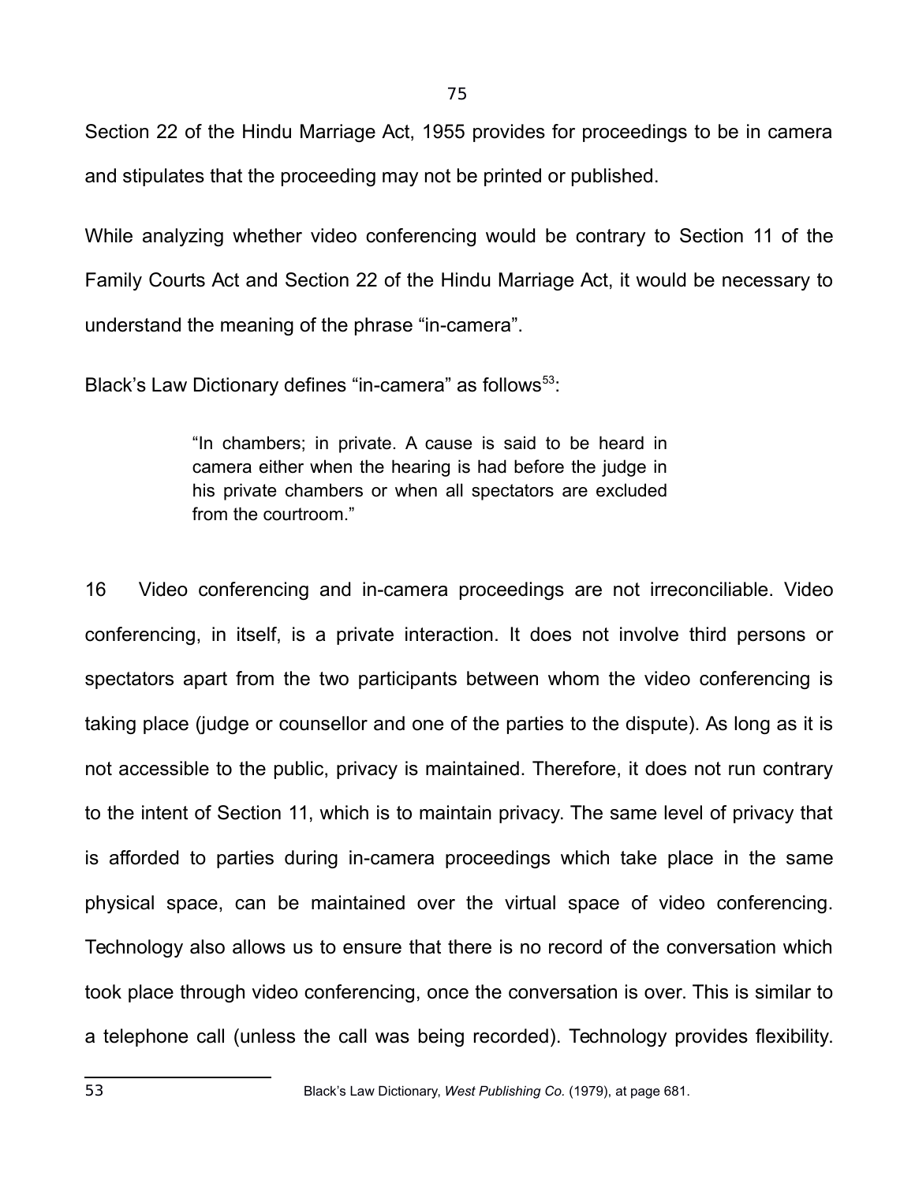Section 22 of the Hindu Marriage Act, 1955 provides for proceedings to be in camera and stipulates that the proceeding may not be printed or published.

While analyzing whether video conferencing would be contrary to Section 11 of the Family Courts Act and Section 22 of the Hindu Marriage Act, it would be necessary to understand the meaning of the phrase "in-camera".

Black's Law Dictionary defines "in-camera" as follows[53]:

> "In chambers; in private. A cause is said to be heard in camera either when the hearing is had before the judge in his private chambers or when all spectators are excluded from the courtroom."

16 Video conferencing and in-camera proceedings are not irreconciliable. Video conferencing, in itself, is a private interaction. It does not involve third persons or spectators apart from the two participants between whom the video conferencing is taking place (judge or counsellor and one of the parties to the dispute). As long as it is not accessible to the public, privacy is maintained. Therefore, it does not run contrary to the intent of Section 11, which is to maintain privacy. The same level of privacy that is afforded to parties during in-camera proceedings which take place in the same physical space, can be maintained over the virtual space of video conferencing. Technology also allows us to ensure that there is no record of the conversation which took place through video conferencing, once the conversation is over. This is similar to a telephone call (unless the call was being recorded). Technology provides flexibility.

---

[53] Black's Law Dictionary, *West Publishing Co.* (1979), at page 681.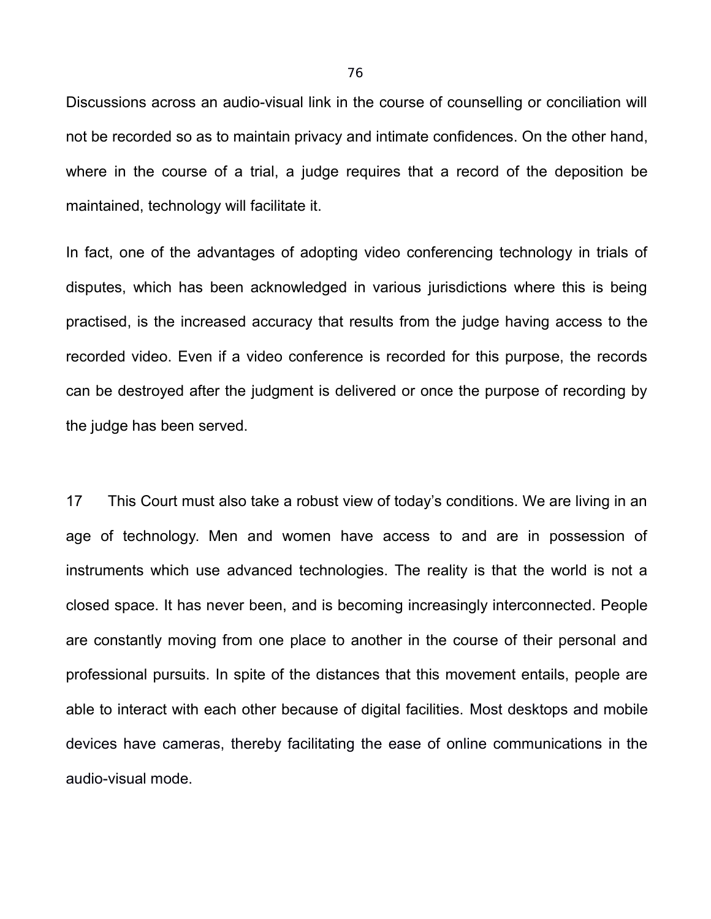Discussions across an audio-visual link in the course of counselling or conciliation will not be recorded so as to maintain privacy and intimate confidences. On the other hand, where in the course of a trial, a judge requires that a record of the deposition be maintained, technology will facilitate it.

In fact, one of the advantages of adopting video conferencing technology in trials of disputes, which has been acknowledged in various jurisdictions where this is being practised, is the increased accuracy that results from the judge having access to the recorded video. Even if a video conference is recorded for this purpose, the records can be destroyed after the judgment is delivered or once the purpose of recording by the judge has been served.

17 This Court must also take a robust view of today's conditions. We are living in an age of technology. Men and women have access to and are in possession of instruments which use advanced technologies. The reality is that the world is not a closed space. It has never been, and is becoming increasingly interconnected. People are constantly moving from one place to another in the course of their personal and professional pursuits. In spite of the distances that this movement entails, people are able to interact with each other because of digital facilities. Most desktops and mobile devices have cameras, thereby facilitating the ease of online communications in the audio-visual mode.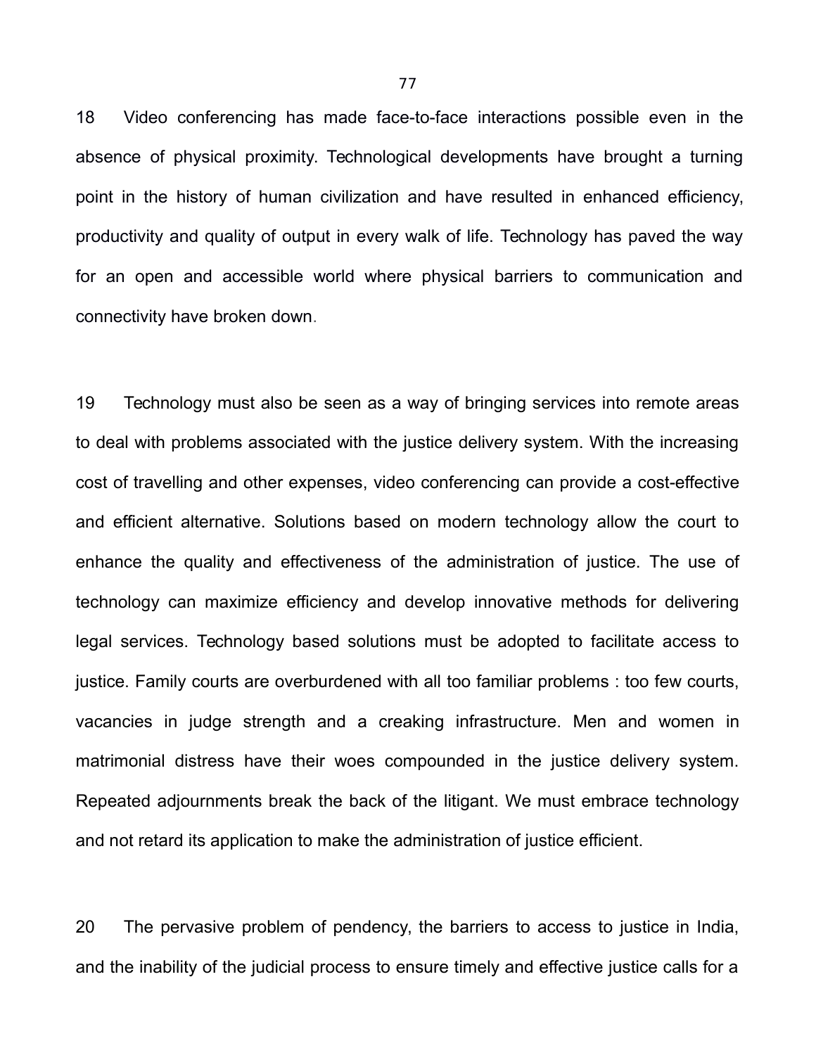18 Video conferencing has made face-to-face interactions possible even in the absence of physical proximity. Technological developments have brought a turning point in the history of human civilization and have resulted in enhanced efficiency, productivity and quality of output in every walk of life. Technology has paved the way for an open and accessible world where physical barriers to communication and connectivity have broken down.

19 Technology must also be seen as a way of bringing services into remote areas to deal with problems associated with the justice delivery system. With the increasing cost of travelling and other expenses, video conferencing can provide a cost-effective and efficient alternative. Solutions based on modern technology allow the court to enhance the quality and effectiveness of the administration of justice. The use of technology can maximize efficiency and develop innovative methods for delivering legal services. Technology based solutions must be adopted to facilitate access to justice. Family courts are overburdened with all too familiar problems : too few courts, vacancies in judge strength and a creaking infrastructure. Men and women in matrimonial distress have their woes compounded in the justice delivery system. Repeated adjournments break the back of the litigant. We must embrace technology and not retard its application to make the administration of justice efficient.

20 The pervasive problem of pendency, the barriers to access to justice in India, and the inability of the judicial process to ensure timely and effective justice calls for a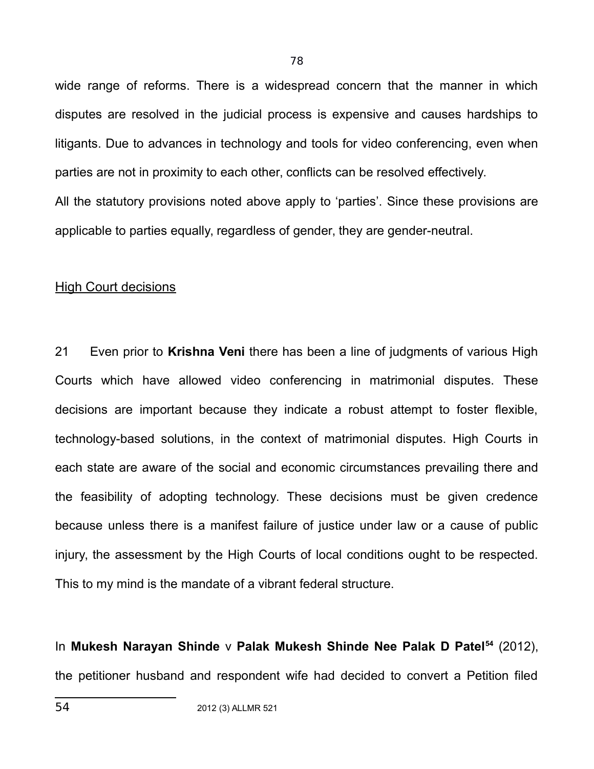wide range of reforms. There is a widespread concern that the manner in which disputes are resolved in the judicial process is expensive and causes hardships to litigants. Due to advances in technology and tools for video conferencing, even when parties are not in proximity to each other, conflicts can be resolved effectively.

All the statutory provisions noted above apply to 'parties'. Since these provisions are applicable to parties equally, regardless of gender, they are gender-neutral.

<u>High Court decisions</u>

21 Even prior to **Krishna Veni** there has been a line of judgments of various High Courts which have allowed video conferencing in matrimonial disputes. These decisions are important because they indicate a robust attempt to foster flexible, technology-based solutions, in the context of matrimonial disputes. High Courts in each state are aware of the social and economic circumstances prevailing there and the feasibility of adopting technology. These decisions must be given credence because unless there is a manifest failure of justice under law or a cause of public injury, the assessment by the High Courts of local conditions ought to be respected. This to my mind is the mandate of a vibrant federal structure.

In **Mukesh Narayan Shinde** v **Palak Mukesh Shinde Nee Palak D Patel**[54] (2012), the petitioner husband and respondent wife had decided to convert a Petition filed

---

54 2012 (3) ALLMR 521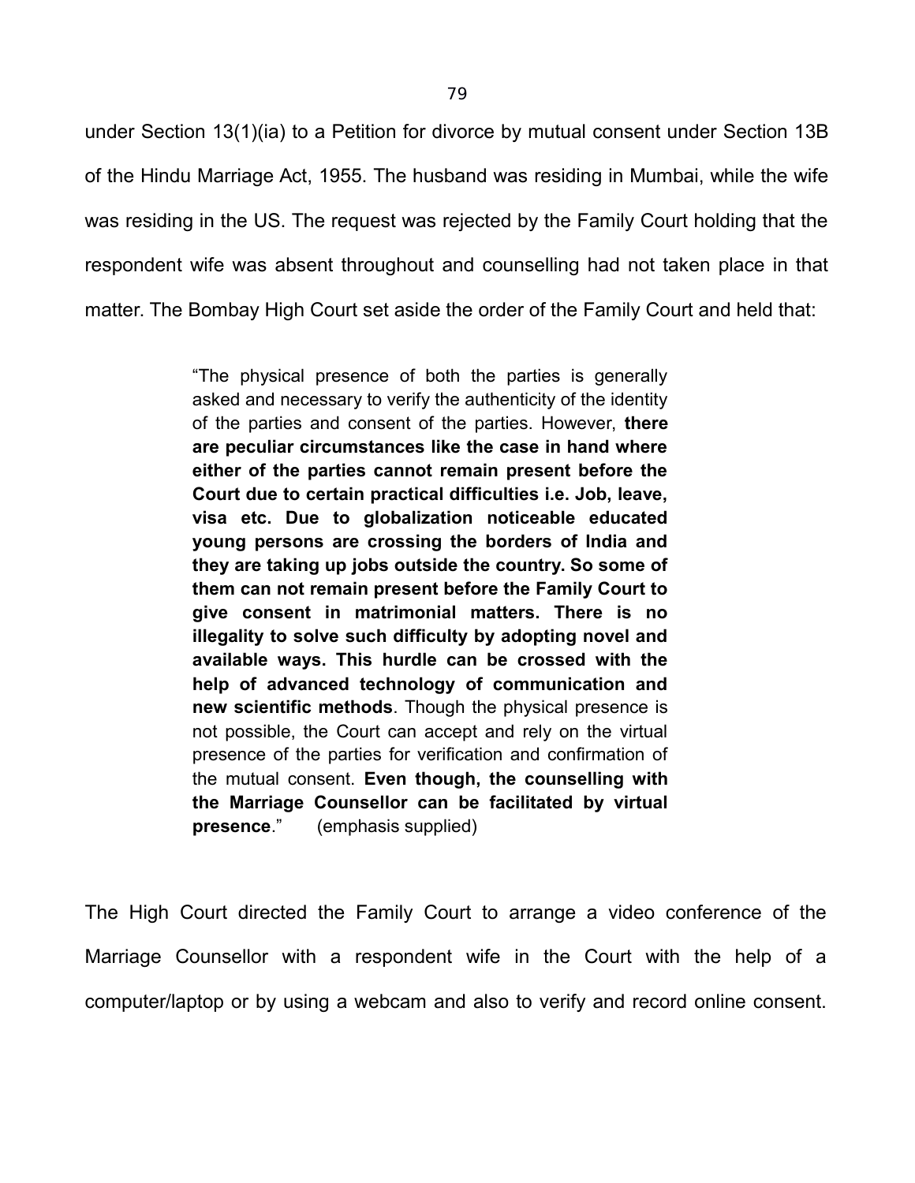under Section 13(1)(ia) to a Petition for divorce by mutual consent under Section 13B of the Hindu Marriage Act, 1955. The husband was residing in Mumbai, while the wife was residing in the US. The request was rejected by the Family Court holding that the respondent wife was absent throughout and counselling had not taken place in that matter. The Bombay High Court set aside the order of the Family Court and held that:

> "The physical presence of both the parties is generally asked and necessary to verify the authenticity of the identity of the parties and consent of the parties. However, **there are peculiar circumstances like the case in hand where either of the parties cannot remain present before the Court due to certain practical difficulties i.e. Job, leave, visa etc. Due to globalization noticeable educated young persons are crossing the borders of India and they are taking up jobs outside the country. So some of them can not remain present before the Family Court to give consent in matrimonial matters. There is no illegality to solve such difficulty by adopting novel and available ways. This hurdle can be crossed with the help of advanced technology of communication and new scientific methods**. Though the physical presence is not possible, the Court can accept and rely on the virtual presence of the parties for verification and confirmation of the mutual consent. **Even though, the counselling with the Marriage Counsellor can be facilitated by virtual presence**." (emphasis supplied)

The High Court directed the Family Court to arrange a video conference of the Marriage Counsellor with a respondent wife in the Court with the help of a computer/laptop or by using a webcam and also to verify and record online consent.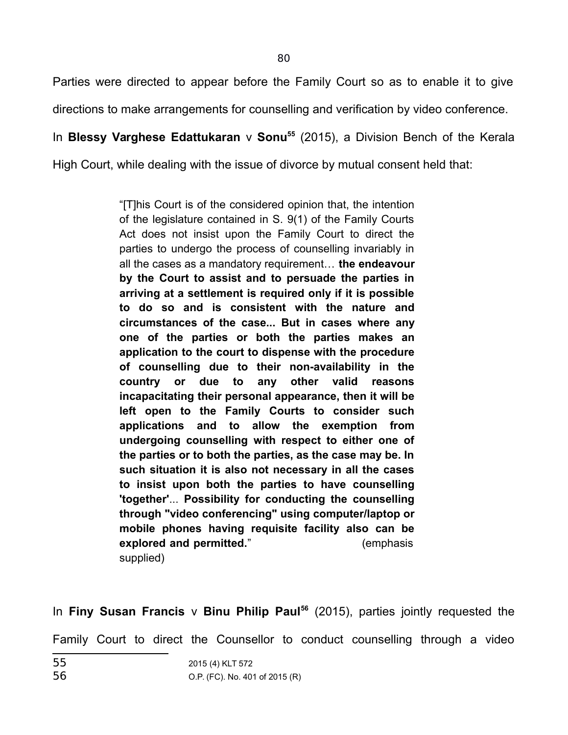Parties were directed to appear before the Family Court so as to enable it to give directions to make arrangements for counselling and verification by video conference.

In **Blessy Varghese Edattukaran** v **Sonu**[55] (2015), a Division Bench of the Kerala High Court, while dealing with the issue of divorce by mutual consent held that:

> "[T]his Court is of the considered opinion that, the intention of the legislature contained in S. 9(1) of the Family Courts Act does not insist upon the Family Court to direct the parties to undergo the process of counselling invariably in all the cases as a mandatory requirement… **the endeavour by the Court to assist and to persuade the parties in arriving at a settlement is required only if it is possible to do so and is consistent with the nature and circumstances of the case... But in cases where any one of the parties or both the parties makes an application to the court to dispense with the procedure of counselling due to their non-availability in the country or due to any other valid reasons incapacitating their personal appearance, then it will be left open to the Family Courts to consider such applications and to allow the exemption from undergoing counselling with respect to either one of the parties or to both the parties, as the case may be. In such situation it is also not necessary in all the cases to insist upon both the parties to have counselling 'together'**... **Possibility for conducting the counselling through "video conferencing" using computer/laptop or mobile phones having requisite facility also can be explored and permitted.**" (emphasis supplied)

In **Finy Susan Francis** v **Binu Philip Paul**[56] (2015), parties jointly requested the Family Court to direct the Counsellor to conduct counselling through a video

---

[55] 2015 (4) KLT 572

[56] O.P. (FC). No. 401 of 2015 (R)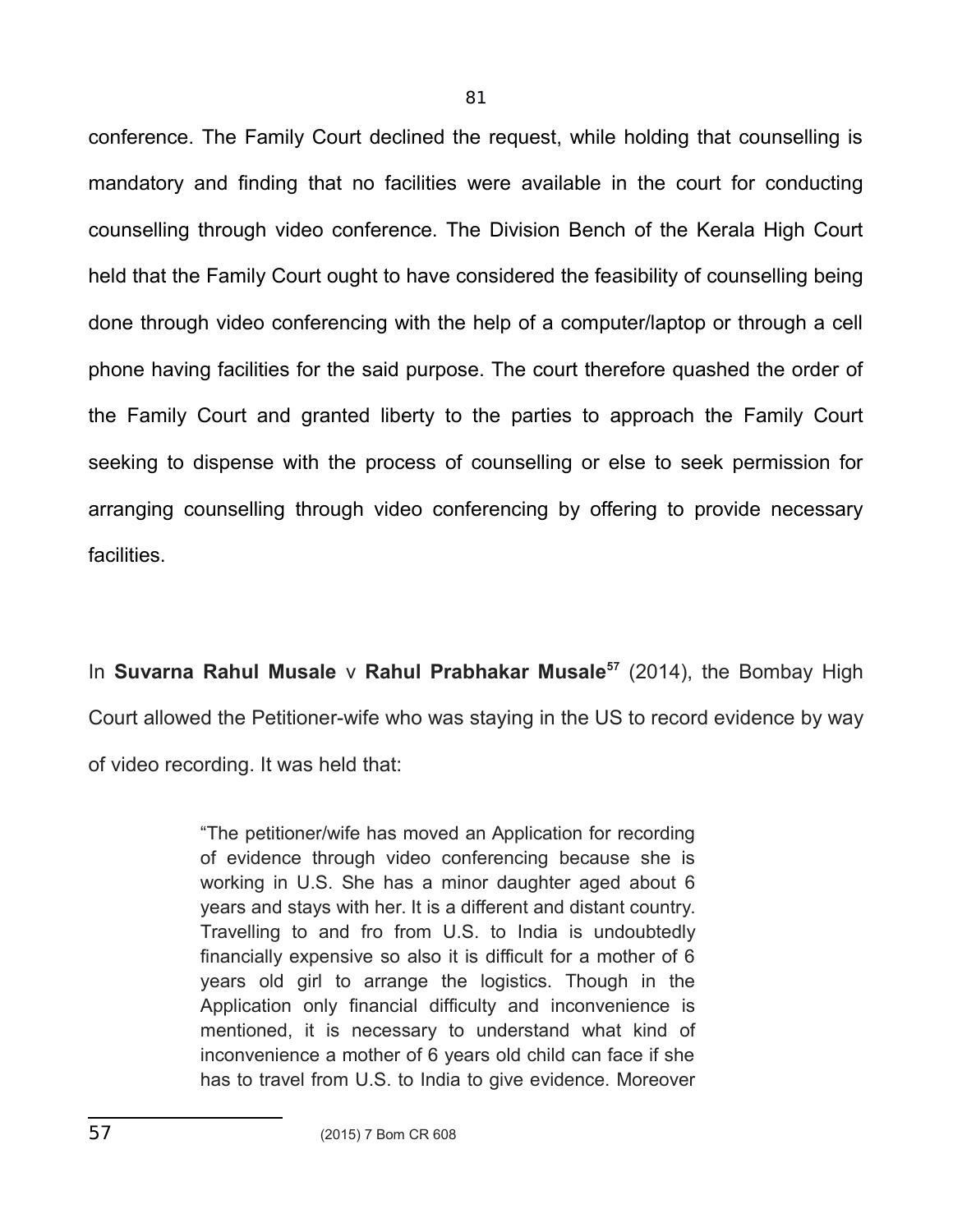conference. The Family Court declined the request, while holding that counselling is mandatory and finding that no facilities were available in the court for conducting counselling through video conference. The Division Bench of the Kerala High Court held that the Family Court ought to have considered the feasibility of counselling being done through video conferencing with the help of a computer/laptop or through a cell phone having facilities for the said purpose. The court therefore quashed the order of the Family Court and granted liberty to the parties to approach the Family Court seeking to dispense with the process of counselling or else to seek permission for arranging counselling through video conferencing by offering to provide necessary facilities.

In **Suvarna Rahul Musale** v **Rahul Prabhakar Musale**[57] (2014), the Bombay High Court allowed the Petitioner-wife who was staying in the US to record evidence by way of video recording. It was held that:

> "The petitioner/wife has moved an Application for recording of evidence through video conferencing because she is working in U.S. She has a minor daughter aged about 6 years and stays with her. It is a different and distant country. Travelling to and fro from U.S. to India is undoubtedly financially expensive so also it is difficult for a mother of 6 years old girl to arrange the logistics. Though in the Application only financial difficulty and inconvenience is mentioned, it is necessary to understand what kind of inconvenience a mother of 6 years old child can face if she has to travel from U.S. to India to give evidence. Moreover

---

57 (2015) 7 Bom CR 608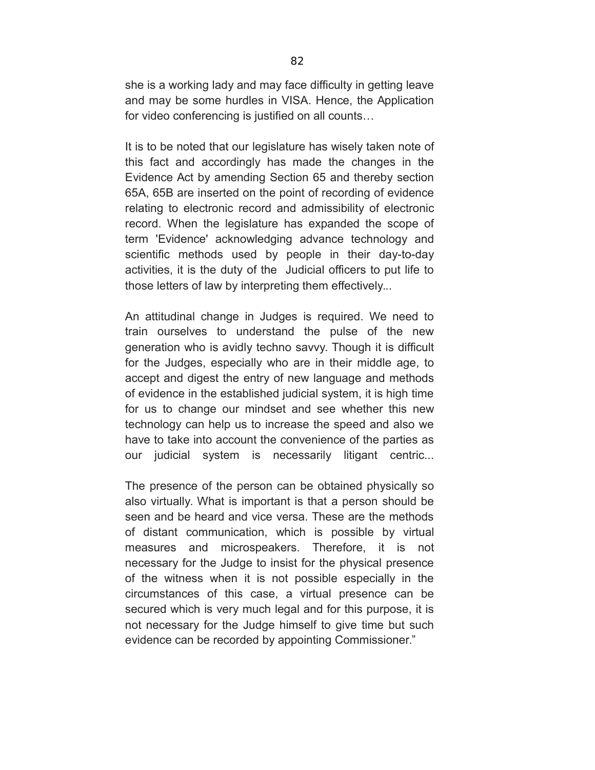she is a working lady and may face difficulty in getting leave and may be some hurdles in VISA. Hence, the Application for video conferencing is justified on all counts…

It is to be noted that our legislature has wisely taken note of this fact and accordingly has made the changes in the Evidence Act by amending Section 65 and thereby section 65A, 65B are inserted on the point of recording of evidence relating to electronic record and admissibility of electronic record. When the legislature has expanded the scope of term 'Evidence' acknowledging advance technology and scientific methods used by people in their day-to-day activities, it is the duty of the Judicial officers to put life to those letters of law by interpreting them effectively...

An attitudinal change in Judges is required. We need to train ourselves to understand the pulse of the new generation who is avidly techno savvy. Though it is difficult for the Judges, especially who are in their middle age, to accept and digest the entry of new language and methods of evidence in the established judicial system, it is high time for us to change our mindset and see whether this new technology can help us to increase the speed and also we have to take into account the convenience of the parties as our judicial system is necessarily litigant centric...

The presence of the person can be obtained physically so also virtually. What is important is that a person should be seen and be heard and vice versa. These are the methods of distant communication, which is possible by virtual measures and microspeakers. Therefore, it is not necessary for the Judge to insist for the physical presence of the witness when it is not possible especially in the circumstances of this case, a virtual presence can be secured which is very much legal and for this purpose, it is not necessary for the Judge himself to give time but such evidence can be recorded by appointing Commissioner."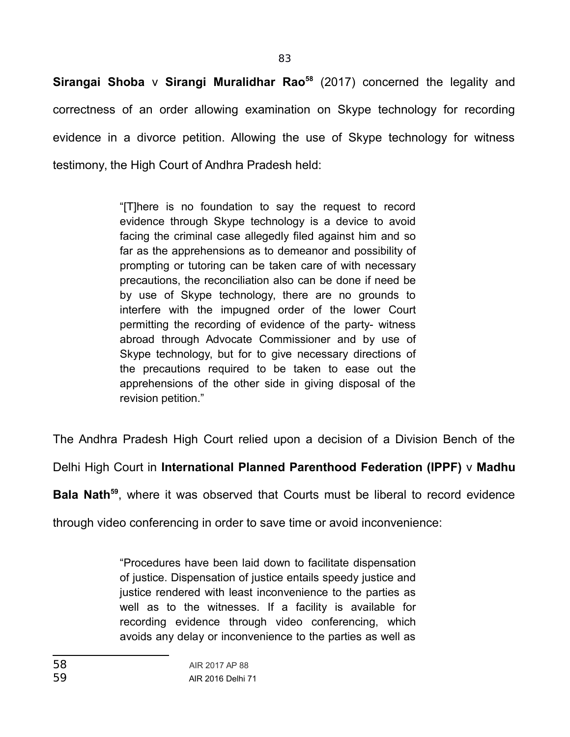**Sirangai Shoba** v **Sirangi Muralidhar Rao**[58] (2017) concerned the legality and correctness of an order allowing examination on Skype technology for recording evidence in a divorce petition. Allowing the use of Skype technology for witness testimony, the High Court of Andhra Pradesh held:

> "[T]here is no foundation to say the request to record evidence through Skype technology is a device to avoid facing the criminal case allegedly filed against him and so far as the apprehensions as to demeanor and possibility of prompting or tutoring can be taken care of with necessary precautions, the reconciliation also can be done if need be by use of Skype technology, there are no grounds to interfere with the impugned order of the lower Court permitting the recording of evidence of the party- witness abroad through Advocate Commissioner and by use of Skype technology, but for to give necessary directions of the precautions required to be taken to ease out the apprehensions of the other side in giving disposal of the revision petition."

The Andhra Pradesh High Court relied upon a decision of a Division Bench of the Delhi High Court in **International Planned Parenthood Federation (IPPF)** v **Madhu Bala Nath**[59], where it was observed that Courts must be liberal to record evidence through video conferencing in order to save time or avoid inconvenience:

> "Procedures have been laid down to facilitate dispensation of justice. Dispensation of justice entails speedy justice and justice rendered with least inconvenience to the parties as well as to the witnesses. If a facility is available for recording evidence through video conferencing, which avoids any delay or inconvenience to the parties as well as

---

58 AIR 2017 AP 88

59 AIR 2016 Delhi 71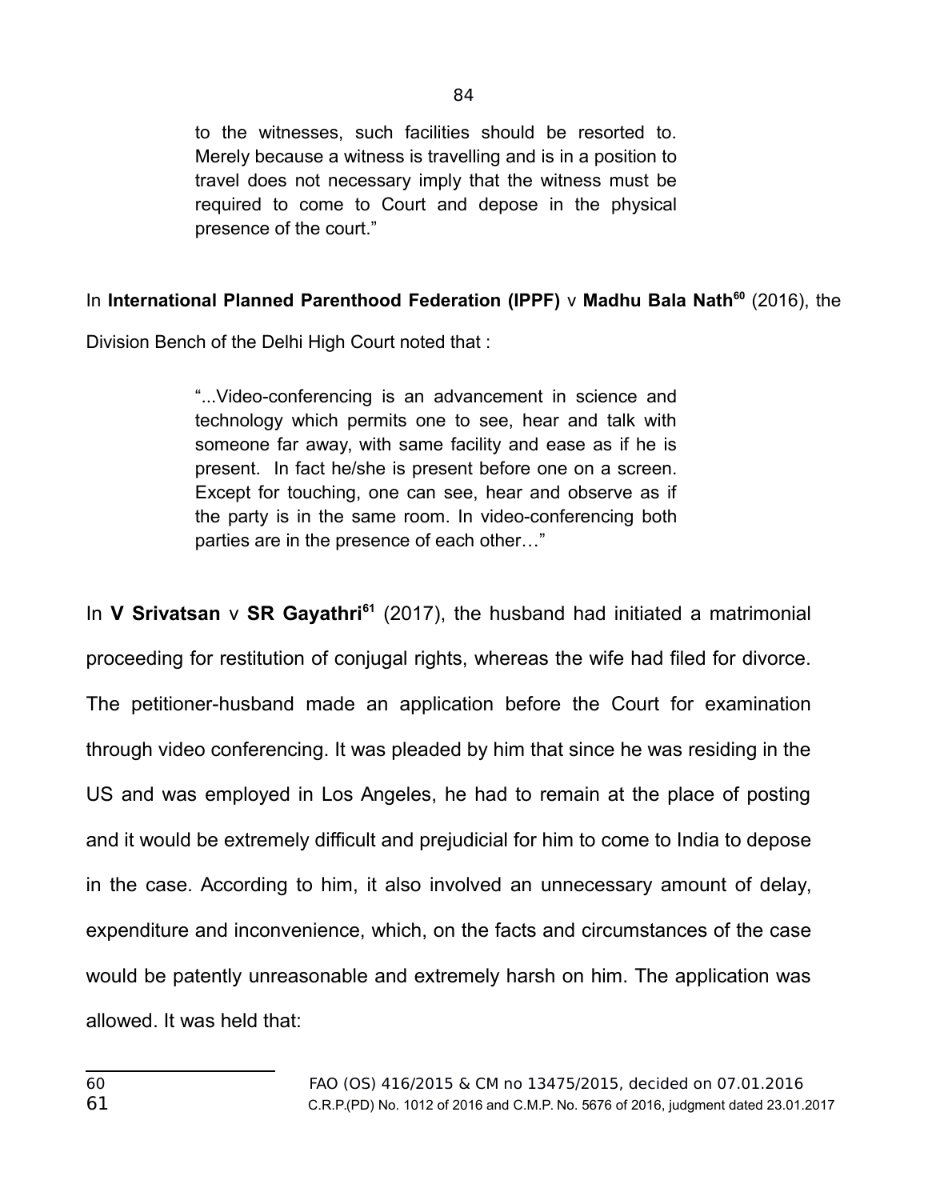> to the witnesses, such facilities should be resorted to. Merely because a witness is travelling and is in a position to travel does not necessary imply that the witness must be required to come to Court and depose in the physical presence of the court."

In **International Planned Parenthood Federation (IPPF)** v **Madhu Bala Nath**[60] (2016), the Division Bench of the Delhi High Court noted that :

> "...Video-conferencing is an advancement in science and technology which permits one to see, hear and talk with someone far away, with same facility and ease as if he is present. In fact he/she is present before one on a screen. Except for touching, one can see, hear and observe as if the party is in the same room. In video-conferencing both parties are in the presence of each other…"

In **V Srivatsan** v **SR Gayathri**[61] (2017), the husband had initiated a matrimonial proceeding for restitution of conjugal rights, whereas the wife had filed for divorce. The petitioner-husband made an application before the Court for examination through video conferencing. It was pleaded by him that since he was residing in the US and was employed in Los Angeles, he had to remain at the place of posting and it would be extremely difficult and prejudicial for him to come to India to depose in the case. According to him, it also involved an unnecessary amount of delay, expenditure and inconvenience, which, on the facts and circumstances of the case would be patently unreasonable and extremely harsh on him. The application was allowed. It was held that:

---

60 FAO (OS) 416/2015 & CM no 13475/2015, decided on 07.01.2016

61 C.R.P.(PD) No. 1012 of 2016 and C.M.P. No. 5676 of 2016, judgment dated 23.01.2017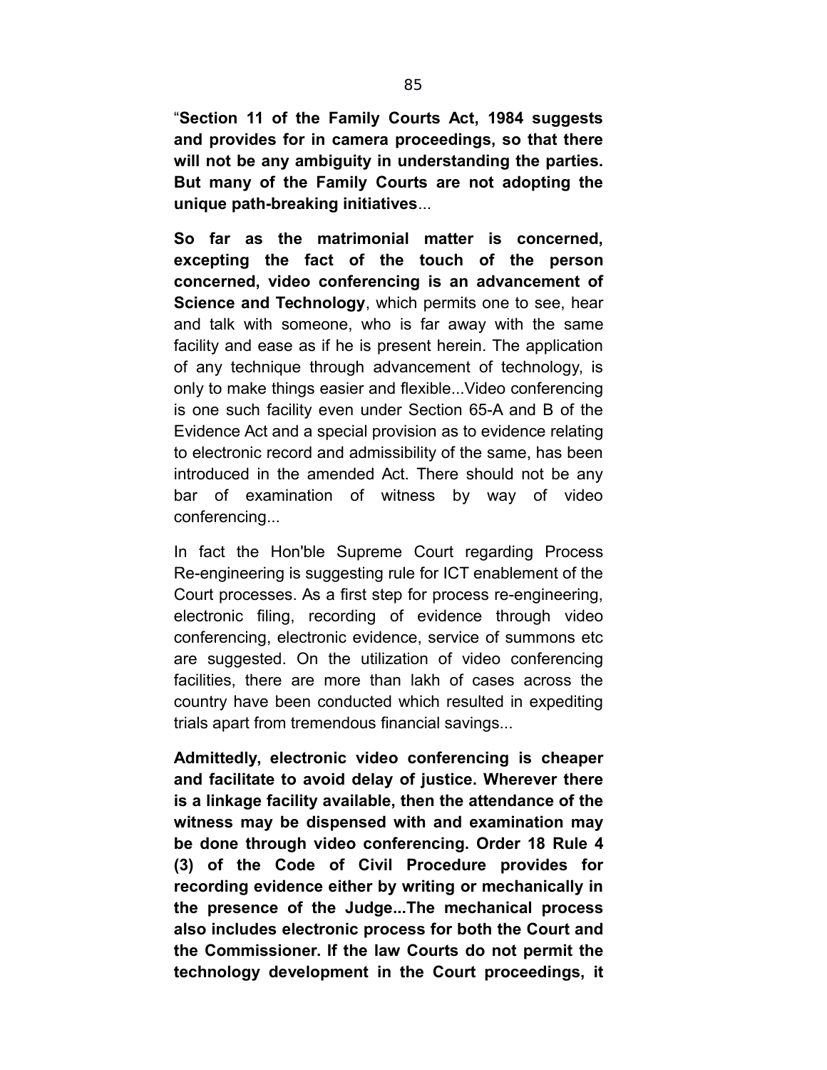"**Section 11 of the Family Courts Act, 1984 suggests and provides for in camera proceedings, so that there will not be any ambiguity in understanding the parties. But many of the Family Courts are not adopting the unique path-breaking initiatives**...

**So far as the matrimonial matter is concerned, excepting the fact of the touch of the person concerned, video conferencing is an advancement of Science and Technology**, which permits one to see, hear and talk with someone, who is far away with the same facility and ease as if he is present herein. The application of any technique through advancement of technology, is only to make things easier and flexible...Video conferencing is one such facility even under Section 65-A and B of the Evidence Act and a special provision as to evidence relating to electronic record and admissibility of the same, has been introduced in the amended Act. There should not be any bar of examination of witness by way of video conferencing...

In fact the Hon'ble Supreme Court regarding Process Re-engineering is suggesting rule for ICT enablement of the Court processes. As a first step for process re-engineering, electronic filing, recording of evidence through video conferencing, electronic evidence, service of summons etc are suggested. On the utilization of video conferencing facilities, there are more than lakh of cases across the country have been conducted which resulted in expediting trials apart from tremendous financial savings...

**Admittedly, electronic video conferencing is cheaper and facilitate to avoid delay of justice. Wherever there is a linkage facility available, then the attendance of the witness may be dispensed with and examination may be done through video conferencing. Order 18 Rule 4 (3) of the Code of Civil Procedure provides for recording evidence either by writing or mechanically in the presence of the Judge...The mechanical process also includes electronic process for both the Court and the Commissioner. If the law Courts do not permit the technology development in the Court proceedings, it**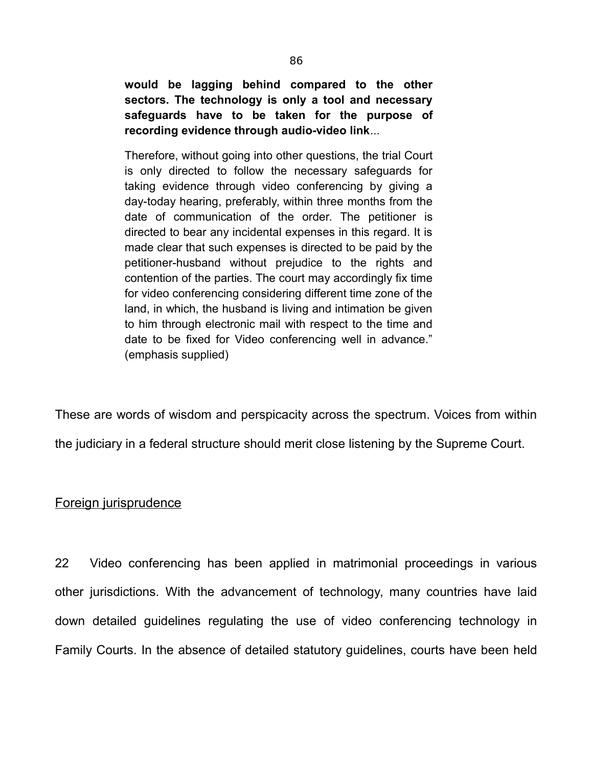> **would be lagging behind compared to the other sectors. The technology is only a tool and necessary safeguards have to be taken for the purpose of recording evidence through audio-video link**...
>
> Therefore, without going into other questions, the trial Court is only directed to follow the necessary safeguards for taking evidence through video conferencing by giving a day-today hearing, preferably, within three months from the date of communication of the order. The petitioner is directed to bear any incidental expenses in this regard. It is made clear that such expenses is directed to be paid by the petitioner-husband without prejudice to the rights and contention of the parties. The court may accordingly fix time for video conferencing considering different time zone of the land, in which, the husband is living and intimation be given to him through electronic mail with respect to the time and date to be fixed for Video conferencing well in advance." (emphasis supplied)

These are words of wisdom and perspicacity across the spectrum. Voices from within the judiciary in a federal structure should merit close listening by the Supreme Court.

<u>Foreign jurisprudence</u>

22 Video conferencing has been applied in matrimonial proceedings in various other jurisdictions. With the advancement of technology, many countries have laid down detailed guidelines regulating the use of video conferencing technology in Family Courts. In the absence of detailed statutory guidelines, courts have been held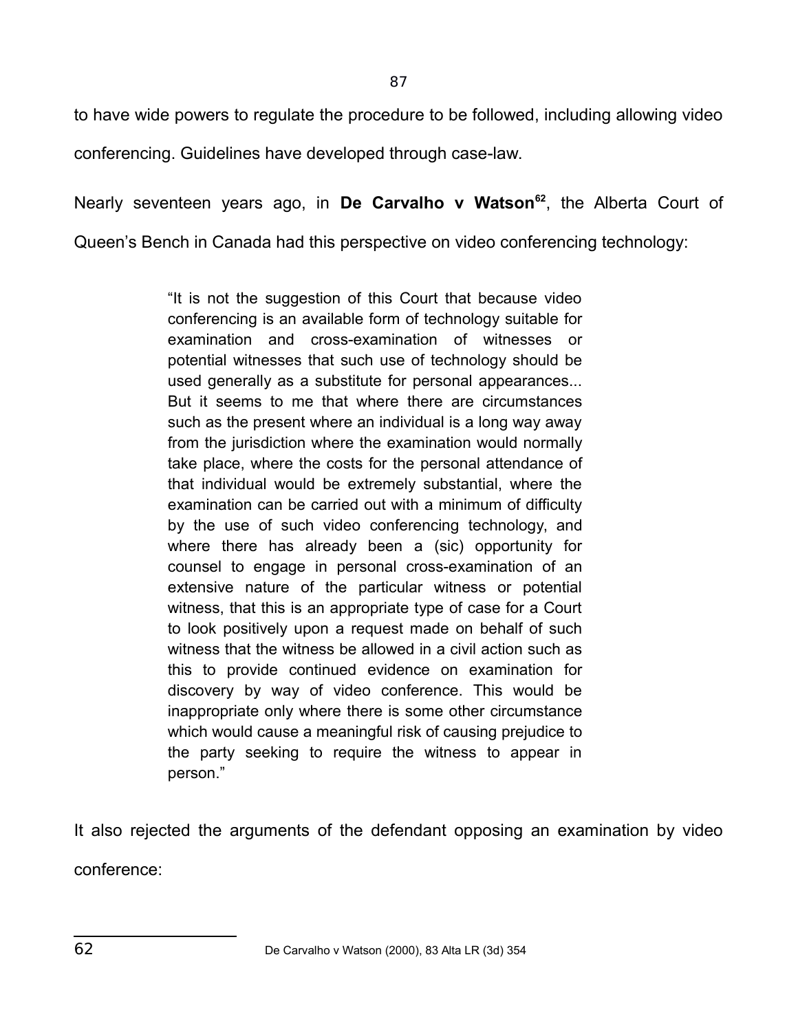to have wide powers to regulate the procedure to be followed, including allowing video conferencing. Guidelines have developed through case-law.

Nearly seventeen years ago, in **De Carvalho v Watson**[62], the Alberta Court of Queen's Bench in Canada had this perspective on video conferencing technology:

> "It is not the suggestion of this Court that because video conferencing is an available form of technology suitable for examination and cross-examination of witnesses or potential witnesses that such use of technology should be used generally as a substitute for personal appearances... But it seems to me that where there are circumstances such as the present where an individual is a long way away from the jurisdiction where the examination would normally take place, where the costs for the personal attendance of that individual would be extremely substantial, where the examination can be carried out with a minimum of difficulty by the use of such video conferencing technology, and where there has already been a (sic) opportunity for counsel to engage in personal cross-examination of an extensive nature of the particular witness or potential witness, that this is an appropriate type of case for a Court to look positively upon a request made on behalf of such witness that the witness be allowed in a civil action such as this to provide continued evidence on examination for discovery by way of video conference. This would be inappropriate only where there is some other circumstance which would cause a meaningful risk of causing prejudice to the party seeking to require the witness to appear in person."

It also rejected the arguments of the defendant opposing an examination by video conference:

---

62 De Carvalho v Watson (2000), 83 Alta LR (3d) 354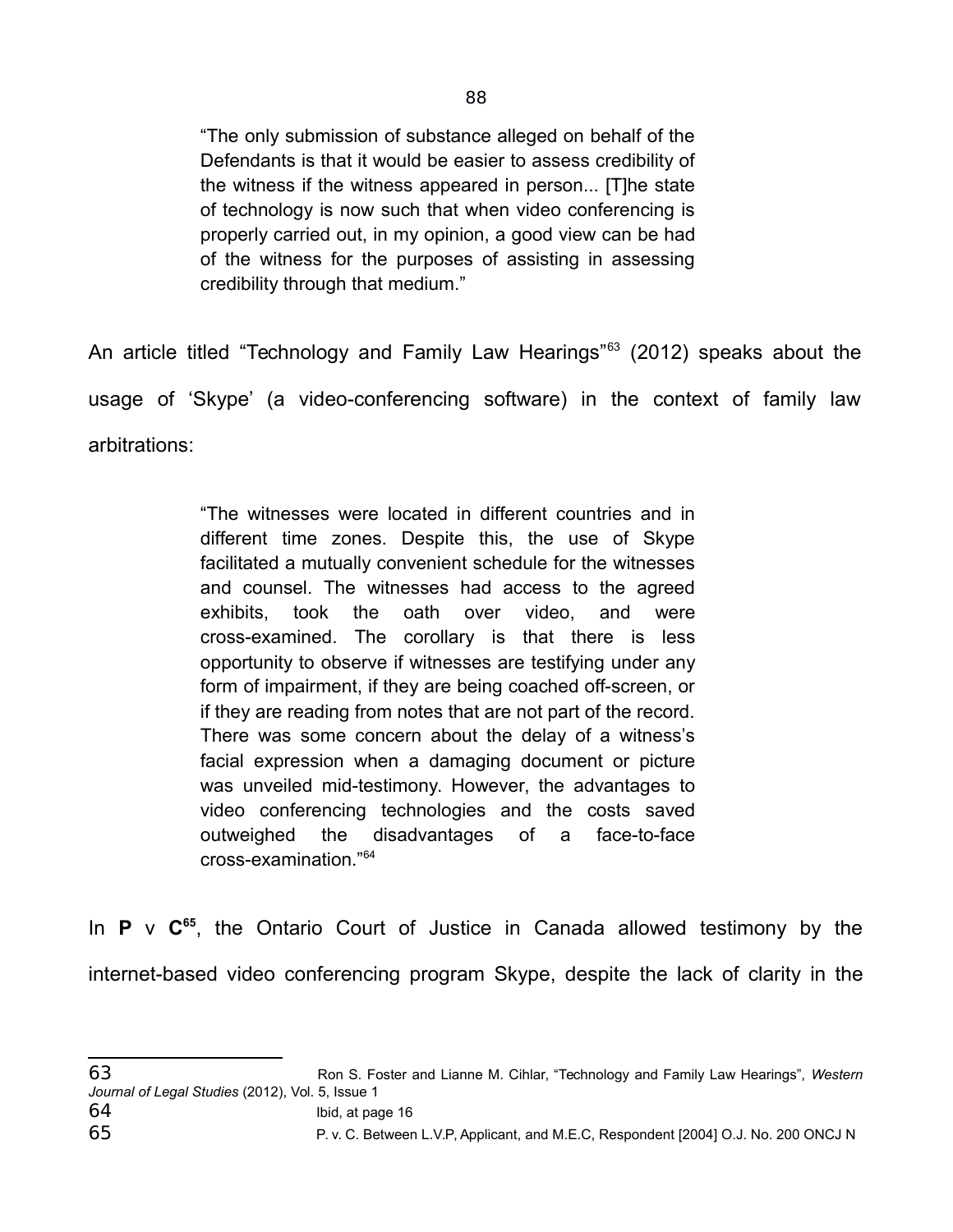> "The only submission of substance alleged on behalf of the Defendants is that it would be easier to assess credibility of the witness if the witness appeared in person... [T]he state of technology is now such that when video conferencing is properly carried out, in my opinion, a good view can be had of the witness for the purposes of assisting in assessing credibility through that medium."

An article titled "Technology and Family Law Hearings"[63] (2012) speaks about the usage of 'Skype' (a video-conferencing software) in the context of family law arbitrations:

> "The witnesses were located in different countries and in different time zones. Despite this, the use of Skype facilitated a mutually convenient schedule for the witnesses and counsel. The witnesses had access to the agreed exhibits, took the oath over video, and were cross-examined. The corollary is that there is less opportunity to observe if witnesses are testifying under any form of impairment, if they are being coached off-screen, or if they are reading from notes that are not part of the record. There was some concern about the delay of a witness's facial expression when a damaging document or picture was unveiled mid-testimony. However, the advantages to video conferencing technologies and the costs saved outweighed the disadvantages of a face-to-face cross-examination."[64]

In **P** v **C**[65], the Ontario Court of Justice in Canada allowed testimony by the internet-based video conferencing program Skype, despite the lack of clarity in the

---

63 Ron S. Foster and Lianne M. Cihlar, "Technology and Family Law Hearings", *Western Journal of Legal Studies* (2012), Vol. 5, Issue 1

64 Ibid, at page 16

65 P. v. C. Between L.V.P, Applicant, and M.E.C, Respondent [2004] O.J. No. 200 ONCJ N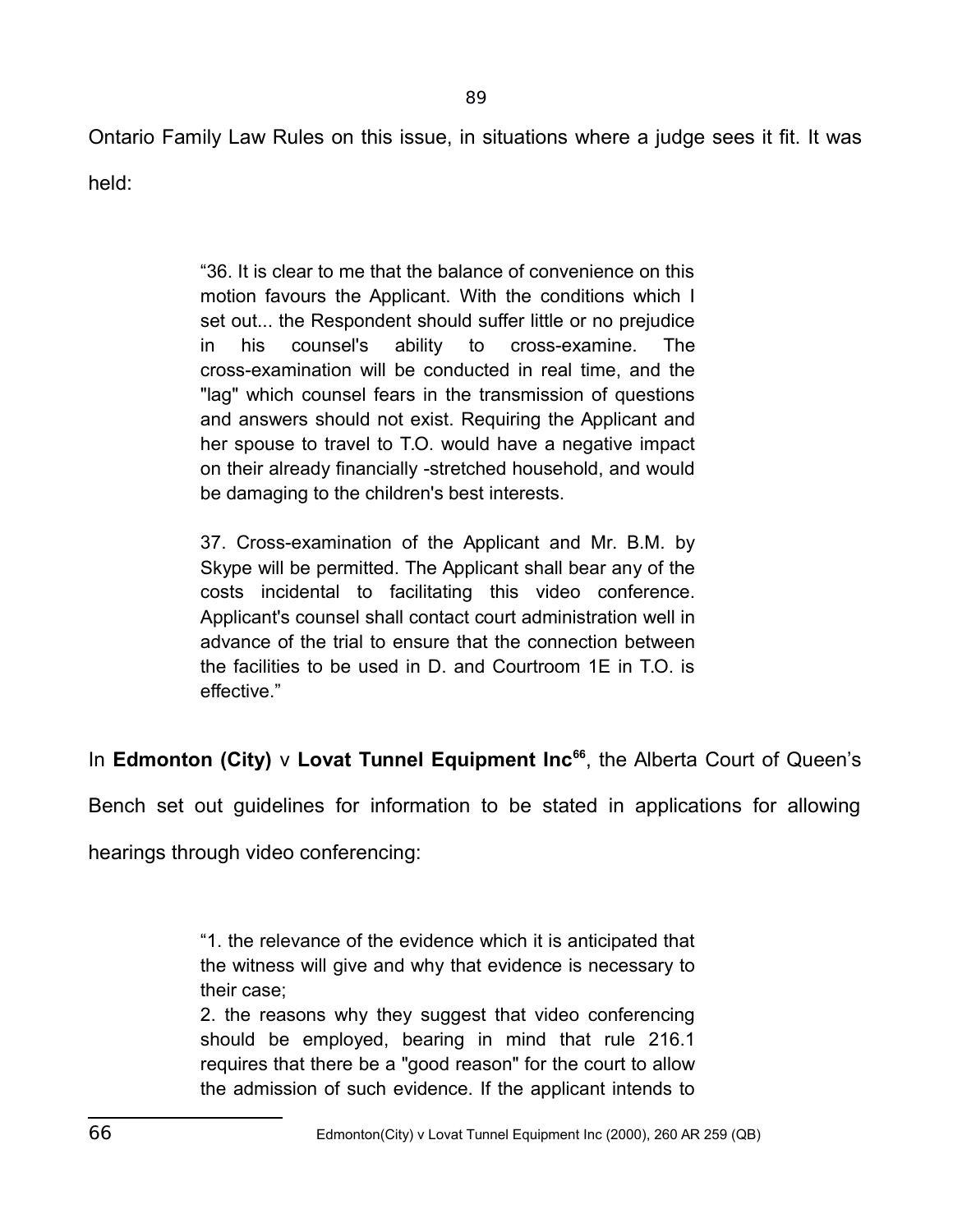Ontario Family Law Rules on this issue, in situations where a judge sees it fit. It was held:

> "36. It is clear to me that the balance of convenience on this motion favours the Applicant. With the conditions which I set out... the Respondent should suffer little or no prejudice in his counsel's ability to cross-examine. The cross-examination will be conducted in real time, and the "lag" which counsel fears in the transmission of questions and answers should not exist. Requiring the Applicant and her spouse to travel to T.O. would have a negative impact on their already financially -stretched household, and would be damaging to the children's best interests.
>
> 37. Cross-examination of the Applicant and Mr. B.M. by Skype will be permitted. The Applicant shall bear any of the costs incidental to facilitating this video conference. Applicant's counsel shall contact court administration well in advance of the trial to ensure that the connection between the facilities to be used in D. and Courtroom 1E in T.O. is effective."

In **Edmonton (City)** v **Lovat Tunnel Equipment Inc**[66], the Alberta Court of Queen's Bench set out guidelines for information to be stated in applications for allowing hearings through video conferencing:

> "1. the relevance of the evidence which it is anticipated that the witness will give and why that evidence is necessary to their case;
> 2. the reasons why they suggest that video conferencing should be employed, bearing in mind that rule 216.1 requires that there be a "good reason" for the court to allow the admission of such evidence. If the applicant intends to

---

66 Edmonton(City) v Lovat Tunnel Equipment Inc (2000), 260 AR 259 (QB)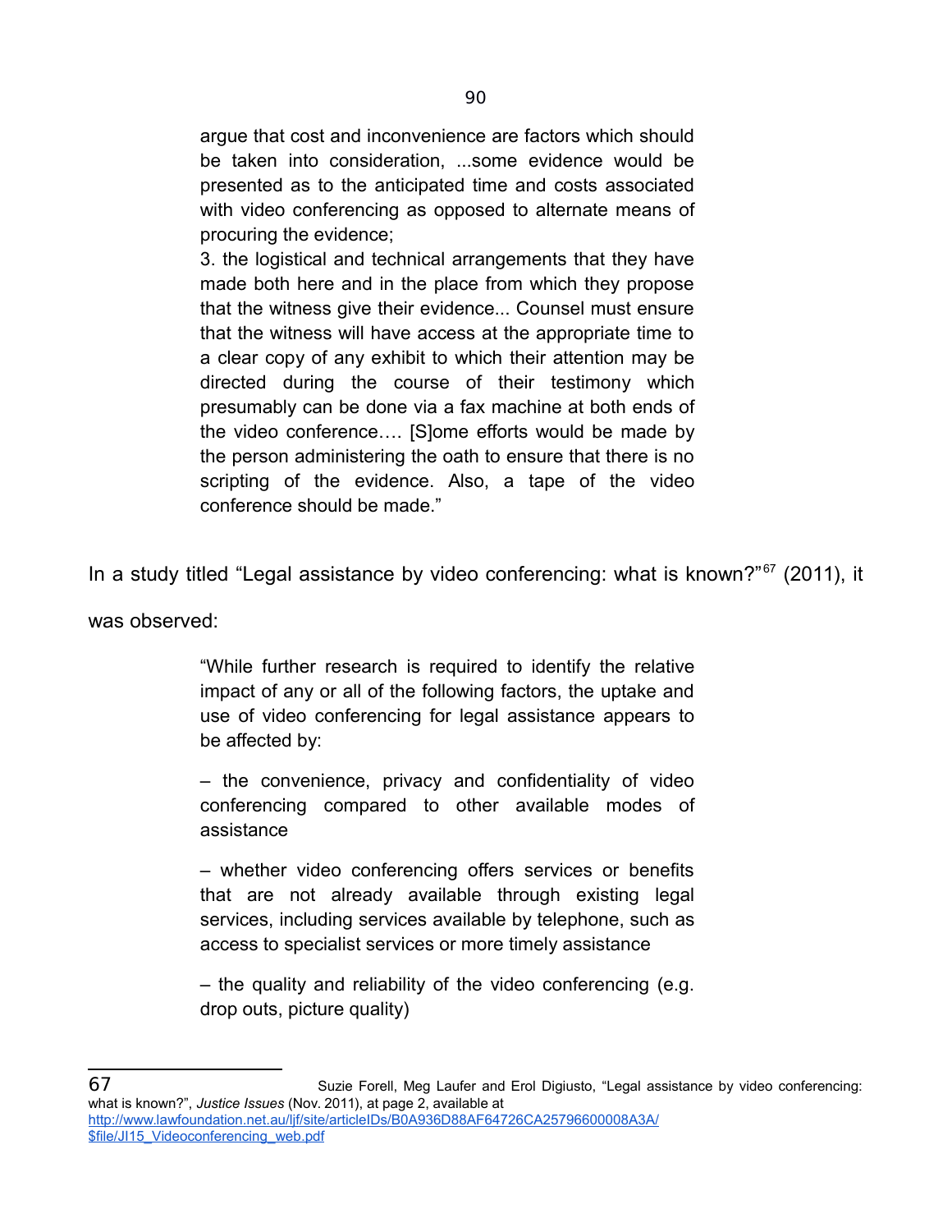> argue that cost and inconvenience are factors which should be taken into consideration, ...some evidence would be presented as to the anticipated time and costs associated with video conferencing as opposed to alternate means of procuring the evidence;
>
> 3. the logistical and technical arrangements that they have made both here and in the place from which they propose that the witness give their evidence... Counsel must ensure that the witness will have access at the appropriate time to a clear copy of any exhibit to which their attention may be directed during the course of their testimony which presumably can be done via a fax machine at both ends of the video conference…. [S]ome efforts would be made by the person administering the oath to ensure that there is no scripting of the evidence. Also, a tape of the video conference should be made."

In a study titled "Legal assistance by video conferencing: what is known?"[67] (2011), it was observed:

> "While further research is required to identify the relative impact of any or all of the following factors, the uptake and use of video conferencing for legal assistance appears to be affected by:
>
> – the convenience, privacy and confidentiality of video conferencing compared to other available modes of assistance
>
> – whether video conferencing offers services or benefits that are not already available through existing legal services, including services available by telephone, such as access to specialist services or more timely assistance
>
> – the quality and reliability of the video conferencing (e.g. drop outs, picture quality)

---

[67] Suzie Forell, Meg Laufer and Erol Digiusto, "Legal assistance by video conferencing: what is known?", *Justice Issues* (Nov. 2011), at page 2, available at http://www.lawfoundation.net.au/ljf/site/articleIDs/B0A936D88AF64726CA25796600008A3A/$file/JI15_Videoconferencing_web.pdf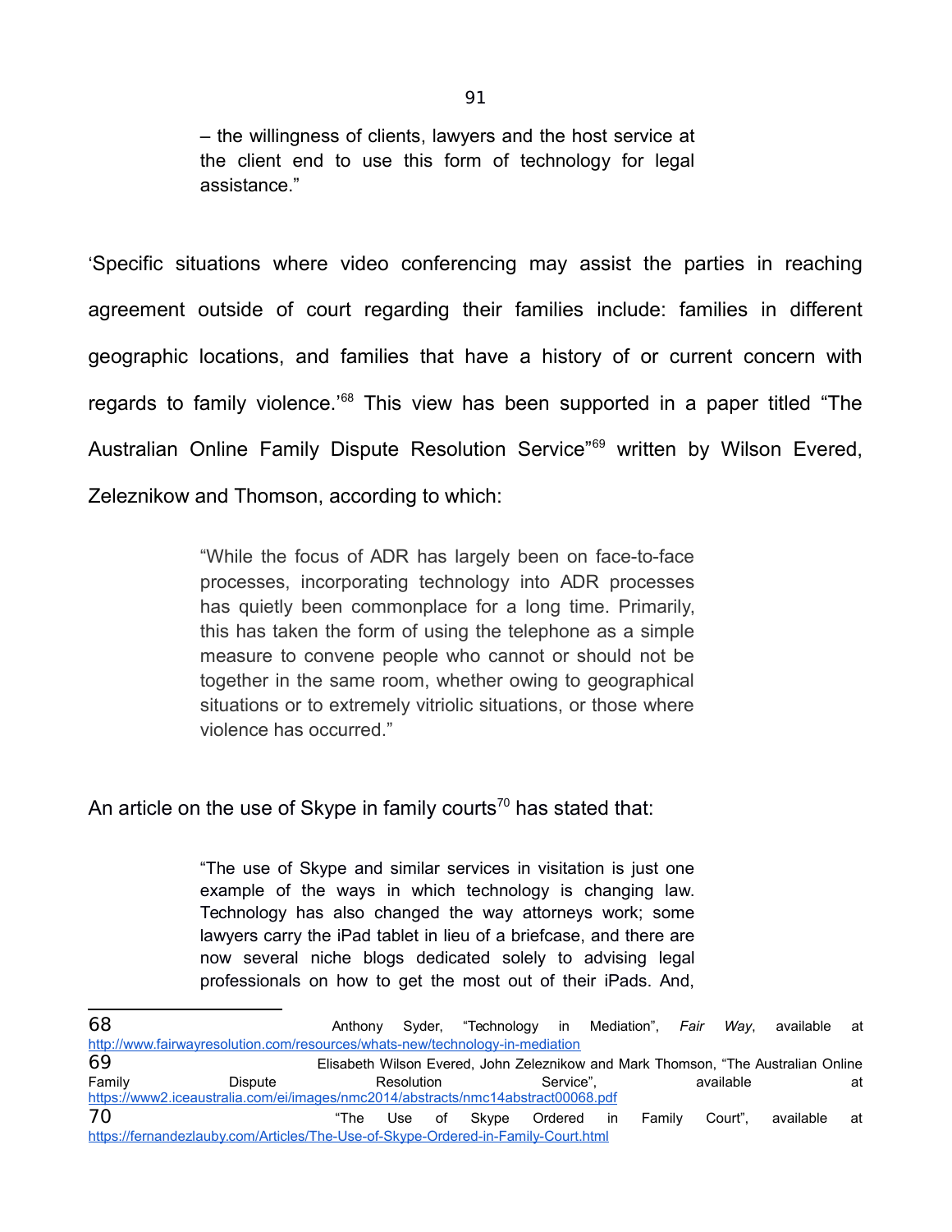> – the willingness of clients, lawyers and the host service at the client end to use this form of technology for legal assistance."

'Specific situations where video conferencing may assist the parties in reaching agreement outside of court regarding their families include: families in different geographic locations, and families that have a history of or current concern with regards to family violence.'[68] This view has been supported in a paper titled "The Australian Online Family Dispute Resolution Service"[69] written by Wilson Evered, Zeleznikow and Thomson, according to which:

> "While the focus of ADR has largely been on face-to-face processes, incorporating technology into ADR processes has quietly been commonplace for a long time. Primarily, this has taken the form of using the telephone as a simple measure to convene people who cannot or should not be together in the same room, whether owing to geographical situations or to extremely vitriolic situations, or those where violence has occurred."

An article on the use of Skype in family courts[70] has stated that:

> "The use of Skype and similar services in visitation is just one example of the ways in which technology is changing law. Technology has also changed the way attorneys work; some lawyers carry the iPad tablet in lieu of a briefcase, and there are now several niche blogs dedicated solely to advising legal professionals on how to get the most out of their iPads. And,

---

68 Anthony Syder, "Technology in Mediation", *Fair Way*, available at http://www.fairwayresolution.com/resources/whats-new/technology-in-mediation

69 Elisabeth Wilson Evered, John Zeleznikow and Mark Thomson, "The Australian Online Family Dispute Resolution Service", available at https://www2.iceaustralia.com/ei/images/nmc2014/abstracts/nmc14abstract00068.pdf

70 "The Use of Skype Ordered in Family Court", available at https://fernandezlauby.com/Articles/The-Use-of-Skype-Ordered-in-Family-Court.html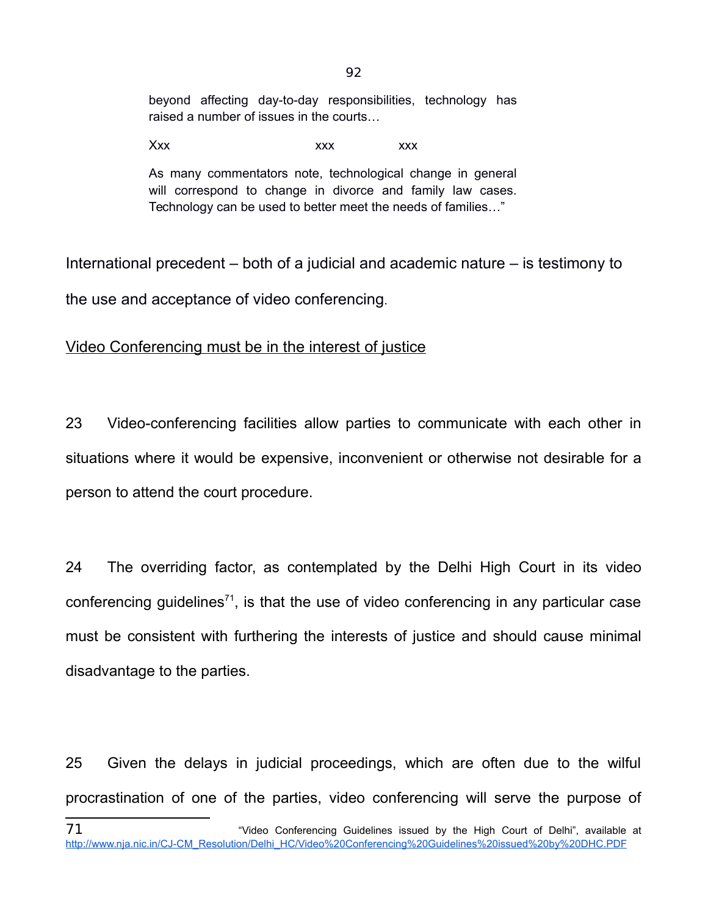> beyond affecting day-to-day responsibilities, technology has raised a number of issues in the courts…
>
> Xxx xxx xxx
>
> As many commentators note, technological change in general will correspond to change in divorce and family law cases. Technology can be used to better meet the needs of families…"

International precedent – both of a judicial and academic nature – is testimony to the use and acceptance of video conferencing.

<u>Video Conferencing must be in the interest of justice</u>

23 Video-conferencing facilities allow parties to communicate with each other in situations where it would be expensive, inconvenient or otherwise not desirable for a person to attend the court procedure.

24 The overriding factor, as contemplated by the Delhi High Court in its video conferencing guidelines[71], is that the use of video conferencing in any particular case must be consistent with furthering the interests of justice and should cause minimal disadvantage to the parties.

25 Given the delays in judicial proceedings, which are often due to the wilful procrastination of one of the parties, video conferencing will serve the purpose of

---

71 "Video Conferencing Guidelines issued by the High Court of Delhi", available at http://www.nja.nic.in/CJ-CM_Resolution/Delhi_HC/Video%20Conferencing%20Guidelines%20issued%20by%20DHC.PDF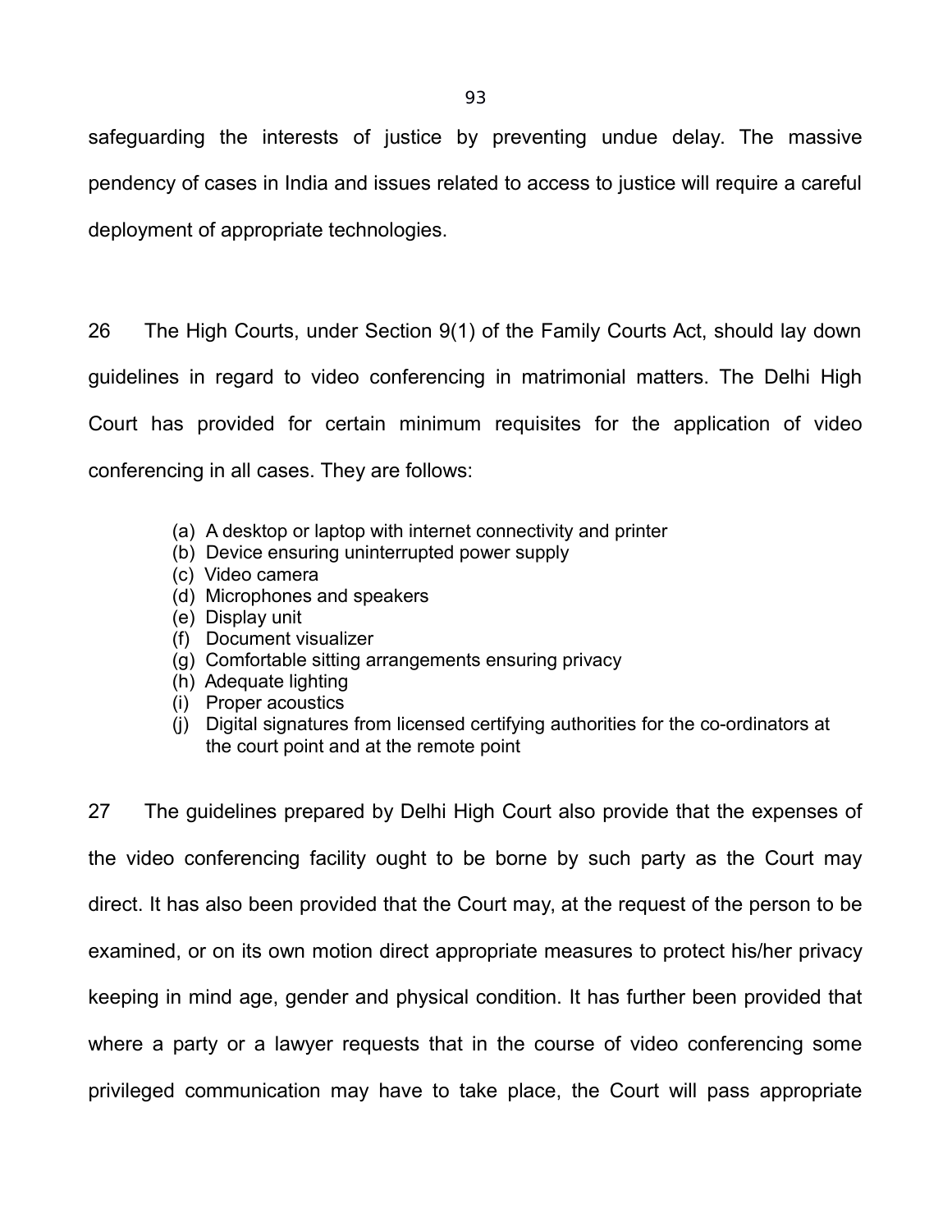safeguarding the interests of justice by preventing undue delay. The massive pendency of cases in India and issues related to access to justice will require a careful deployment of appropriate technologies.

26 The High Courts, under Section 9(1) of the Family Courts Act, should lay down guidelines in regard to video conferencing in matrimonial matters. The Delhi High Court has provided for certain minimum requisites for the application of video conferencing in all cases. They are follows:

(a) A desktop or laptop with internet connectivity and printer
(b) Device ensuring uninterrupted power supply
(c) Video camera
(d) Microphones and speakers
(e) Display unit
(f) Document visualizer
(g) Comfortable sitting arrangements ensuring privacy
(h) Adequate lighting
(i) Proper acoustics
(j) Digital signatures from licensed certifying authorities for the co-ordinators at the court point and at the remote point

27 The guidelines prepared by Delhi High Court also provide that the expenses of the video conferencing facility ought to be borne by such party as the Court may direct. It has also been provided that the Court may, at the request of the person to be examined, or on its own motion direct appropriate measures to protect his/her privacy keeping in mind age, gender and physical condition. It has further been provided that where a party or a lawyer requests that in the course of video conferencing some privileged communication may have to take place, the Court will pass appropriate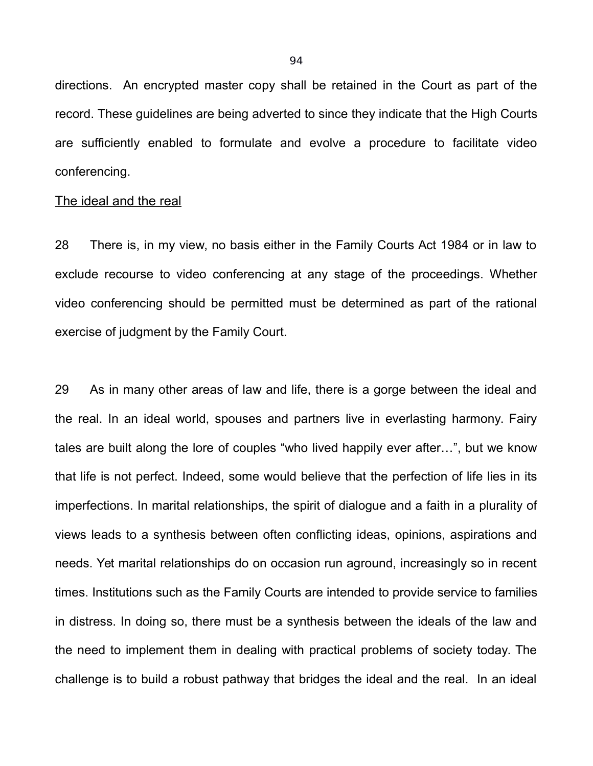directions. An encrypted master copy shall be retained in the Court as part of the record. These guidelines are being adverted to since they indicate that the High Courts are sufficiently enabled to formulate and evolve a procedure to facilitate video conferencing.

<u>The ideal and the real</u>

28 There is, in my view, no basis either in the Family Courts Act 1984 or in law to exclude recourse to video conferencing at any stage of the proceedings. Whether video conferencing should be permitted must be determined as part of the rational exercise of judgment by the Family Court.

29 As in many other areas of law and life, there is a gorge between the ideal and the real. In an ideal world, spouses and partners live in everlasting harmony. Fairy tales are built along the lore of couples "who lived happily ever after…", but we know that life is not perfect. Indeed, some would believe that the perfection of life lies in its imperfections. In marital relationships, the spirit of dialogue and a faith in a plurality of views leads to a synthesis between often conflicting ideas, opinions, aspirations and needs. Yet marital relationships do on occasion run aground, increasingly so in recent times. Institutions such as the Family Courts are intended to provide service to families in distress. In doing so, there must be a synthesis between the ideals of the law and the need to implement them in dealing with practical problems of society today. The challenge is to build a robust pathway that bridges the ideal and the real. In an ideal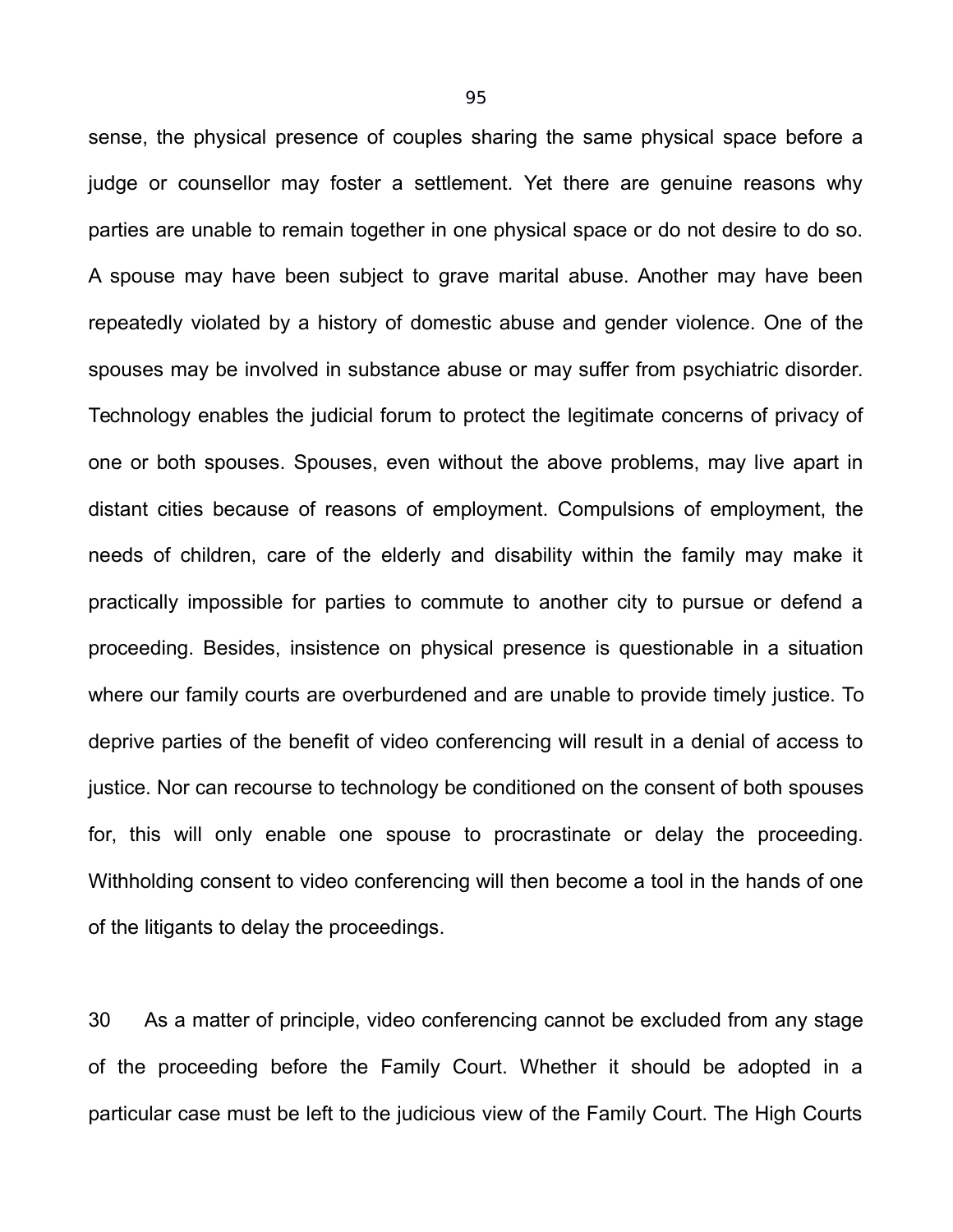sense, the physical presence of couples sharing the same physical space before a judge or counsellor may foster a settlement. Yet there are genuine reasons why parties are unable to remain together in one physical space or do not desire to do so. A spouse may have been subject to grave marital abuse. Another may have been repeatedly violated by a history of domestic abuse and gender violence. One of the spouses may be involved in substance abuse or may suffer from psychiatric disorder. Technology enables the judicial forum to protect the legitimate concerns of privacy of one or both spouses. Spouses, even without the above problems, may live apart in distant cities because of reasons of employment. Compulsions of employment, the needs of children, care of the elderly and disability within the family may make it practically impossible for parties to commute to another city to pursue or defend a proceeding. Besides, insistence on physical presence is questionable in a situation where our family courts are overburdened and are unable to provide timely justice. To deprive parties of the benefit of video conferencing will result in a denial of access to justice. Nor can recourse to technology be conditioned on the consent of both spouses for, this will only enable one spouse to procrastinate or delay the proceeding. Withholding consent to video conferencing will then become a tool in the hands of one of the litigants to delay the proceedings.

30 As a matter of principle, video conferencing cannot be excluded from any stage of the proceeding before the Family Court. Whether it should be adopted in a particular case must be left to the judicious view of the Family Court. The High Courts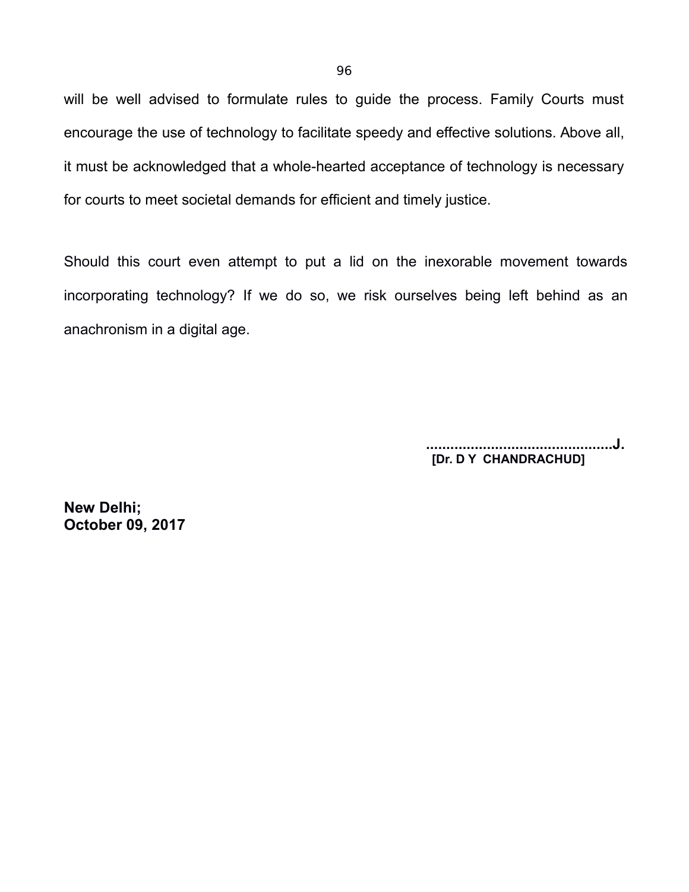will be well advised to formulate rules to guide the process. Family Courts must encourage the use of technology to facilitate speedy and effective solutions. Above all, it must be acknowledged that a whole-hearted acceptance of technology is necessary for courts to meet societal demands for efficient and timely justice.

Should this court even attempt to put a lid on the inexorable movement towards incorporating technology? If we do so, we risk ourselves being left behind as an anachronism in a digital age.

**.............................................J.**
**[Dr. D Y CHANDRACHUD]**

**New Delhi;**
**October 09, 2017**